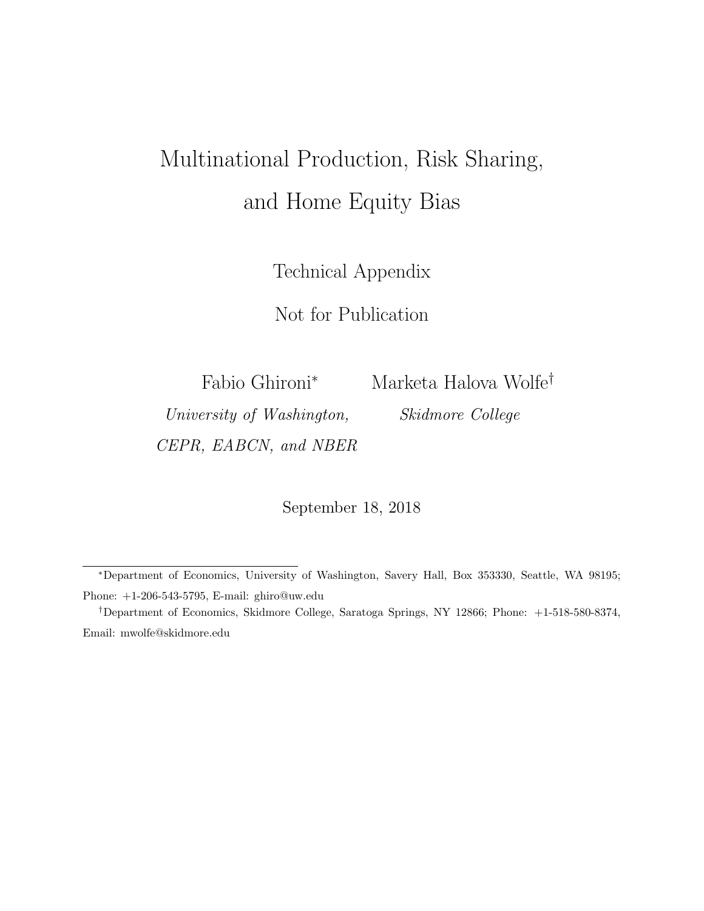# Multinational Production, Risk Sharing, and Home Equity Bias

Technical Appendix

Not for Publication

Fabio Ghironi[*]
*University of Washington, CEPR, EABCN, and NBER*

Marketa Halova Wolfe[†]
*Skidmore College*

September 18, 2018

---

[*]Department of Economics, University of Washington, Savery Hall, Box 353330, Seattle, WA 98195; Phone: +1-206-543-5795, E-mail: ghiro@uw.edu

[†]Department of Economics, Skidmore College, Saratoga Springs, NY 12866; Phone: +1-518-580-8374, Email: mwolfe@skidmore.edu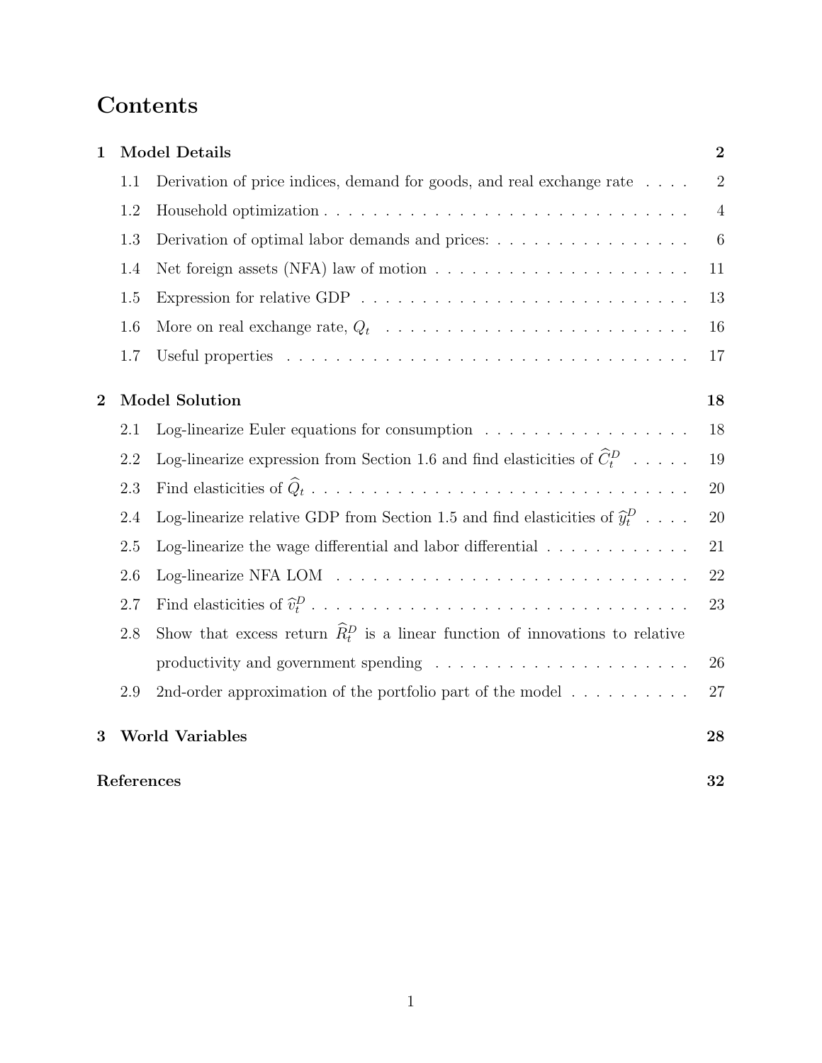# Contents

**1 Model Details** **2**

- 1.1 Derivation of price indices, demand for goods, and real exchange rate . . . . 2
- 1.2 Household optimization . . . . . . . . . . . . . . . . . . . . . . . . . . . . . . 4
- 1.3 Derivation of optimal labor demands and prices: . . . . . . . . . . . . . . . . 6
- 1.4 Net foreign assets (NFA) law of motion . . . . . . . . . . . . . . . . . . . . . 11
- 1.5 Expression for relative GDP . . . . . . . . . . . . . . . . . . . . . . . . . . . 13
- 1.6 More on real exchange rate, $Q_t$ . . . . . . . . . . . . . . . . . . . . . . . . 16
- 1.7 Useful properties . . . . . . . . . . . . . . . . . . . . . . . . . . . . . . . . . 17

**2 Model Solution** **18**

- 2.1 Log-linearize Euler equations for consumption . . . . . . . . . . . . . . . . . 18
- 2.2 Log-linearize expression from Section 1.6 and find elasticities of $\widehat{C}_t^D$ . . . . . 19
- 2.3 Find elasticities of $\widehat{Q}_t$ . . . . . . . . . . . . . . . . . . . . . . . . . . . . . . 20
- 2.4 Log-linearize relative GDP from Section 1.5 and find elasticities of $\widehat{y}_t^D$ . . . . 20
- 2.5 Log-linearize the wage differential and labor differential . . . . . . . . . . . . 21
- 2.6 Log-linearize NFA LOM . . . . . . . . . . . . . . . . . . . . . . . . . . . . . 22
- 2.7 Find elasticities of $\widehat{v}_t^D$ . . . . . . . . . . . . . . . . . . . . . . . . . . . . . . 23
- 2.8 Show that excess return $\widehat{R}_t^D$ is a linear function of innovations to relative productivity and government spending . . . . . . . . . . . . . . . . . . . . . 26
- 2.9 2nd-order approximation of the portfolio part of the model . . . . . . . . . . 27

**3 World Variables** **28**

**References** **32**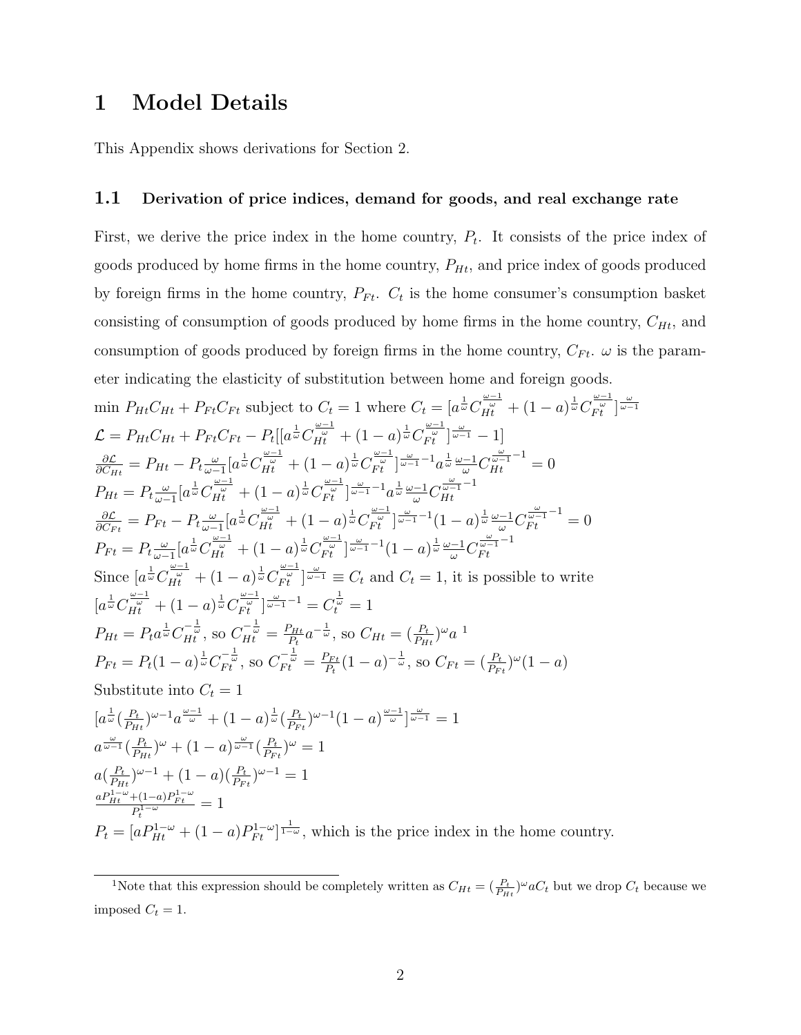# 1 Model Details

This Appendix shows derivations for Section 2.

## 1.1 Derivation of price indices, demand for goods, and real exchange rate

First, we derive the price index in the home country, $P_t$. It consists of the price index of goods produced by home firms in the home country, $P_{Ht}$, and price index of goods produced by foreign firms in the home country, $P_{Ft}$. $C_t$ is the home consumer's consumption basket consisting of consumption of goods produced by home firms in the home country, $C_{Ht}$, and consumption of goods produced by foreign firms in the home country, $C_{Ft}$. $\omega$ is the parameter indicating the elasticity of substitution between home and foreign goods.

min $P_{Ht}C_{Ht} + P_{Ft}C_{Ft}$ subject to $C_t = 1$ where $C_t = [a^{\frac{1}{\omega}}C_{Ht}^{\frac{\omega-1}{\omega}} + (1-a)^{\frac{1}{\omega}}C_{Ft}^{\frac{\omega-1}{\omega}}]^{\frac{\omega}{\omega-1}}$

$\mathcal{L} = P_{Ht}C_{Ht} + P_{Ft}C_{Ft} - P_t[[a^{\frac{1}{\omega}}C_{Ht}^{\frac{\omega-1}{\omega}} + (1-a)^{\frac{1}{\omega}}C_{Ft}^{\frac{\omega-1}{\omega}}]^{\frac{\omega}{\omega-1}} - 1]$

$\frac{\partial \mathcal{L}}{\partial C_{Ht}} = P_{Ht} - P_t\frac{\omega}{\omega-1}[a^{\frac{1}{\omega}}C_{Ht}^{\frac{\omega-1}{\omega}} + (1-a)^{\frac{1}{\omega}}C_{Ft}^{\frac{\omega-1}{\omega}}]^{\frac{\omega}{\omega-1}-1}a^{\frac{1}{\omega}}\frac{\omega-1}{\omega}C_{Ht}^{\frac{\omega}{\omega-1}-1} = 0$

$P_{Ht} = P_t\frac{\omega}{\omega-1}[a^{\frac{1}{\omega}}C_{Ht}^{\frac{\omega-1}{\omega}} + (1-a)^{\frac{1}{\omega}}C_{Ft}^{\frac{\omega-1}{\omega}}]^{\frac{\omega}{\omega-1}-1}a^{\frac{1}{\omega}}\frac{\omega-1}{\omega}C_{Ht}^{\frac{\omega}{\omega-1}-1}$

$\frac{\partial \mathcal{L}}{\partial C_{Ft}} = P_{Ft} - P_t\frac{\omega}{\omega-1}[a^{\frac{1}{\omega}}C_{Ht}^{\frac{\omega-1}{\omega}} + (1-a)^{\frac{1}{\omega}}C_{Ft}^{\frac{\omega-1}{\omega}}]^{\frac{\omega}{\omega-1}-1}(1-a)^{\frac{1}{\omega}}\frac{\omega-1}{\omega}C_{Ft}^{\frac{\omega}{\omega-1}-1} = 0$

$P_{Ft} = P_t\frac{\omega}{\omega-1}[a^{\frac{1}{\omega}}C_{Ht}^{\frac{\omega-1}{\omega}} + (1-a)^{\frac{1}{\omega}}C_{Ft}^{\frac{\omega-1}{\omega}}]^{\frac{\omega}{\omega-1}-1}(1-a)^{\frac{1}{\omega}}\frac{\omega-1}{\omega}C_{Ft}^{\frac{\omega}{\omega-1}-1}$

Since $[a^{\frac{1}{\omega}}C_{Ht}^{\frac{\omega-1}{\omega}} + (1-a)^{\frac{1}{\omega}}C_{Ft}^{\frac{\omega-1}{\omega}}]^{\frac{\omega}{\omega-1}} \equiv C_t$ and $C_t = 1$, it is possible to write

$[a^{\frac{1}{\omega}}C_{Ht}^{\frac{\omega-1}{\omega}} + (1-a)^{\frac{1}{\omega}}C_{Ft}^{\frac{\omega-1}{\omega}}]^{\frac{\omega}{\omega-1}-1} = C_t^{\frac{1}{\omega}} = 1$

$P_{Ht} = P_t a^{\frac{1}{\omega}}C_{Ht}^{-\frac{1}{\omega}}$, so $C_{Ht}^{-\frac{1}{\omega}} = \frac{P_{Ht}}{P_t}a^{-\frac{1}{\omega}}$, so $C_{Ht} = (\frac{P_t}{P_{Ht}})^{\omega}a$ [1]

$P_{Ft} = P_t(1-a)^{\frac{1}{\omega}}C_{Ft}^{-\frac{1}{\omega}}$, so $C_{Ft}^{-\frac{1}{\omega}} = \frac{P_{Ft}}{P_t}(1-a)^{-\frac{1}{\omega}}$, so $C_{Ft} = (\frac{P_t}{P_{Ft}})^{\omega}(1-a)$

Substitute into $C_t = 1$

$[a^{\frac{1}{\omega}}(\frac{P_t}{P_{Ht}})^{\omega-1}a^{\frac{\omega-1}{\omega}} + (1-a)^{\frac{1}{\omega}}(\frac{P_t}{P_{Ft}})^{\omega-1}(1-a)^{\frac{\omega-1}{\omega}}]^{\frac{\omega}{\omega-1}} = 1$

$a^{\frac{\omega}{\omega-1}}(\frac{P_t}{P_{Ht}})^{\omega} + (1-a)^{\frac{\omega}{\omega-1}}(\frac{P_t}{P_{Ft}})^{\omega} = 1$

$a(\frac{P_t}{P_{Ht}})^{\omega-1} + (1-a)(\frac{P_t}{P_{Ft}})^{\omega-1} = 1$

$\frac{aP_{Ht}^{1-\omega}+(1-a)P_{Ft}^{1-\omega}}{P_t^{1-\omega}} = 1$

$P_t = [aP_{Ht}^{1-\omega} + (1-a)P_{Ft}^{1-\omega}]^{\frac{1}{1-\omega}}$, which is the price index in the home country.

[1] Note that this expression should be completely written as $C_{Ht} = (\frac{P_t}{P_{Ht}})^{\omega}aC_t$ but we drop $C_t$ because we imposed $C_t = 1$.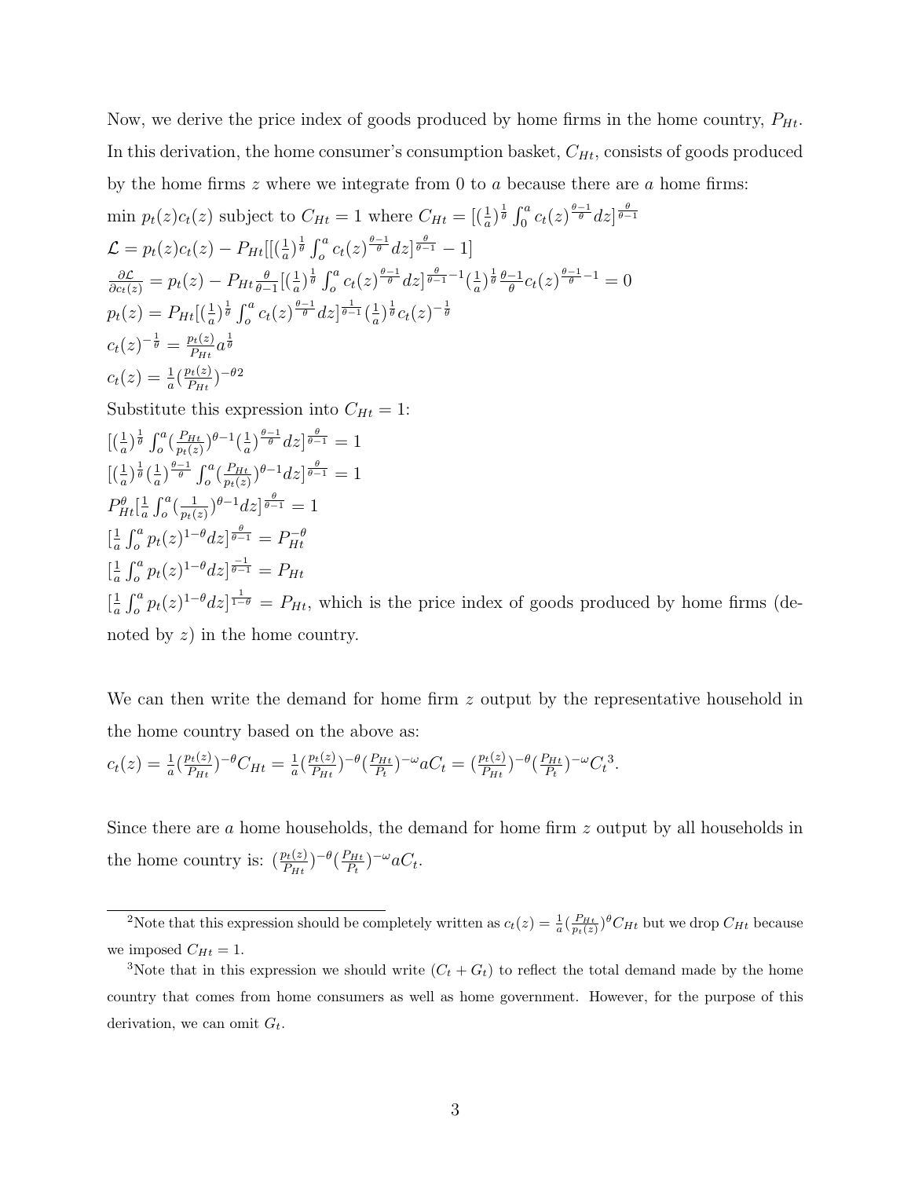Now, we derive the price index of goods produced by home firms in the home country, $P_{Ht}$. In this derivation, the home consumer's consumption basket, $C_{Ht}$, consists of goods produced by the home firms $z$ where we integrate from 0 to $a$ because there are $a$ home firms:

min $p_t(z)c_t(z)$ subject to $C_{Ht} = 1$ where $C_{Ht} = [(\frac{1}{a})^{\frac{1}{\theta}} \int_0^a c_t(z)^{\frac{\theta-1}{\theta}} dz]^{\frac{\theta}{\theta-1}}$

$\mathcal{L} = p_t(z)c_t(z) - P_{Ht}[[(\frac{1}{a})^{\frac{1}{\theta}} \int_o^a c_t(z)^{\frac{\theta-1}{\theta}} dz]^{\frac{\theta}{\theta-1}} - 1]$

$\frac{\partial \mathcal{L}}{\partial c_t(z)} = p_t(z) - P_{Ht}\frac{\theta}{\theta-1}[(\frac{1}{a})^{\frac{1}{\theta}} \int_o^a c_t(z)^{\frac{\theta-1}{\theta}} dz]^{\frac{\theta}{\theta-1}-1}(\frac{1}{a})^{\frac{1}{\theta}}\frac{\theta-1}{\theta}c_t(z)^{\frac{\theta-1}{\theta}-1} = 0$

$p_t(z) = P_{Ht}[(\frac{1}{a})^{\frac{1}{\theta}} \int_o^a c_t(z)^{\frac{\theta-1}{\theta}} dz]^{\frac{1}{\theta-1}}(\frac{1}{a})^{\frac{1}{\theta}}c_t(z)^{-\frac{1}{\theta}}$

$c_t(z)^{-\frac{1}{\theta}} = \frac{p_t(z)}{P_{Ht}}a^{\frac{1}{\theta}}$

$c_t(z) = \frac{1}{a}(\frac{p_t(z)}{P_{Ht}})^{-\theta}$[2]

Substitute this expression into $C_{Ht} = 1$:

$[(\frac{1}{a})^{\frac{1}{\theta}} \int_o^a (\frac{P_{Ht}}{p_t(z)})^{\theta-1}(\frac{1}{a})^{\frac{\theta-1}{\theta}} dz]^{\frac{\theta}{\theta-1}} = 1$

$[(\frac{1}{a})^{\frac{1}{\theta}}(\frac{1}{a})^{\frac{\theta-1}{\theta}} \int_o^a (\frac{P_{Ht}}{p_t(z)})^{\theta-1} dz]^{\frac{\theta}{\theta-1}} = 1$

$P_{Ht}^{\theta}[\frac{1}{a}\int_o^a (\frac{1}{p_t(z)})^{\theta-1} dz]^{\frac{\theta}{\theta-1}} = 1$

$[\frac{1}{a}\int_o^a p_t(z)^{1-\theta} dz]^{\frac{\theta}{\theta-1}} = P_{Ht}^{-\theta}$

$[\frac{1}{a}\int_o^a p_t(z)^{1-\theta} dz]^{\frac{-1}{\theta-1}} = P_{Ht}$

$[\frac{1}{a}\int_o^a p_t(z)^{1-\theta} dz]^{\frac{1}{1-\theta}} = P_{Ht}$, which is the price index of goods produced by home firms (denoted by $z$) in the home country.

We can then write the demand for home firm $z$ output by the representative household in the home country based on the above as:

$c_t(z) = \frac{1}{a}(\frac{p_t(z)}{P_{Ht}})^{-\theta}C_{Ht} = \frac{1}{a}(\frac{p_t(z)}{P_{Ht}})^{-\theta}(\frac{P_{Ht}}{P_t})^{-\omega}aC_t = (\frac{p_t(z)}{P_{Ht}})^{-\theta}(\frac{P_{Ht}}{P_t})^{-\omega}C_t$[3].

Since there are $a$ home households, the demand for home firm $z$ output by all households in the home country is: $(\frac{p_t(z)}{P_{Ht}})^{-\theta}(\frac{P_{Ht}}{P_t})^{-\omega}aC_t$.

---

[2] Note that this expression should be completely written as $c_t(z) = \frac{1}{a}(\frac{P_{Ht}}{p_t(z)})^{\theta}C_{Ht}$ but we drop $C_{Ht}$ because we imposed $C_{Ht} = 1$.

[3] Note that in this expression we should write $(C_t + G_t)$ to reflect the total demand made by the home country that comes from home consumers as well as home government. However, for the purpose of this derivation, we can omit $G_t$.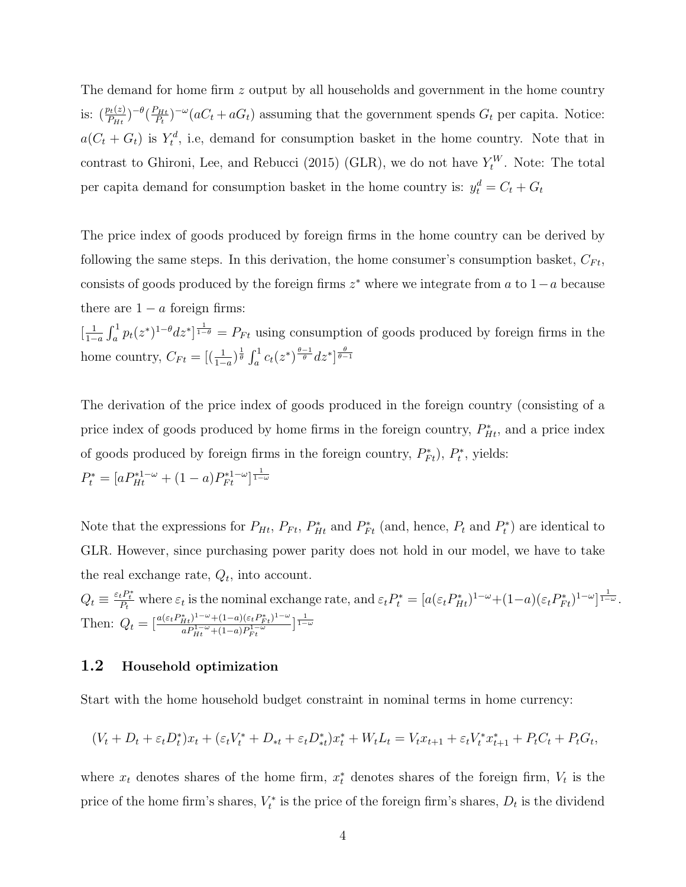The demand for home firm $z$ output by all households and government in the home country is: $(\frac{p_t(z)}{P_{Ht}})^{-\theta}(\frac{P_{Ht}}{P_t})^{-\omega}(aC_t + aG_t)$ assuming that the government spends $G_t$ per capita. Notice: $a(C_t + G_t)$ is $Y_t^d$, i.e, demand for consumption basket in the home country. Note that in contrast to Ghironi, Lee, and Rebucci (2015) (GLR), we do not have $Y_t^W$. Note: The total per capita demand for consumption basket in the home country is: $y_t^d = C_t + G_t$

The price index of goods produced by foreign firms in the home country can be derived by following the same steps. In this derivation, the home consumer's consumption basket, $C_{Ft}$, consists of goods produced by the foreign firms $z^*$ where we integrate from $a$ to $1-a$ because there are $1-a$ foreign firms:
$[\frac{1}{1-a}\int_a^1 p_t(z^*)^{1-\theta}dz^*]^{\frac{1}{1-\theta}} = P_{Ft}$ using consumption of goods produced by foreign firms in the home country, $C_{Ft} = [(\frac{1}{1-a})^{\frac{1}{\theta}}\int_a^1 c_t(z^*)^{\frac{\theta-1}{\theta}}dz^*]^{\frac{\theta}{\theta-1}}$

The derivation of the price index of goods produced in the foreign country (consisting of a price index of goods produced by home firms in the foreign country, $P_{Ht}^*$, and a price index of goods produced by foreign firms in the foreign country, $P_{Ft}^*$), $P_t^*$, yields:
$P_t^* = [aP_{Ht}^{*1-\omega} + (1-a)P_{Ft}^{*1-\omega}]^{\frac{1}{1-\omega}}$

Note that the expressions for $P_{Ht}$, $P_{Ft}$, $P_{Ht}^*$ and $P_{Ft}^*$ (and, hence, $P_t$ and $P_t^*$) are identical to GLR. However, since purchasing power parity does not hold in our model, we have to take the real exchange rate, $Q_t$, into account.
$Q_t \equiv \frac{\varepsilon_t P_t^*}{P_t}$ where $\varepsilon_t$ is the nominal exchange rate, and $\varepsilon_t P_t^* = [a(\varepsilon_t P_{Ht}^*)^{1-\omega} + (1-a)(\varepsilon_t P_{Ft}^*)^{1-\omega}]^{\frac{1}{1-\omega}}$.
Then: $Q_t = [\frac{a(\varepsilon_t P_{Ht}^*)^{1-\omega} + (1-a)(\varepsilon_t P_{Ft}^*)^{1-\omega}}{aP_{Ht}^{1-\omega} + (1-a)P_{Ft}^{1-\omega}}]^{\frac{1}{1-\omega}}$

### 1.2 Household optimization

Start with the home household budget constraint in nominal terms in home currency:

$$(V_t + D_t + \varepsilon_t D_t^*)x_t + (\varepsilon_t V_t^* + D_{*t} + \varepsilon_t D_{*t}^*)x_t^* + W_t L_t = V_t x_{t+1} + \varepsilon_t V_t^* x_{t+1}^* + P_t C_t + P_t G_t,$$

where $x_t$ denotes shares of the home firm, $x_t^*$ denotes shares of the foreign firm, $V_t$ is the price of the home firm's shares, $V_t^*$ is the price of the foreign firm's shares, $D_t$ is the dividend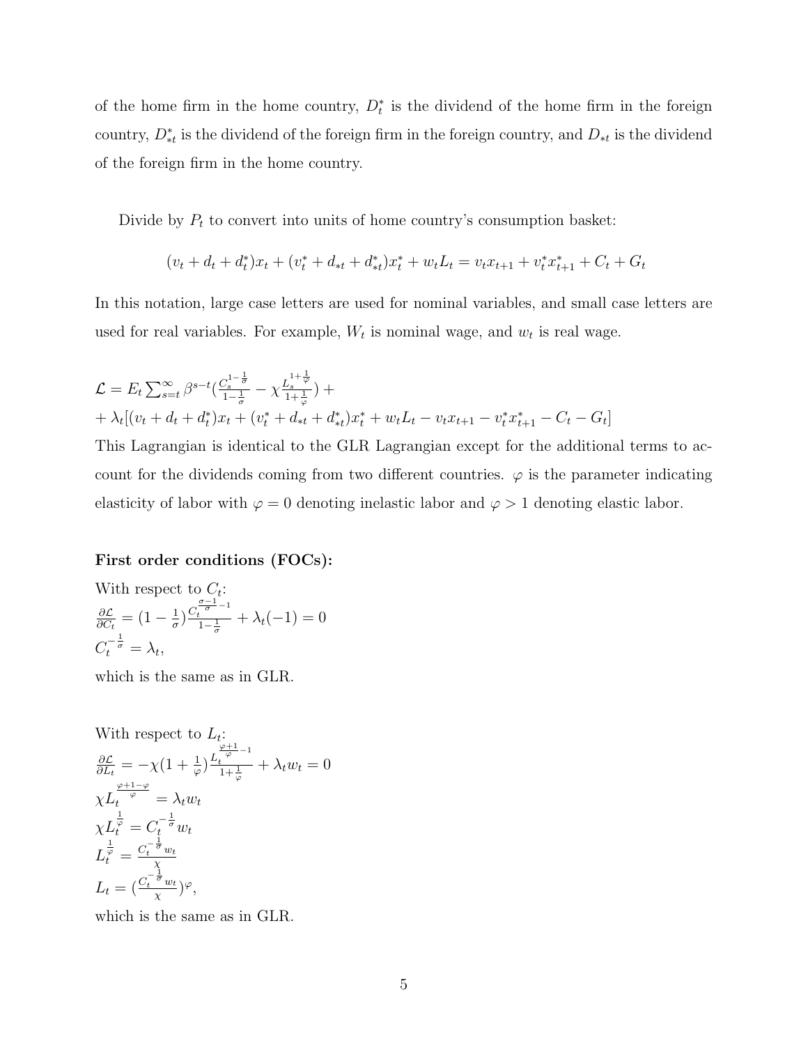of the home firm in the home country, $D_t^*$ is the dividend of the home firm in the foreign country, $D_{*t}^*$ is the dividend of the foreign firm in the foreign country, and $D_{*t}$ is the dividend of the foreign firm in the home country.

Divide by $P_t$ to convert into units of home country's consumption basket:

$$(v_t + d_t + d_t^*)x_t + (v_t^* + d_{*t} + d_{*t}^*)x_t^* + w_t L_t = v_t x_{t+1} + v_t^* x_{t+1}^* + C_t + G_t$$

In this notation, large case letters are used for nominal variables, and small case letters are used for real variables. For example, $W_t$ is nominal wage, and $w_t$ is real wage.

$\mathcal{L} = E_t \sum_{s=t}^{\infty} \beta^{s-t} \left( \frac{C_s^{1-\frac{1}{\sigma}}}{1-\frac{1}{\sigma}} - \chi \frac{L_s^{1+\frac{1}{\varphi}}}{1+\frac{1}{\varphi}} \right) +$
$+ \lambda_t [(v_t + d_t + d_t^*)x_t + (v_t^* + d_{*t} + d_{*t}^*)x_t^* + w_t L_t - v_t x_{t+1} - v_t^* x_{t+1}^* - C_t - G_t]$

This Lagrangian is identical to the GLR Lagrangian except for the additional terms to account for the dividends coming from two different countries. $\varphi$ is the parameter indicating elasticity of labor with $\varphi = 0$ denoting inelastic labor and $\varphi > 1$ denoting elastic labor.

**First order conditions (FOCs):**

With respect to $C_t$:

$\frac{\partial \mathcal{L}}{\partial C_t} = (1 - \frac{1}{\sigma}) \frac{C_t^{\frac{\sigma-1}{\sigma}-1}}{1-\frac{1}{\sigma}} + \lambda_t(-1) = 0$

$C_t^{-\frac{1}{\sigma}} = \lambda_t,$

which is the same as in GLR.

With respect to $L_t$:

$\frac{\partial \mathcal{L}}{\partial L_t} = -\chi(1 + \frac{1}{\varphi}) \frac{L_t^{\frac{\varphi+1}{\varphi}-1}}{1+\frac{1}{\varphi}} + \lambda_t w_t = 0$

$\chi L_t^{\frac{\varphi+1-\varphi}{\varphi}} = \lambda_t w_t$

$\chi L_t^{\frac{1}{\varphi}} = C_t^{-\frac{1}{\sigma}} w_t$

$L_t^{\frac{1}{\varphi}} = \frac{C_t^{-\frac{1}{\sigma}} w_t}{\chi}$

$L_t = (\frac{C_t^{-\frac{1}{\sigma}} w_t}{\chi})^{\varphi},$

which is the same as in GLR.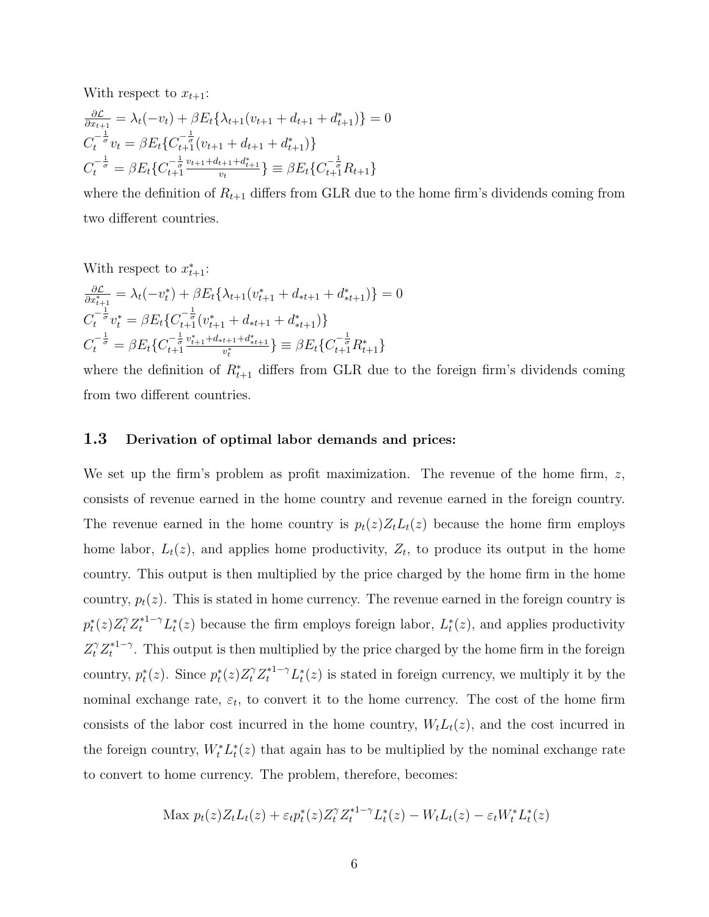With respect to $x_{t+1}$:

$\frac{\partial \mathcal{L}}{\partial x_{t+1}} = \lambda_t(-v_t) + \beta E_t\{\lambda_{t+1}(v_{t+1} + d_{t+1} + d^*_{t+1})\} = 0$

$C_t^{-\frac{1}{\sigma}} v_t = \beta E_t\{C_{t+1}^{-\frac{1}{\sigma}}(v_{t+1} + d_{t+1} + d^*_{t+1})\}$

$C_t^{-\frac{1}{\sigma}} = \beta E_t\{C_{t+1}^{-\frac{1}{\sigma}} \frac{v_{t+1} + d_{t+1} + d^*_{t+1}}{v_t}\} \equiv \beta E_t\{C_{t+1}^{-\frac{1}{\sigma}} R_{t+1}\}$

where the definition of $R_{t+1}$ differs from GLR due to the home firm's dividends coming from two different countries.

With respect to $x^*_{t+1}$:

$\frac{\partial \mathcal{L}}{\partial x^*_{t+1}} = \lambda_t(-v^*_t) + \beta E_t\{\lambda_{t+1}(v^*_{t+1} + d_{*t+1} + d^*_{*t+1})\} = 0$

$C_t^{-\frac{1}{\sigma}} v^*_t = \beta E_t\{C_{t+1}^{-\frac{1}{\sigma}}(v^*_{t+1} + d_{*t+1} + d^*_{*t+1})\}$

$C_t^{-\frac{1}{\sigma}} = \beta E_t\{C_{t+1}^{-\frac{1}{\sigma}} \frac{v^*_{t+1} + d_{*t+1} + d^*_{*t+1}}{v^*_t}\} \equiv \beta E_t\{C_{t+1}^{-\frac{1}{\sigma}} R^*_{t+1}\}$

where the definition of $R^*_{t+1}$ differs from GLR due to the foreign firm's dividends coming from two different countries.

### 1.3 Derivation of optimal labor demands and prices:

We set up the firm's problem as profit maximization. The revenue of the home firm, $z$, consists of revenue earned in the home country and revenue earned in the foreign country. The revenue earned in the home country is $p_t(z)Z_tL_t(z)$ because the home firm employs home labor, $L_t(z)$, and applies home productivity, $Z_t$, to produce its output in the home country. This output is then multiplied by the price charged by the home firm in the home country, $p_t(z)$. This is stated in home currency. The revenue earned in the foreign country is $p^*_t(z)Z_t^\gamma Z_t^{*1-\gamma}L^*_t(z)$ because the firm employs foreign labor, $L^*_t(z)$, and applies productivity $Z_t^\gamma Z_t^{*1-\gamma}$. This output is then multiplied by the price charged by the home firm in the foreign country, $p^*_t(z)$. Since $p^*_t(z)Z_t^\gamma Z_t^{*1-\gamma}L^*_t(z)$ is stated in foreign currency, we multiply it by the nominal exchange rate, $\varepsilon_t$, to convert it to the home currency. The cost of the home firm consists of the labor cost incurred in the home country, $W_tL_t(z)$, and the cost incurred in the foreign country, $W^*_tL^*_t(z)$ that again has to be multiplied by the nominal exchange rate to convert to home currency. The problem, therefore, becomes:

$$\text{Max } p_t(z)Z_tL_t(z) + \varepsilon_t p^*_t(z)Z_t^\gamma Z_t^{*1-\gamma}L^*_t(z) - W_tL_t(z) - \varepsilon_t W^*_tL^*_t(z)$$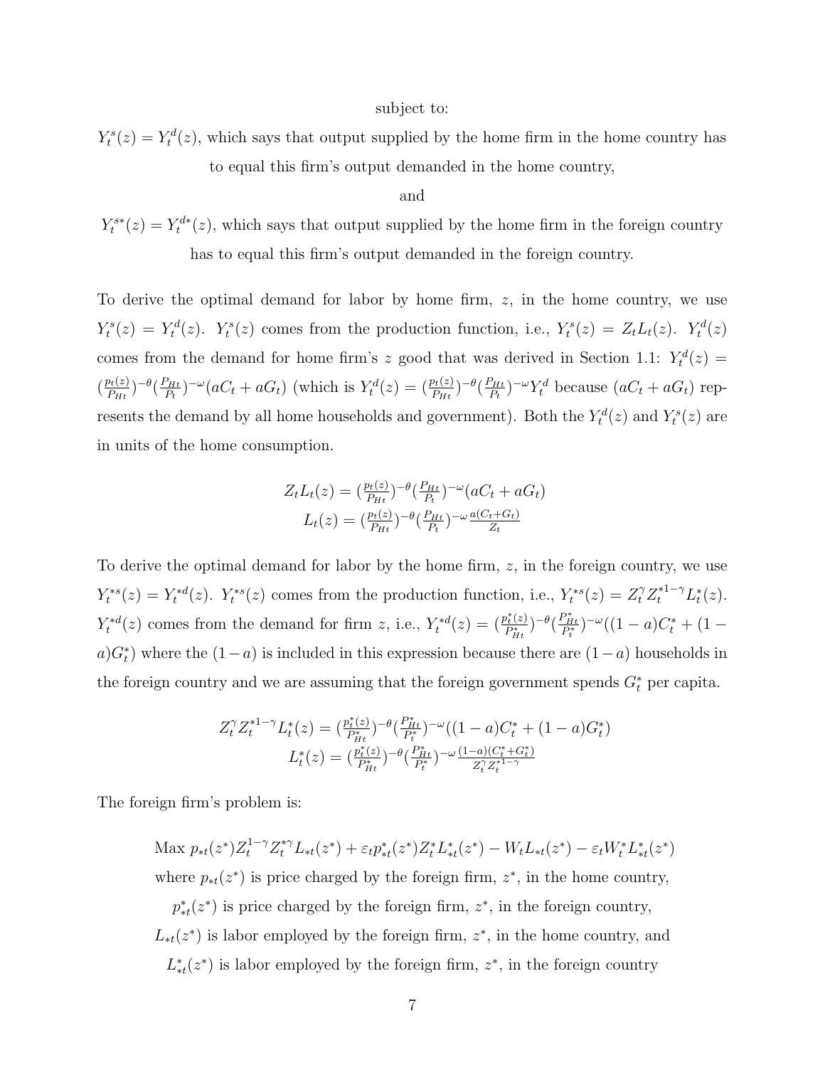subject to:

$Y_t^s(z) = Y_t^d(z)$, which says that output supplied by the home firm in the home country has to equal this firm's output demanded in the home country,

and

$Y_t^{s*}(z) = Y_t^{d*}(z)$, which says that output supplied by the home firm in the foreign country has to equal this firm's output demanded in the foreign country.

To derive the optimal demand for labor by home firm, $z$, in the home country, we use $Y_t^s(z) = Y_t^d(z)$. $Y_t^s(z)$ comes from the production function, i.e., $Y_t^s(z) = Z_t L_t(z)$. $Y_t^d(z)$ comes from the demand for home firm's $z$ good that was derived in Section 1.1: $Y_t^d(z) = (\frac{p_t(z)}{P_{Ht}})^{-\theta}(\frac{P_{Ht}}{P_t})^{-\omega}(aC_t + aG_t)$ (which is $Y_t^d(z) = (\frac{p_t(z)}{P_{Ht}})^{-\theta}(\frac{P_{Ht}}{P_t})^{-\omega} Y_t^d$ because $(aC_t + aG_t)$ represents the demand by all home households and government). Both the $Y_t^d(z)$ and $Y_t^s(z)$ are in units of the home consumption.

$$Z_t L_t(z) = (\tfrac{p_t(z)}{P_{Ht}})^{-\theta}(\tfrac{P_{Ht}}{P_t})^{-\omega}(aC_t + aG_t)$$
$$L_t(z) = (\tfrac{p_t(z)}{P_{Ht}})^{-\theta}(\tfrac{P_{Ht}}{P_t})^{-\omega}\tfrac{a(C_t + G_t)}{Z_t}$$

To derive the optimal demand for labor by the home firm, $z$, in the foreign country, we use $Y_t^{*s}(z) = Y_t^{*d}(z)$. $Y_t^{*s}(z)$ comes from the production function, i.e., $Y_t^{*s}(z) = Z_t^{\gamma} Z_t^{*1-\gamma} L_t^*(z)$. $Y_t^{*d}(z)$ comes from the demand for firm $z$, i.e., $Y_t^{*d}(z) = (\frac{p_t^*(z)}{P_{Ht}^*})^{-\theta}(\frac{P_{Ht}^*}{P_t^*})^{-\omega}((1-a)C_t^* + (1-a)G_t^*)$ where the $(1-a)$ is included in this expression because there are $(1-a)$ households in the foreign country and we are assuming that the foreign government spends $G_t^*$ per capita.

$$Z_t^{\gamma} Z_t^{*1-\gamma} L_t^*(z) = (\tfrac{p_t^*(z)}{P_{Ht}^*})^{-\theta}(\tfrac{P_{Ht}^*}{P_t^*})^{-\omega}((1-a)C_t^* + (1-a)G_t^*)$$
$$L_t^*(z) = (\tfrac{p_t^*(z)}{P_{Ht}^*})^{-\theta}(\tfrac{P_{Ht}^*}{P_t^*})^{-\omega}\tfrac{(1-a)(C_t^* + G_t^*)}{Z_t^{\gamma} Z_t^{*1-\gamma}}$$

The foreign firm's problem is:

$$\text{Max } p_{*t}(z^*) Z_t^{1-\gamma} Z_t^{*\gamma} L_{*t}(z^*) + \varepsilon_t p_{*t}^*(z^*) Z_t^* L_{*t}^*(z^*) - W_t L_{*t}(z^*) - \varepsilon_t W_t^* L_{*t}^*(z^*)$$

where $p_{*t}(z^*)$ is price charged by the foreign firm, $z^*$, in the home country,

$p_{*t}^*(z^*)$ is price charged by the foreign firm, $z^*$, in the foreign country,

$L_{*t}(z^*)$ is labor employed by the foreign firm, $z^*$, in the home country, and

$L_{*t}^*(z^*)$ is labor employed by the foreign firm, $z^*$, in the foreign country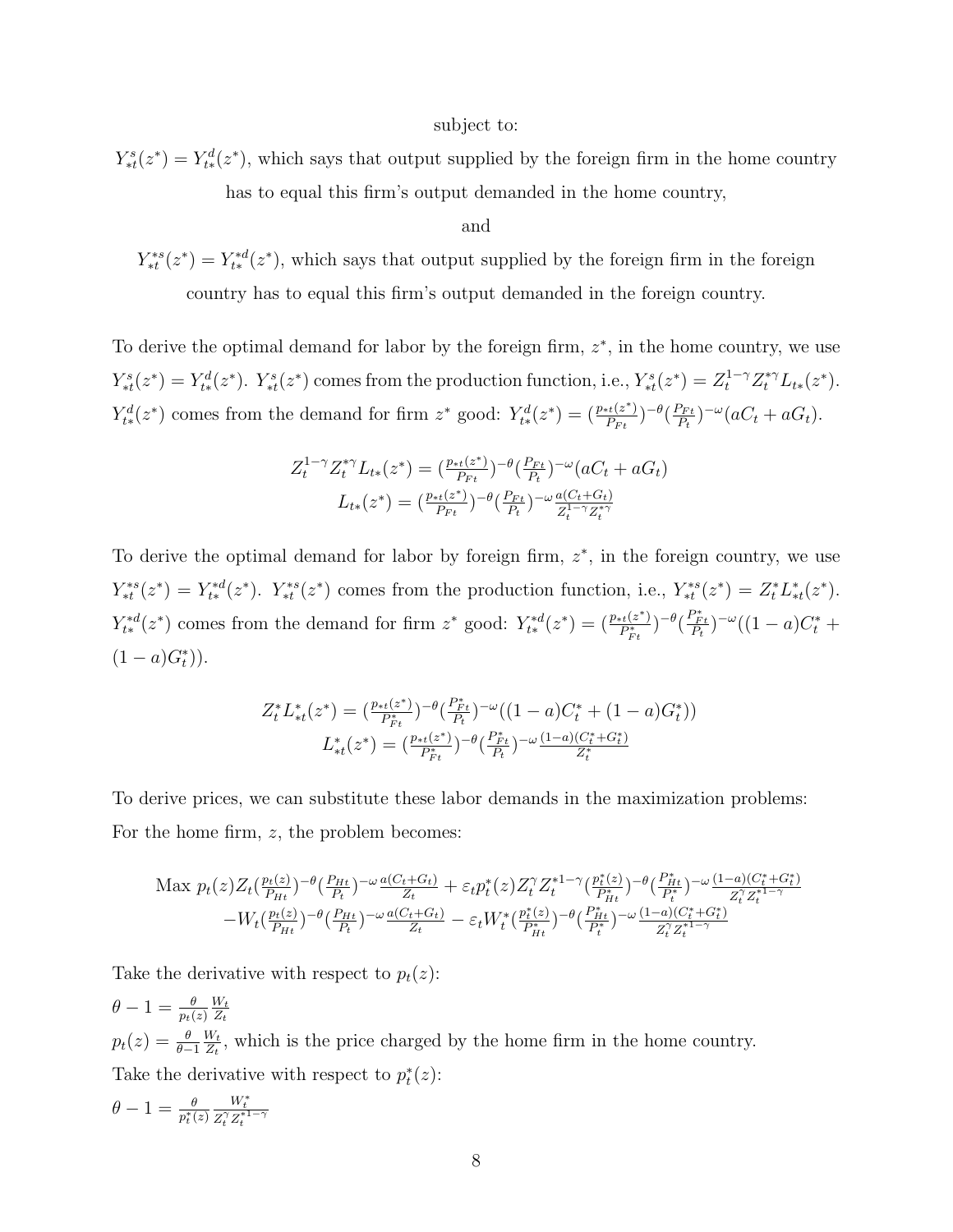subject to:

$Y^s_{*t}(z^*) = Y^d_{t*}(z^*)$, which says that output supplied by the foreign firm in the home country has to equal this firm's output demanded in the home country,

and

$Y^{*s}_{*t}(z^*) = Y^{*d}_{t*}(z^*)$, which says that output supplied by the foreign firm in the foreign country has to equal this firm's output demanded in the foreign country.

To derive the optimal demand for labor by the foreign firm, $z^*$, in the home country, we use $Y^s_{*t}(z^*) = Y^d_{t*}(z^*)$. $Y^s_{*t}(z^*)$ comes from the production function, i.e., $Y^s_{*t}(z^*) = Z_t^{1-\gamma} Z_t^{*\gamma} L_{t*}(z^*)$. $Y^d_{t*}(z^*)$ comes from the demand for firm $z^*$ good: $Y^d_{t*}(z^*) = (\frac{p_{*t}(z^*)}{P_{Ft}})^{-\theta}(\frac{P_{Ft}}{P_t})^{-\omega}(aC_t + aG_t)$.

$$Z_t^{1-\gamma} Z_t^{*\gamma} L_{t*}(z^*) = (\frac{p_{*t}(z^*)}{P_{Ft}})^{-\theta}(\frac{P_{Ft}}{P_t})^{-\omega}(aC_t + aG_t)$$
$$L_{t*}(z^*) = (\frac{p_{*t}(z^*)}{P_{Ft}})^{-\theta}(\frac{P_{Ft}}{P_t})^{-\omega}\frac{a(C_t+G_t)}{Z_t^{1-\gamma} Z_t^{*\gamma}}$$

To derive the optimal demand for labor by foreign firm, $z^*$, in the foreign country, we use $Y^{*s}_{*t}(z^*) = Y^{*d}_{t*}(z^*)$. $Y^{*s}_{*t}(z^*)$ comes from the production function, i.e., $Y^{*s}_{*t}(z^*) = Z_t^* L^*_{*t}(z^*)$. $Y^{*d}_{t*}(z^*)$ comes from the demand for firm $z^*$ good: $Y^{*d}_{t*}(z^*) = (\frac{p_{*t}(z^*)}{P^*_{Ft}})^{-\theta}(\frac{P^*_{Ft}}{P_t})^{-\omega}((1-a)C^*_t + (1-a)G^*_t))$.

$$Z_t^* L^*_{*t}(z^*) = (\frac{p_{*t}(z^*)}{P^*_{Ft}})^{-\theta}(\frac{P^*_{Ft}}{P_t})^{-\omega}((1-a)C^*_t + (1-a)G^*_t))$$
$$L^*_{*t}(z^*) = (\frac{p_{*t}(z^*)}{P^*_{Ft}})^{-\theta}(\frac{P^*_{Ft}}{P_t})^{-\omega}\frac{(1-a)(C^*_t+G^*_t)}{Z^*_t}$$

To derive prices, we can substitute these labor demands in the maximization problems: For the home firm, $z$, the problem becomes:

$$\text{Max } p_t(z) Z_t (\frac{p_t(z)}{P_{Ht}})^{-\theta}(\frac{P_{Ht}}{P_t})^{-\omega}\frac{a(C_t+G_t)}{Z_t} + \varepsilon_t p^*_t(z) Z_t^\gamma Z_t^{*1-\gamma}(\frac{p^*_t(z)}{P^*_{Ht}})^{-\theta}(\frac{P^*_{Ht}}{P^*_t})^{-\omega}\frac{(1-a)(C^*_t+G^*_t)}{Z_t^\gamma Z_t^{*1-\gamma}}$$
$$-W_t(\frac{p_t(z)}{P_{Ht}})^{-\theta}(\frac{P_{Ht}}{P_t})^{-\omega}\frac{a(C_t+G_t)}{Z_t} - \varepsilon_t W^*_t(\frac{p^*_t(z)}{P^*_{Ht}})^{-\theta}(\frac{P^*_{Ht}}{P^*_t})^{-\omega}\frac{(1-a)(C^*_t+G^*_t)}{Z_t^\gamma Z_t^{*1-\gamma}}$$

Take the derivative with respect to $p_t(z)$:

$\theta - 1 = \frac{\theta}{p_t(z)}\frac{W_t}{Z_t}$

$p_t(z) = \frac{\theta}{\theta-1}\frac{W_t}{Z_t}$, which is the price charged by the home firm in the home country.

Take the derivative with respect to $p^*_t(z)$:

$\theta - 1 = \frac{\theta}{p^*_t(z)}\frac{W^*_t}{Z_t^\gamma Z_t^{*1-\gamma}}$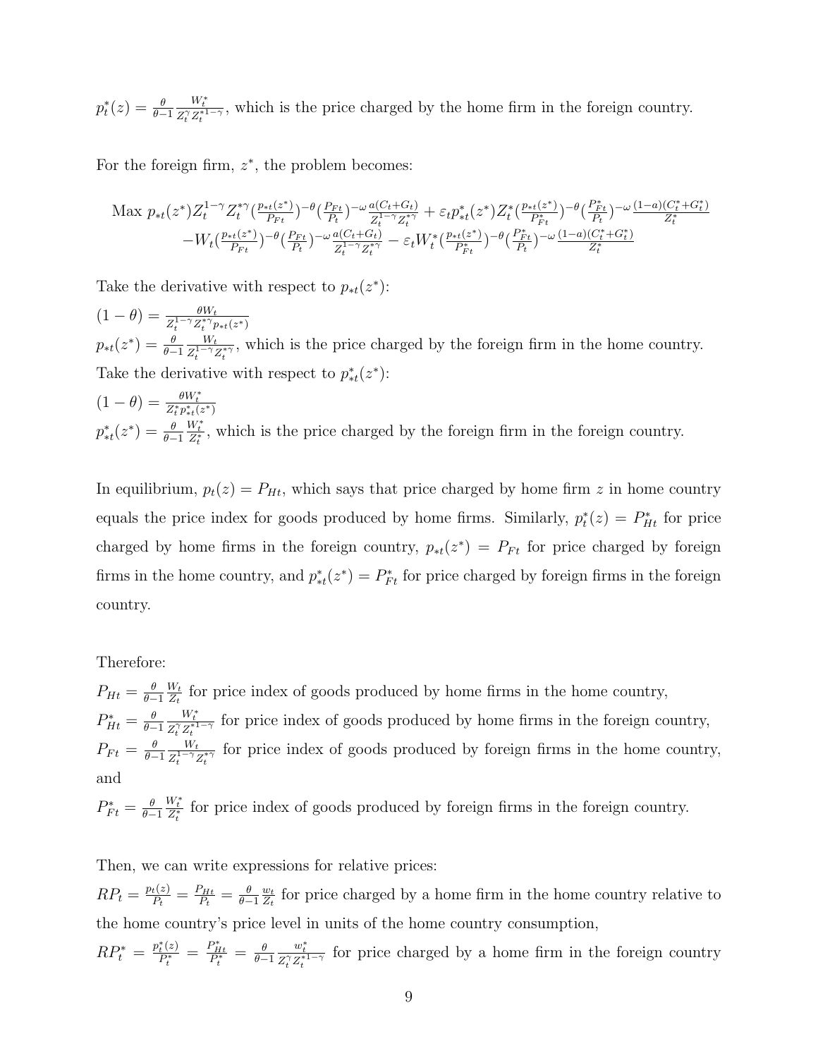$p_t^*(z) = \frac{\theta}{\theta-1}\frac{W_t^*}{Z_t^{\gamma} Z_t^{*1-\gamma}}$, which is the price charged by the home firm in the foreign country.

For the foreign firm, $z^*$, the problem becomes:

$$\text{Max } p_{*t}(z^*) Z_t^{1-\gamma} Z_t^{*\gamma} (\tfrac{p_{*t}(z^*)}{P_{Ft}})^{-\theta} (\tfrac{P_{Ft}}{P_t})^{-\omega} \tfrac{a(C_t+G_t)}{Z_t^{1-\gamma} Z_t^{*\gamma}} + \varepsilon_t p_{*t}^*(z^*) Z_t^* (\tfrac{p_{*t}(z^*)}{P_{Ft}^*})^{-\theta} (\tfrac{P_{Ft}^*}{P_t})^{-\omega} \tfrac{(1-a)(C_t^*+G_t^*)}{Z_t^*}$$
$$-W_t (\tfrac{p_{*t}(z^*)}{P_{Ft}})^{-\theta} (\tfrac{P_{Ft}}{P_t})^{-\omega} \tfrac{a(C_t+G_t)}{Z_t^{1-\gamma} Z_t^{*\gamma}} - \varepsilon_t W_t^* (\tfrac{p_{*t}(z^*)}{P_{Ft}^*})^{-\theta} (\tfrac{P_{Ft}^*}{P_t})^{-\omega} \tfrac{(1-a)(C_t^*+G_t^*)}{Z_t^*}$$

Take the derivative with respect to $p_{*t}(z^*)$:

$(1-\theta) = \frac{\theta W_t}{Z_t^{1-\gamma} Z_t^{*\gamma} p_{*t}(z^*)}$

$p_{*t}(z^*) = \frac{\theta}{\theta-1}\frac{W_t}{Z_t^{1-\gamma} Z_t^{*\gamma}}$, which is the price charged by the foreign firm in the home country.

Take the derivative with respect to $p_{*t}^*(z^*)$:

$(1-\theta) = \frac{\theta W_t^*}{Z_t^* p_{*t}^*(z^*)}$

$p_{*t}^*(z^*) = \frac{\theta}{\theta-1}\frac{W_t^*}{Z_t^*}$, which is the price charged by the foreign firm in the foreign country.

In equilibrium, $p_t(z) = P_{Ht}$, which says that price charged by home firm $z$ in home country equals the price index for goods produced by home firms. Similarly, $p_t^*(z) = P_{Ht}^*$ for price charged by home firms in the foreign country, $p_{*t}(z^*) = P_{Ft}$ for price charged by foreign firms in the home country, and $p_{*t}^*(z^*) = P_{Ft}^*$ for price charged by foreign firms in the foreign country.

Therefore:

$P_{Ht} = \frac{\theta}{\theta-1}\frac{W_t}{Z_t}$ for price index of goods produced by home firms in the home country,

$P_{Ht}^* = \frac{\theta}{\theta-1}\frac{W_t^*}{Z_t^{\gamma} Z_t^{*1-\gamma}}$ for price index of goods produced by home firms in the foreign country,

$P_{Ft} = \frac{\theta}{\theta-1}\frac{W_t}{Z_t^{1-\gamma} Z_t^{*\gamma}}$ for price index of goods produced by foreign firms in the home country, and

$P_{Ft}^* = \frac{\theta}{\theta-1}\frac{W_t^*}{Z_t^*}$ for price index of goods produced by foreign firms in the foreign country.

Then, we can write expressions for relative prices:

$RP_t = \frac{p_t(z)}{P_t} = \frac{P_{Ht}}{P_t} = \frac{\theta}{\theta-1}\frac{w_t}{Z_t}$ for price charged by a home firm in the home country relative to the home country's price level in units of the home country consumption,

$RP_t^* = \frac{p_t^*(z)}{P_t^*} = \frac{P_{Ht}^*}{P_t^*} = \frac{\theta}{\theta-1}\frac{w_t^*}{Z_t^{\gamma} Z_t^{*1-\gamma}}$ for price charged by a home firm in the foreign country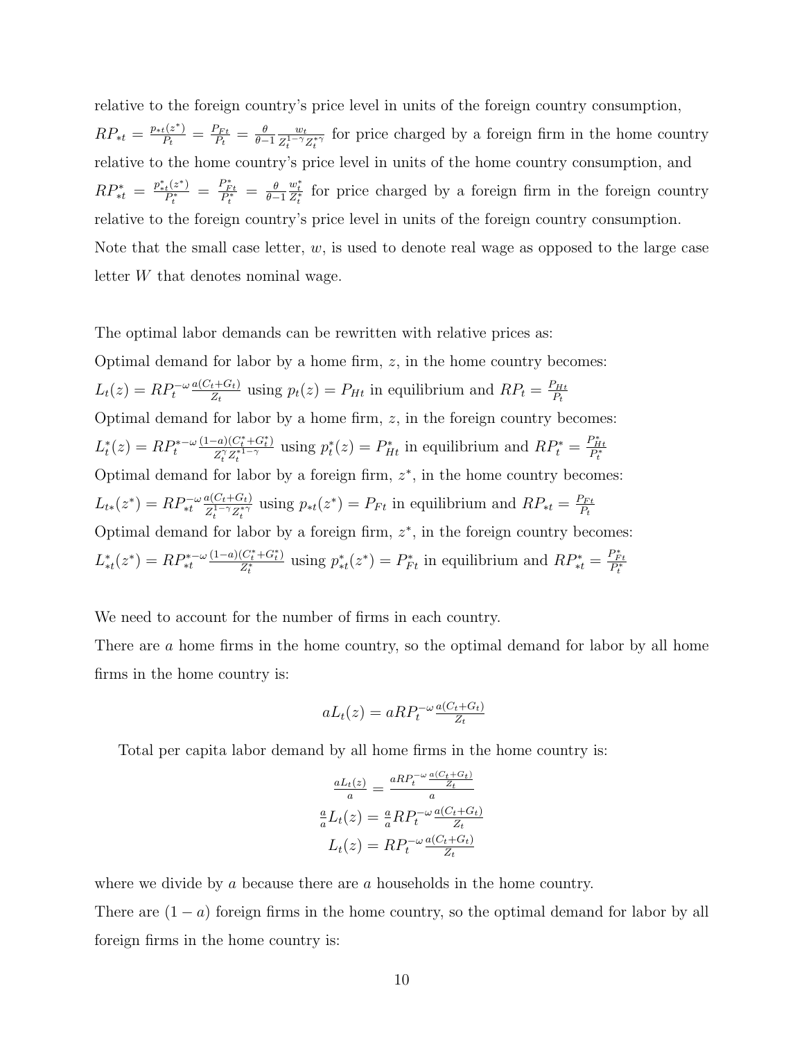relative to the foreign country's price level in units of the foreign country consumption, $RP_{*t} = \frac{p_{*t}(z^*)}{P_t} = \frac{P_{Ft}}{P_t} = \frac{\theta}{\theta-1}\frac{w_t}{Z_t^{1-\gamma}Z_t^{*\gamma}}$ for price charged by a foreign firm in the home country relative to the home country's price level in units of the home country consumption, and $RP^*_{*t} = \frac{p^*_{*t}(z^*)}{P^*_t} = \frac{P^*_{Ft}}{P^*_t} = \frac{\theta}{\theta-1}\frac{w^*_t}{Z^*_t}$ for price charged by a foreign firm in the foreign country relative to the foreign country's price level in units of the foreign country consumption. Note that the small case letter, $w$, is used to denote real wage as opposed to the large case letter $W$ that denotes nominal wage.

The optimal labor demands can be rewritten with relative prices as:

Optimal demand for labor by a home firm, $z$, in the home country becomes:

$L_t(z) = RP_t^{-\omega}\frac{a(C_t+G_t)}{Z_t}$ using $p_t(z) = P_{Ht}$ in equilibrium and $RP_t = \frac{P_{Ht}}{P_t}$

Optimal demand for labor by a home firm, $z$, in the foreign country becomes:

$L^*_t(z) = RP_t^{*-\omega}\frac{(1-a)(C^*_t+G^*_t)}{Z_t^{\gamma}Z_t^{*1-\gamma}}$ using $p^*_t(z) = P^*_{Ht}$ in equilibrium and $RP^*_t = \frac{P^*_{Ht}}{P^*_t}$

Optimal demand for labor by a foreign firm, $z^*$, in the home country becomes:

$L_{t*}(z^*) = RP_{*t}^{-\omega}\frac{a(C_t+G_t)}{Z_t^{1-\gamma}Z_t^{*\gamma}}$ using $p_{*t}(z^*) = P_{Ft}$ in equilibrium and $RP_{*t} = \frac{P_{Ft}}{P_t}$

Optimal demand for labor by a foreign firm, $z^*$, in the foreign country becomes:

$L^*_{*t}(z^*) = RP_{*t}^{*-\omega}\frac{(1-a)(C^*_t+G^*_t)}{Z^*_t}$ using $p^*_{*t}(z^*) = P^*_{Ft}$ in equilibrium and $RP^*_{*t} = \frac{P^*_{Ft}}{P^*_t}$

We need to account for the number of firms in each country.

There are $a$ home firms in the home country, so the optimal demand for labor by all home firms in the home country is:

$$aL_t(z) = aRP_t^{-\omega}\frac{a(C_t+G_t)}{Z_t}$$

Total per capita labor demand by all home firms in the home country is:

$$\frac{aL_t(z)}{a} = \frac{aRP_t^{-\omega}\frac{a(C_t+G_t)}{Z_t}}{a}$$

$$\frac{a}{a}L_t(z) = \frac{a}{a}RP_t^{-\omega}\frac{a(C_t+G_t)}{Z_t}$$

$$L_t(z) = RP_t^{-\omega}\frac{a(C_t+G_t)}{Z_t}$$

where we divide by $a$ because there are $a$ households in the home country.

There are $(1-a)$ foreign firms in the home country, so the optimal demand for labor by all foreign firms in the home country is: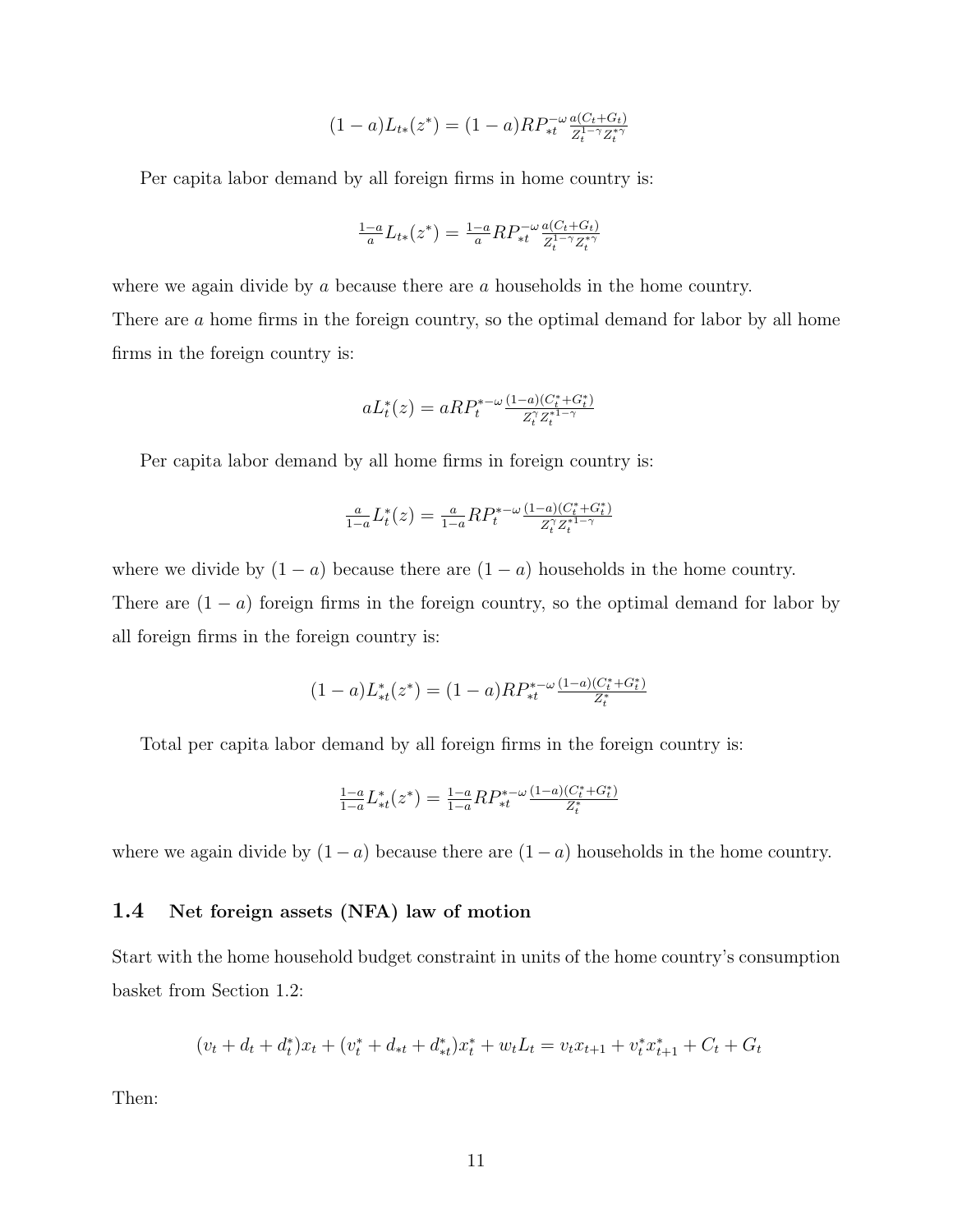$$(1-a)L_{t*}(z^*) = (1-a)RP_{*t}^{-\omega}\frac{a(C_t+G_t)}{Z_t^{1-\gamma}Z_t^{*\gamma}}$$

Per capita labor demand by all foreign firms in home country is:

$$\tfrac{1-a}{a}L_{t*}(z^*) = \tfrac{1-a}{a}RP_{*t}^{-\omega}\frac{a(C_t+G_t)}{Z_t^{1-\gamma}Z_t^{*\gamma}}$$

where we again divide by $a$ because there are $a$ households in the home country.
There are $a$ home firms in the foreign country, so the optimal demand for labor by all home firms in the foreign country is:

$$aL_t^*(z) = aRP_t^{*-\omega}\frac{(1-a)(C_t^*+G_t^*)}{Z_t^{\gamma}Z_t^{*1-\gamma}}$$

Per capita labor demand by all home firms in foreign country is:

$$\tfrac{a}{1-a}L_t^*(z) = \tfrac{a}{1-a}RP_t^{*-\omega}\frac{(1-a)(C_t^*+G_t^*)}{Z_t^{\gamma}Z_t^{*1-\gamma}}$$

where we divide by $(1-a)$ because there are $(1-a)$ households in the home country.
There are $(1-a)$ foreign firms in the foreign country, so the optimal demand for labor by all foreign firms in the foreign country is:

$$(1-a)L_{*t}^*(z^*) = (1-a)RP_{*t}^{*-\omega}\frac{(1-a)(C_t^*+G_t^*)}{Z_t^*}$$

Total per capita labor demand by all foreign firms in the foreign country is:

$$\tfrac{1-a}{1-a}L_{*t}^*(z^*) = \tfrac{1-a}{1-a}RP_{*t}^{*-\omega}\frac{(1-a)(C_t^*+G_t^*)}{Z_t^*}$$

where we again divide by $(1-a)$ because there are $(1-a)$ households in the home country.

### 1.4 Net foreign assets (NFA) law of motion

Start with the home household budget constraint in units of the home country's consumption basket from Section 1.2:

$$(v_t + d_t + d_t^*)x_t + (v_t^* + d_{*t} + d_{*t}^*)x_t^* + w_tL_t = v_tx_{t+1} + v_t^*x_{t+1}^* + C_t + G_t$$

Then: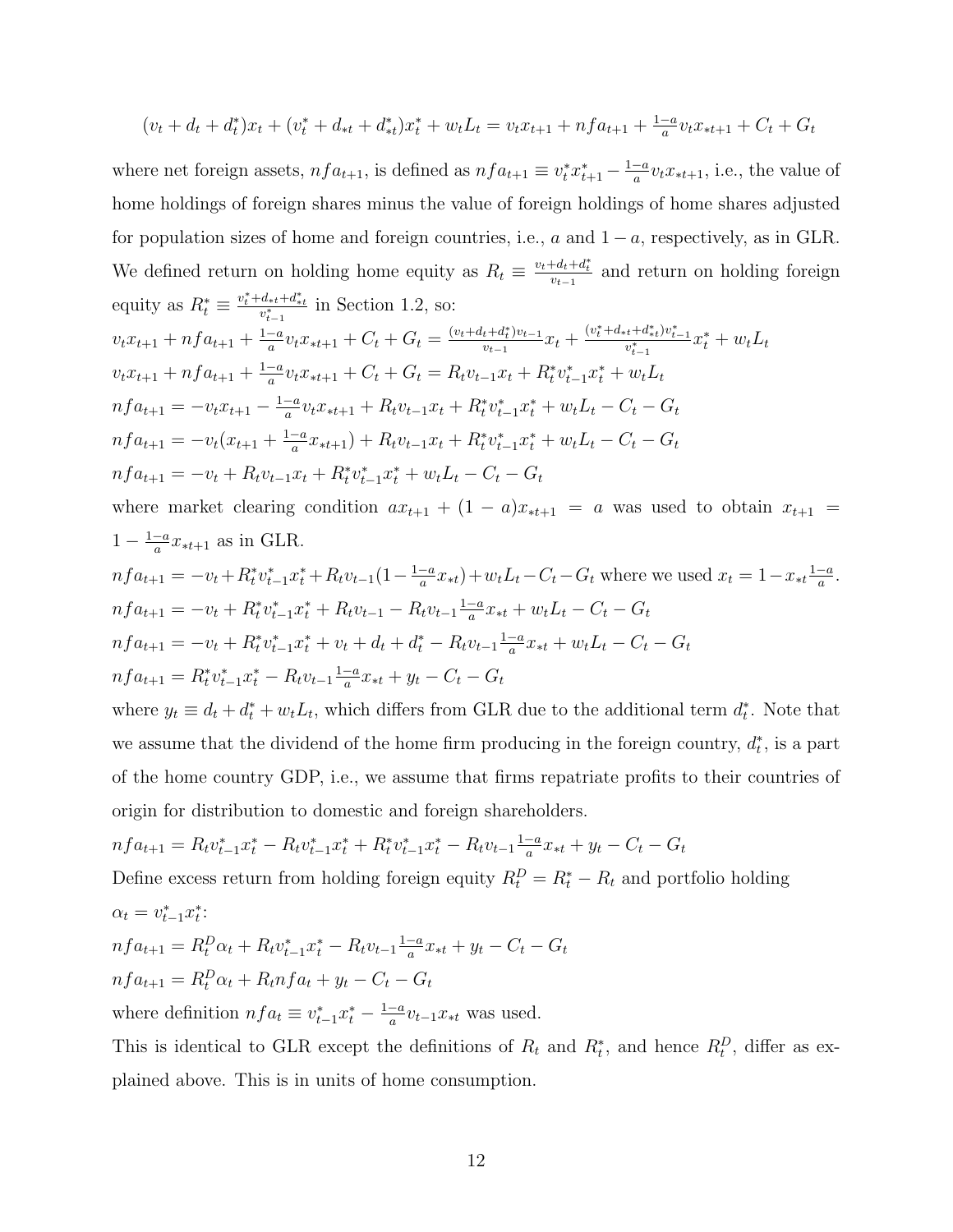$$(v_t + d_t + d_t^*)x_t + (v_t^* + d_{*t} + d_{*t}^*)x_t^* + w_t L_t = v_t x_{t+1} + nfa_{t+1} + \tfrac{1-a}{a} v_t x_{*t+1} + C_t + G_t$$

where net foreign assets, $nfa_{t+1}$, is defined as $nfa_{t+1} \equiv v_t^* x_{t+1}^* - \frac{1-a}{a} v_t x_{*t+1}$, i.e., the value of home holdings of foreign shares minus the value of foreign holdings of home shares adjusted for population sizes of home and foreign countries, i.e., $a$ and $1-a$, respectively, as in GLR. We defined return on holding home equity as $R_t \equiv \frac{v_t + d_t + d_t^*}{v_{t-1}}$ and return on holding foreign equity as $R_t^* \equiv \frac{v_t^* + d_{*t} + d_{*t}^*}{v_{t-1}^*}$ in Section 1.2, so:

$v_t x_{t+1} + nfa_{t+1} + \frac{1-a}{a} v_t x_{*t+1} + C_t + G_t = \frac{(v_t + d_t + d_t^*)v_{t-1}}{v_{t-1}} x_t + \frac{(v_t^* + d_{*t} + d_{*t}^*)v_{t-1}^*}{v_{t-1}^*} x_t^* + w_t L_t$

$v_t x_{t+1} + nfa_{t+1} + \frac{1-a}{a} v_t x_{*t+1} + C_t + G_t = R_t v_{t-1} x_t + R_t^* v_{t-1}^* x_t^* + w_t L_t$

$nfa_{t+1} = -v_t x_{t+1} - \frac{1-a}{a} v_t x_{*t+1} + R_t v_{t-1} x_t + R_t^* v_{t-1}^* x_t^* + w_t L_t - C_t - G_t$

$nfa_{t+1} = -v_t (x_{t+1} + \frac{1-a}{a} x_{*t+1}) + R_t v_{t-1} x_t + R_t^* v_{t-1}^* x_t^* + w_t L_t - C_t - G_t$

$nfa_{t+1} = -v_t + R_t v_{t-1} x_t + R_t^* v_{t-1}^* x_t^* + w_t L_t - C_t - G_t$

where market clearing condition $a x_{t+1} + (1-a) x_{*t+1} = a$ was used to obtain $x_{t+1} = 1 - \frac{1-a}{a} x_{*t+1}$ as in GLR.

$nfa_{t+1} = -v_t + R_t^* v_{t-1}^* x_t^* + R_t v_{t-1}(1 - \frac{1-a}{a} x_{*t}) + w_t L_t - C_t - G_t$ where we used $x_t = 1 - x_{*t}\frac{1-a}{a}$.

$nfa_{t+1} = -v_t + R_t^* v_{t-1}^* x_t^* + R_t v_{t-1} - R_t v_{t-1} \frac{1-a}{a} x_{*t} + w_t L_t - C_t - G_t$

$nfa_{t+1} = -v_t + R_t^* v_{t-1}^* x_t^* + v_t + d_t + d_t^* - R_t v_{t-1} \frac{1-a}{a} x_{*t} + w_t L_t - C_t - G_t$

$nfa_{t+1} = R_t^* v_{t-1}^* x_t^* - R_t v_{t-1} \frac{1-a}{a} x_{*t} + y_t - C_t - G_t$

where $y_t \equiv d_t + d_t^* + w_t L_t$, which differs from GLR due to the additional term $d_t^*$. Note that we assume that the dividend of the home firm producing in the foreign country, $d_t^*$, is a part of the home country GDP, i.e., we assume that firms repatriate profits to their countries of origin for distribution to domestic and foreign shareholders.

$nfa_{t+1} = R_t v_{t-1}^* x_t^* - R_t v_{t-1}^* x_t^* + R_t^* v_{t-1}^* x_t^* - R_t v_{t-1} \frac{1-a}{a} x_{*t} + y_t - C_t - G_t$

Define excess return from holding foreign equity $R_t^D = R_t^* - R_t$ and portfolio holding $\alpha_t = v_{t-1}^* x_t^*$:

$nfa_{t+1} = R_t^D \alpha_t + R_t v_{t-1}^* x_t^* - R_t v_{t-1} \frac{1-a}{a} x_{*t} + y_t - C_t - G_t$

$nfa_{t+1} = R_t^D \alpha_t + R_t nfa_t + y_t - C_t - G_t$

where definition $nfa_t \equiv v_{t-1}^* x_t^* - \frac{1-a}{a} v_{t-1} x_{*t}$ was used.

This is identical to GLR except the definitions of $R_t$ and $R_t^*$, and hence $R_t^D$, differ as explained above. This is in units of home consumption.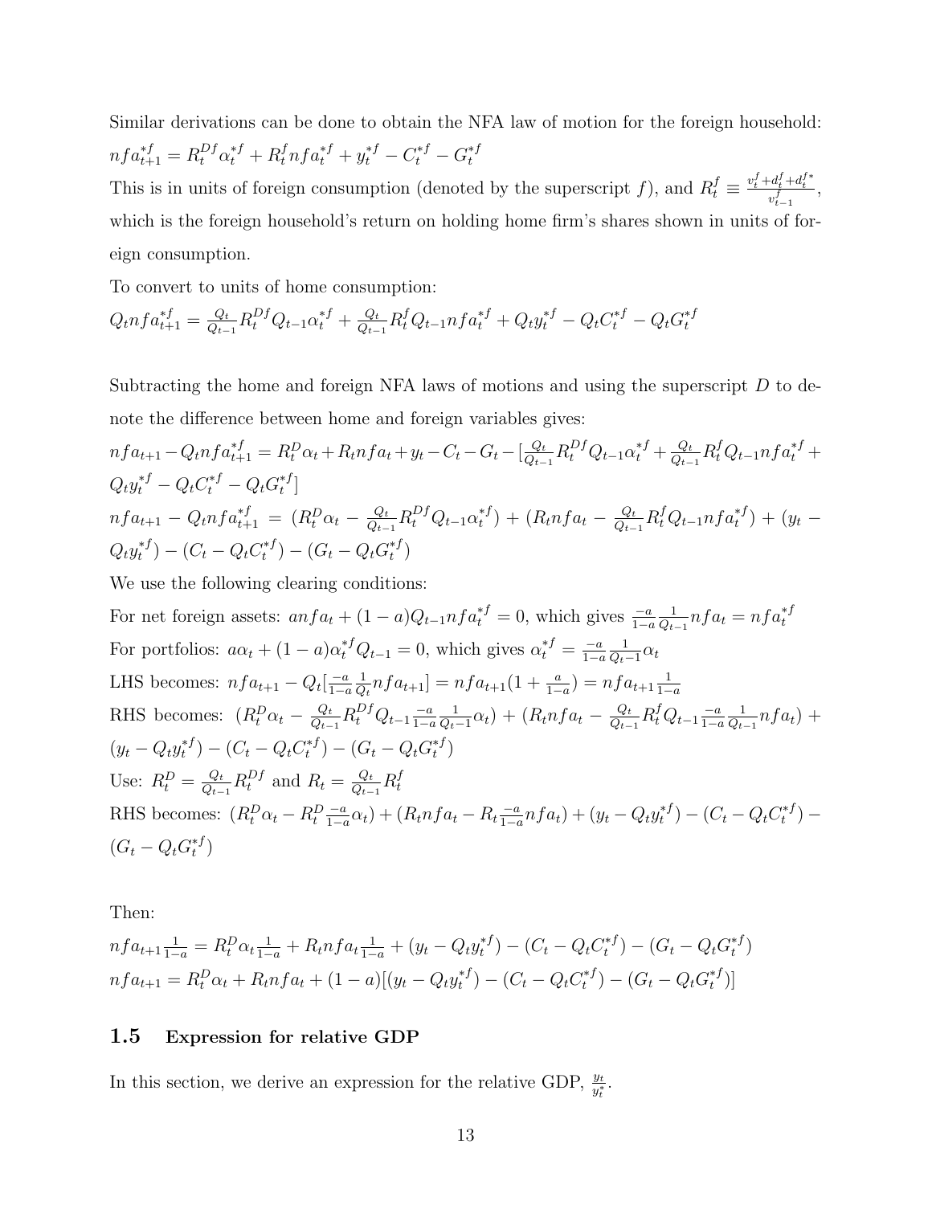Similar derivations can be done to obtain the NFA law of motion for the foreign household:
$nfa^{*f}_{t+1} = R^{Df}_t \alpha^{*f}_t + R^f_t nfa^{*f}_t + y^{*f}_t - C^{*f}_t - G^{*f}_t$

This is in units of foreign consumption (denoted by the superscript $f$), and $R^f_t \equiv \frac{v^f_t + d^f_t + d^{f*}_t}{v^f_{t-1}}$, which is the foreign household's return on holding home firm's shares shown in units of foreign consumption.

To convert to units of home consumption:

$Q_t nfa^{*f}_{t+1} = \frac{Q_t}{Q_{t-1}} R^{Df}_t Q_{t-1} \alpha^{*f}_t + \frac{Q_t}{Q_{t-1}} R^f_t Q_{t-1} nfa^{*f}_t + Q_t y^{*f}_t - Q_t C^{*f}_t - Q_t G^{*f}_t$

Subtracting the home and foreign NFA laws of motions and using the superscript $D$ to denote the difference between home and foreign variables gives:

$nfa_{t+1} - Q_t nfa^{*f}_{t+1} = R^D_t \alpha_t + R_t nfa_t + y_t - C_t - G_t - [\frac{Q_t}{Q_{t-1}} R^{Df}_t Q_{t-1} \alpha^{*f}_t + \frac{Q_t}{Q_{t-1}} R^f_t Q_{t-1} nfa^{*f}_t + Q_t y^{*f}_t - Q_t C^{*f}_t - Q_t G^{*f}_t]$

$nfa_{t+1} - Q_t nfa^{*f}_{t+1} = (R^D_t \alpha_t - \frac{Q_t}{Q_{t-1}} R^{Df}_t Q_{t-1} \alpha^{*f}_t) + (R_t nfa_t - \frac{Q_t}{Q_{t-1}} R^f_t Q_{t-1} nfa^{*f}_t) + (y_t - Q_t y^{*f}_t) - (C_t - Q_t C^{*f}_t) - (G_t - Q_t G^{*f}_t)$

We use the following clearing conditions:

For net foreign assets: $a nfa_t + (1-a) Q_{t-1} nfa^{*f}_t = 0$, which gives $\frac{-a}{1-a} \frac{1}{Q_{t-1}} nfa_t = nfa^{*f}_t$

For portfolios: $a \alpha_t + (1-a) \alpha^{*f}_t Q_{t-1} = 0$, which gives $\alpha^{*f}_t = \frac{-a}{1-a} \frac{1}{Q_t - 1} \alpha_t$

LHS becomes: $nfa_{t+1} - Q_t [\frac{-a}{1-a} \frac{1}{Q_t} nfa_{t+1}] = nfa_{t+1}(1 + \frac{a}{1-a}) = nfa_{t+1} \frac{1}{1-a}$

RHS becomes: $(R^D_t \alpha_t - \frac{Q_t}{Q_{t-1}} R^{Df}_t Q_{t-1} \frac{-a}{1-a} \frac{1}{Q_{t-1}} \alpha_t) + (R_t nfa_t - \frac{Q_t}{Q_{t-1}} R^f_t Q_{t-1} \frac{-a}{1-a} \frac{1}{Q_{t-1}} nfa_t) + (y_t - Q_t y^{*f}_t) - (C_t - Q_t C^{*f}_t) - (G_t - Q_t G^{*f}_t)$

Use: $R^D_t = \frac{Q_t}{Q_{t-1}} R^{Df}_t$ and $R_t = \frac{Q_t}{Q_{t-1}} R^f_t$

RHS becomes: $(R^D_t \alpha_t - R^D_t \frac{-a}{1-a} \alpha_t) + (R_t nfa_t - R_t \frac{-a}{1-a} nfa_t) + (y_t - Q_t y^{*f}_t) - (C_t - Q_t C^{*f}_t) - (G_t - Q_t G^{*f}_t)$

Then:

$nfa_{t+1} \frac{1}{1-a} = R^D_t \alpha_t \frac{1}{1-a} + R_t nfa_t \frac{1}{1-a} + (y_t - Q_t y^{*f}_t) - (C_t - Q_t C^{*f}_t) - (G_t - Q_t G^{*f}_t)$

$nfa_{t+1} = R^D_t \alpha_t + R_t nfa_t + (1-a)[(y_t - Q_t y^{*f}_t) - (C_t - Q_t C^{*f}_t) - (G_t - Q_t G^{*f}_t)]$

### 1.5 Expression for relative GDP

In this section, we derive an expression for the relative GDP, $\frac{y_t}{y^*_t}$.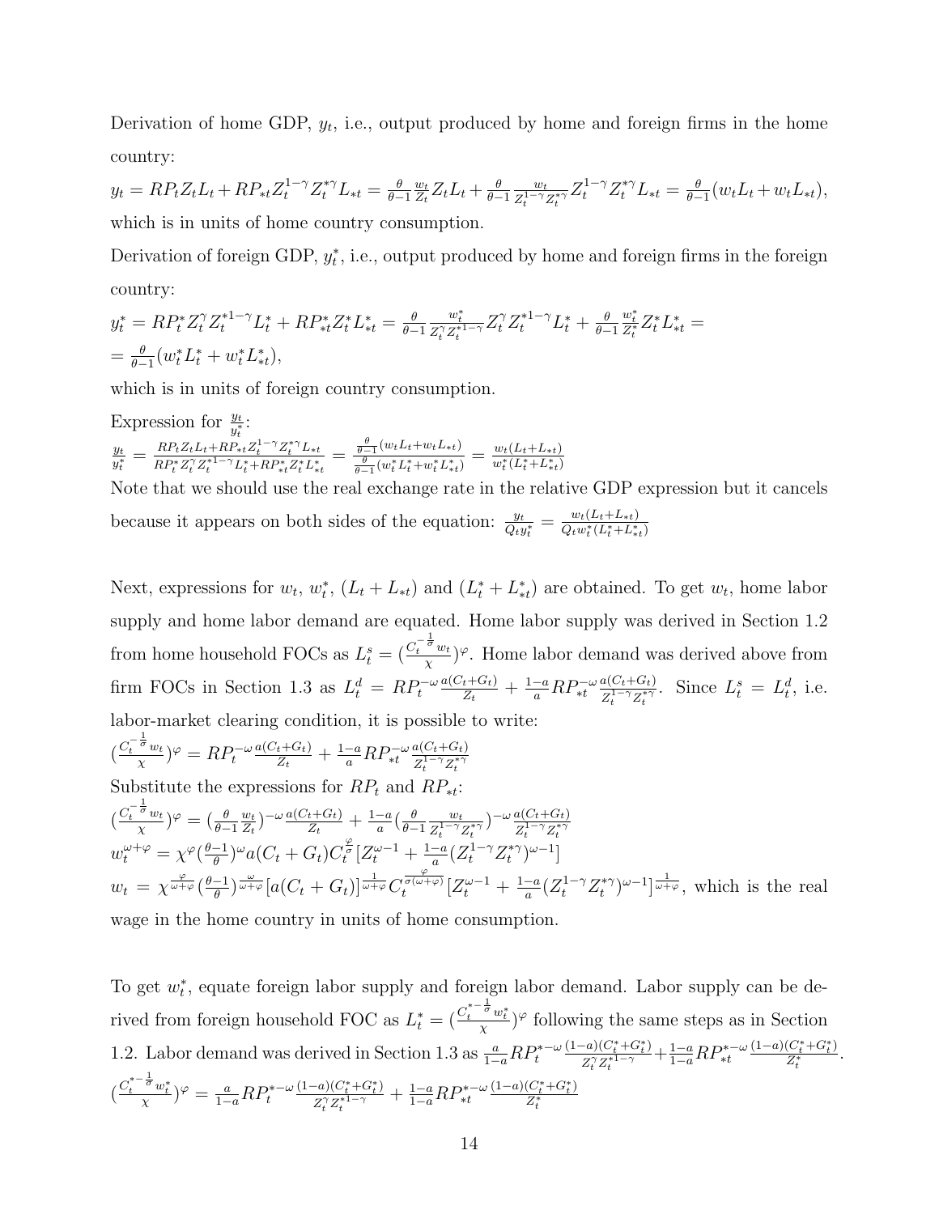Derivation of home GDP, $y_t$, i.e., output produced by home and foreign firms in the home country:

$y_t = RP_t Z_t L_t + RP_{*t} Z_t^{1-\gamma} Z_t^{*\gamma} L_{*t} = \frac{\theta}{\theta-1}\frac{w_t}{Z_t} Z_t L_t + \frac{\theta}{\theta-1}\frac{w_t}{Z_t^{1-\gamma} Z_t^{*\gamma}} Z_t^{1-\gamma} Z_t^{*\gamma} L_{*t} = \frac{\theta}{\theta-1}(w_t L_t + w_t L_{*t})$, which is in units of home country consumption.

Derivation of foreign GDP, $y_t^*$, i.e., output produced by home and foreign firms in the foreign country:

$y_t^* = RP_t^* Z_t^{\gamma} Z_t^{*1-\gamma} L_t^* + RP_{*t}^* Z_t^* L_{*t}^* = \frac{\theta}{\theta-1}\frac{w_t^*}{Z_t^{\gamma} Z_t^{*1-\gamma}} Z_t^{\gamma} Z_t^{*1-\gamma} L_t^* + \frac{\theta}{\theta-1}\frac{w_t^*}{Z_t^*} Z_t^* L_{*t}^* =$
$= \frac{\theta}{\theta-1}(w_t^* L_t^* + w_t^* L_{*t}^*)$,

which is in units of foreign country consumption.

Expression for $\frac{y_t}{y_t^*}$:

$\frac{y_t}{y_t^*} = \frac{RP_t Z_t L_t + RP_{*t} Z_t^{1-\gamma} Z_t^{*\gamma} L_{*t}}{RP_t^* Z_t^{\gamma} Z_t^{*1-\gamma} L_t^* + RP_{*t}^* Z_t^* L_{*t}^*} = \frac{\frac{\theta}{\theta-1}(w_t L_t + w_t L_{*t})}{\frac{\theta}{\theta-1}(w_t^* L_t^* + w_t^* L_{*t}^*)} = \frac{w_t (L_t + L_{*t})}{w_t^* (L_t^* + L_{*t}^*)}$

Note that we should use the real exchange rate in the relative GDP expression but it cancels because it appears on both sides of the equation: $\frac{y_t}{Q_t y_t^*} = \frac{w_t (L_t + L_{*t})}{Q_t w_t^* (L_t^* + L_{*t}^*)}$

Next, expressions for $w_t$, $w_t^*$, $(L_t + L_{*t})$ and $(L_t^* + L_{*t}^*)$ are obtained. To get $w_t$, home labor supply and home labor demand are equated. Home labor supply was derived in Section 1.2 from home household FOCs as $L_t^s = (\frac{C_t^{-\frac{1}{\sigma}} w_t}{\chi})^{\varphi}$. Home labor demand was derived above from firm FOCs in Section 1.3 as $L_t^d = RP_t^{-\omega}\frac{a(C_t+G_t)}{Z_t} + \frac{1-a}{a} RP_{*t}^{-\omega}\frac{a(C_t+G_t)}{Z_t^{1-\gamma} Z_t^{*\gamma}}$. Since $L_t^s = L_t^d$, i.e. labor-market clearing condition, it is possible to write:

$(\frac{C_t^{-\frac{1}{\sigma}} w_t}{\chi})^{\varphi} = RP_t^{-\omega}\frac{a(C_t+G_t)}{Z_t} + \frac{1-a}{a} RP_{*t}^{-\omega}\frac{a(C_t+G_t)}{Z_t^{1-\gamma} Z_t^{*\gamma}}$

Substitute the expressions for $RP_t$ and $RP_{*t}$:

$(\frac{C_t^{-\frac{1}{\sigma}} w_t}{\chi})^{\varphi} = (\frac{\theta}{\theta-1}\frac{w_t}{Z_t})^{-\omega}\frac{a(C_t+G_t)}{Z_t} + \frac{1-a}{a}(\frac{\theta}{\theta-1}\frac{w_t}{Z_t^{1-\gamma} Z_t^{*\gamma}})^{-\omega}\frac{a(C_t+G_t)}{Z_t^{1-\gamma} Z_t^{*\gamma}}$

$w_t^{\omega+\varphi} = \chi^{\varphi}(\frac{\theta-1}{\theta})^{\omega} a(C_t+G_t) C_t^{\frac{\varphi}{\sigma}}[Z_t^{\omega-1} + \frac{1-a}{a}(Z_t^{1-\gamma} Z_t^{*\gamma})^{\omega-1}]$

$w_t = \chi^{\frac{\varphi}{\omega+\varphi}}(\frac{\theta-1}{\theta})^{\frac{\omega}{\omega+\varphi}}[a(C_t+G_t)]^{\frac{1}{\omega+\varphi}} C_t^{\frac{\varphi}{\sigma(\omega+\varphi)}}[Z_t^{\omega-1} + \frac{1-a}{a}(Z_t^{1-\gamma} Z_t^{*\gamma})^{\omega-1}]^{\frac{1}{\omega+\varphi}}$, which is the real wage in the home country in units of home consumption.

To get $w_t^*$, equate foreign labor supply and foreign labor demand. Labor supply can be derived from foreign household FOC as $L_t^* = (\frac{C_t^{*-\frac{1}{\sigma}} w_t^*}{\chi})^{\varphi}$ following the same steps as in Section 1.2. Labor demand was derived in Section 1.3 as $\frac{a}{1-a} RP_t^{*-\omega}\frac{(1-a)(C_t^*+G_t^*)}{Z_t^{\gamma} Z_t^{*1-\gamma}} + \frac{1-a}{1-a} RP_{*t}^{*-\omega}\frac{(1-a)(C_t^*+G_t^*)}{Z_t^*}$.

$(\frac{C_t^{*-\frac{1}{\sigma}} w_t^*}{\chi})^{\varphi} = \frac{a}{1-a} RP_t^{*-\omega}\frac{(1-a)(C_t^*+G_t^*)}{Z_t^{\gamma} Z_t^{*1-\gamma}} + \frac{1-a}{1-a} RP_{*t}^{*-\omega}\frac{(1-a)(C_t^*+G_t^*)}{Z_t^*}$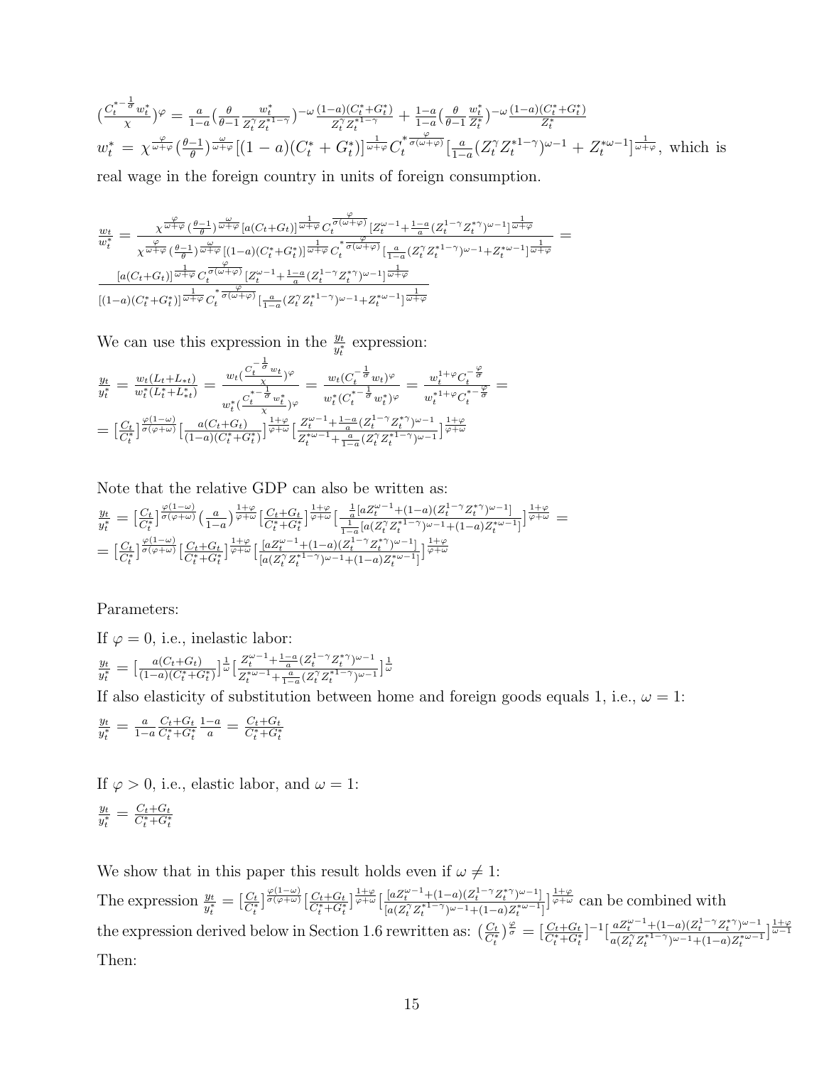$$(\frac{C_t^{*-\frac{1}{\sigma}}w_t^*}{\chi})^{\varphi} = \frac{a}{1-a}(\frac{\theta}{\theta-1}\frac{w_t^*}{Z_t^{\gamma}Z_t^{*1-\gamma}})^{-\omega}\frac{(1-a)(C_t^*+G_t^*)}{Z_t^{\gamma}Z_t^{*1-\gamma}} + \frac{1-a}{1-a}(\frac{\theta}{\theta-1}\frac{w_t^*}{Z_t^*})^{-\omega}\frac{(1-a)(C_t^*+G_t^*)}{Z_t^*}$$

$w_t^* = \chi^{\frac{\varphi}{\omega+\varphi}}(\frac{\theta-1}{\theta})^{\frac{\omega}{\omega+\varphi}}[(1-a)(C_t^*+G_t^*)]^{\frac{1}{\omega+\varphi}}C_t^{*\frac{\varphi}{\sigma(\omega+\varphi)}}[\frac{a}{1-a}(Z_t^{\gamma}Z_t^{*1-\gamma})^{\omega-1} + Z_t^{*\omega-1}]^{\frac{1}{\omega+\varphi}}$, which is real wage in the foreign country in units of foreign consumption.

$$\frac{w_t}{w_t^*} = \frac{\chi^{\frac{\varphi}{\omega+\varphi}}(\frac{\theta-1}{\theta})^{\frac{\omega}{\omega+\varphi}}[a(C_t+G_t)]^{\frac{1}{\omega+\varphi}}C_t^{\frac{\varphi}{\sigma(\omega+\varphi)}}[Z_t^{\omega-1}+\frac{1-a}{a}(Z_t^{1-\gamma}Z_t^{*\gamma})^{\omega-1}]^{\frac{1}{\omega+\varphi}}}{\chi^{\frac{\varphi}{\omega+\varphi}}(\frac{\theta-1}{\theta})^{\frac{\omega}{\omega+\varphi}}[(1-a)(C_t^*+G_t^*)]^{\frac{1}{\omega+\varphi}}C_t^{*\frac{\varphi}{\sigma(\omega+\varphi)}}[\frac{a}{1-a}(Z_t^{\gamma}Z_t^{*1-\gamma})^{\omega-1}+Z_t^{*\omega-1}]^{\frac{1}{\omega+\varphi}}} =$$

$$\frac{[a(C_t+G_t)]^{\frac{1}{\omega+\varphi}}C_t^{\frac{\varphi}{\sigma(\omega+\varphi)}}[Z_t^{\omega-1}+\frac{1-a}{a}(Z_t^{1-\gamma}Z_t^{*\gamma})^{\omega-1}]^{\frac{1}{\omega+\varphi}}}{[(1-a)(C_t^*+G_t^*)]^{\frac{1}{\omega+\varphi}}C_t^{*\frac{\varphi}{\sigma(\omega+\varphi)}}[\frac{a}{1-a}(Z_t^{\gamma}Z_t^{*1-\gamma})^{\omega-1}+Z_t^{*\omega-1}]^{\frac{1}{\omega+\varphi}}}$$

We can use this expression in the $\frac{y_t}{y_t^*}$ expression:

$$\frac{y_t}{y_t^*} = \frac{w_t(L_t+L_{*t})}{w_t^*(L_t^*+L_{*t}^*)} = \frac{w_t(\frac{C_t^{-\frac{1}{\sigma}}w_t}{\chi})^{\varphi}}{w_t^*(\frac{C_t^{*-\frac{1}{\sigma}}w_t^*}{\chi})^{\varphi}} = \frac{w_t(C_t^{-\frac{1}{\sigma}}w_t)^{\varphi}}{w_t^*(C_t^{*-\frac{1}{\sigma}}w_t^*)^{\varphi}} = \frac{w_t^{1+\varphi}C_t^{-\frac{\varphi}{\sigma}}}{w_t^{*1+\varphi}C_t^{*-\frac{\varphi}{\sigma}}} =$$

$$= [\frac{C_t}{C_t^*}]^{\frac{\varphi(1-\omega)}{\sigma(\varphi+\omega)}}[\frac{a(C_t+G_t)}{(1-a)(C_t^*+G_t^*)}]^{\frac{1+\varphi}{\varphi+\omega}}[\frac{Z_t^{\omega-1}+\frac{1-a}{a}(Z_t^{1-\gamma}Z_t^{*\gamma})^{\omega-1}}{Z_t^{*\omega-1}+\frac{a}{1-a}(Z_t^{\gamma}Z_t^{*1-\gamma})^{\omega-1}}]^{\frac{1+\varphi}{\varphi+\omega}}$$

Note that the relative GDP can also be written as:

$$\frac{y_t}{y_t^*} = [\frac{C_t}{C_t^*}]^{\frac{\varphi(1-\omega)}{\sigma(\varphi+\omega)}}(\frac{a}{1-a})^{\frac{1+\varphi}{\varphi+\omega}}[\frac{C_t+G_t}{C_t^*+G_t^*}]^{\frac{1+\varphi}{\varphi+\omega}}[\frac{\frac{1}{a}[aZ_t^{\omega-1}+(1-a)(Z_t^{1-\gamma}Z_t^{*\gamma})^{\omega-1}]}{\frac{1}{1-a}[a(Z_t^{\gamma}Z_t^{*1-\gamma})^{\omega-1}+(1-a)Z_t^{*\omega-1}]}]^{\frac{1+\varphi}{\varphi+\omega}} =$$

$$= [\frac{C_t}{C_t^*}]^{\frac{\varphi(1-\omega)}{\sigma(\varphi+\omega)}}[\frac{C_t+G_t}{C_t^*+G_t^*}]^{\frac{1+\varphi}{\varphi+\omega}}[\frac{[aZ_t^{\omega-1}+(1-a)(Z_t^{1-\gamma}Z_t^{*\gamma})^{\omega-1}]}{[a(Z_t^{\gamma}Z_t^{*1-\gamma})^{\omega-1}+(1-a)Z_t^{*\omega-1}]}]^{\frac{1+\varphi}{\varphi+\omega}}$$

Parameters:

If $\varphi = 0$, i.e., inelastic labor:

$$\frac{y_t}{y_t^*} = [\frac{a(C_t+G_t)}{(1-a)(C_t^*+G_t^*)}]^{\frac{1}{\omega}}[\frac{Z_t^{\omega-1}+\frac{1-a}{a}(Z_t^{1-\gamma}Z_t^{*\gamma})^{\omega-1}}{Z_t^{*\omega-1}+\frac{a}{1-a}(Z_t^{\gamma}Z_t^{*1-\gamma})^{\omega-1}}]^{\frac{1}{\omega}}$$

If also elasticity of substitution between home and foreign goods equals 1, i.e., $\omega = 1$:

$$\frac{y_t}{y_t^*} = \frac{a}{1-a}\frac{C_t+G_t}{C_t^*+G_t^*}\frac{1-a}{a} = \frac{C_t+G_t}{C_t^*+G_t^*}$$

If $\varphi > 0$, i.e., elastic labor, and $\omega = 1$:

$$\frac{y_t}{y_t^*} = \frac{C_t+G_t}{C_t^*+G_t^*}$$

We show that in this paper this result holds even if $\omega \neq 1$:

The expression $\frac{y_t}{y_t^*} = [\frac{C_t}{C_t^*}]^{\frac{\varphi(1-\omega)}{\sigma(\varphi+\omega)}}[\frac{C_t+G_t}{C_t^*+G_t^*}]^{\frac{1+\varphi}{\varphi+\omega}}[\frac{[aZ_t^{\omega-1}+(1-a)(Z_t^{1-\gamma}Z_t^{*\gamma})^{\omega-1}]}{[a(Z_t^{\gamma}Z_t^{*1-\gamma})^{\omega-1}+(1-a)Z_t^{*\omega-1}]}]^{\frac{1+\varphi}{\varphi+\omega}}$ can be combined with the expression derived below in Section 1.6 rewritten as: $(\frac{C_t}{C_t^*})^{\frac{\varphi}{\sigma}} = [\frac{C_t+G_t}{C_t^*+G_t^*}]^{-1}[\frac{aZ_t^{\omega-1}+(1-a)(Z_t^{1-\gamma}Z_t^{*\gamma})^{\omega-1}}{a(Z_t^{\gamma}Z_t^{*1-\gamma})^{\omega-1}+(1-a)Z_t^{*\omega-1}}]^{\frac{1+\varphi}{\omega-1}}$

Then: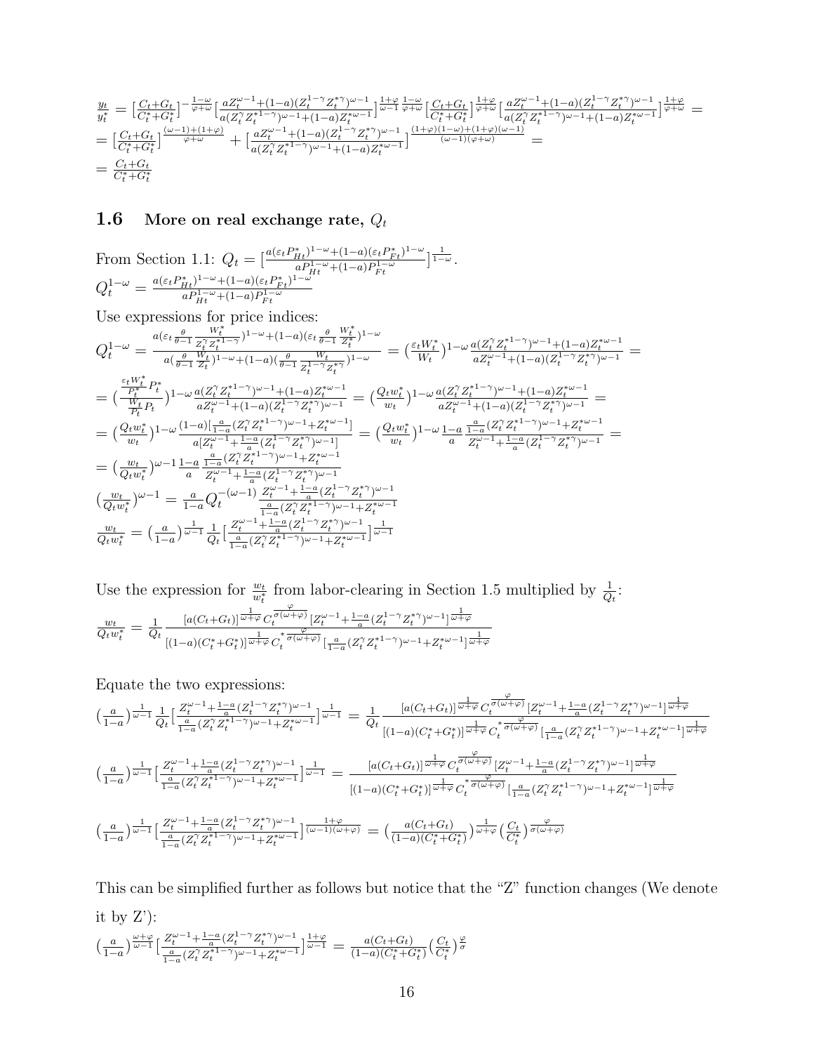$$\frac{y_t}{y_t^*} = [\frac{C_t+G_t}{C_t^*+G_t^*}]^{-\frac{1-\omega}{\varphi+\omega}} [\frac{aZ_t^{\omega-1}+(1-a)(Z_t^{1-\gamma}Z_t^{*\gamma})^{\omega-1}}{a(Z_t^{\gamma}Z_t^{*1-\gamma})^{\omega-1}+(1-a)Z_t^{*\omega-1}}]^{\frac{1+\varphi}{\omega-1}\frac{1-\omega}{\varphi+\omega}} [\frac{C_t+G_t}{C_t^*+G_t^*}]^{\frac{1+\varphi}{\varphi+\omega}} [\frac{aZ_t^{\omega-1}+(1-a)(Z_t^{1-\gamma}Z_t^{*\gamma})^{\omega-1}}{a(Z_t^{\gamma}Z_t^{*1-\gamma})^{\omega-1}+(1-a)Z_t^{*\omega-1}}]^{\frac{1+\varphi}{\varphi+\omega}} =$$
$$= [\frac{C_t+G_t}{C_t^*+G_t^*}]^{\frac{(\omega-1)+(1+\varphi)}{\varphi+\omega}} + [\frac{aZ_t^{\omega-1}+(1-a)(Z_t^{1-\gamma}Z_t^{*\gamma})^{\omega-1}}{a(Z_t^{\gamma}Z_t^{*1-\gamma})^{\omega-1}+(1-a)Z_t^{*\omega-1}}]^{\frac{(1+\varphi)(1-\omega)+(1+\varphi)(\omega-1)}{(\omega-1)(\varphi+\omega)}} =$$
$$= \frac{C_t+G_t}{C_t^*+G_t^*}$$

### 1.6 More on real exchange rate, $Q_t$

From Section 1.1: $Q_t = [\frac{a(\varepsilon_t P_{Ht}^*)^{1-\omega}+(1-a)(\varepsilon_t P_{Ft}^*)^{1-\omega}}{aP_{Ht}^{1-\omega}+(1-a)P_{Ft}^{1-\omega}}]^{\frac{1}{1-\omega}}$.

$Q_t^{1-\omega} = \frac{a(\varepsilon_t P_{Ht}^*)^{1-\omega}+(1-a)(\varepsilon_t P_{Ft}^*)^{1-\omega}}{aP_{Ht}^{1-\omega}+(1-a)P_{Ft}^{1-\omega}}$

Use expressions for price indices:

$$Q_t^{1-\omega} = \frac{a(\varepsilon_t \frac{\theta}{\theta-1}\frac{W_t^*}{Z_t^{\gamma}Z_t^{*1-\gamma}})^{1-\omega}+(1-a)(\varepsilon_t \frac{\theta}{\theta-1}\frac{W_t^*}{Z_t^*})^{1-\omega}}{a(\frac{\theta}{\theta-1}\frac{W_t}{Z_t})^{1-\omega}+(1-a)(\frac{\theta}{\theta-1}\frac{W_t}{Z_t^{1-\gamma}Z_t^{*\gamma}})^{1-\omega}} = (\frac{\varepsilon_t W_t^*}{W_t})^{1-\omega}\frac{a(Z_t^{\gamma}Z_t^{*1-\gamma})^{\omega-1}+(1-a)Z_t^{*\omega-1}}{aZ_t^{\omega-1}+(1-a)(Z_t^{1-\gamma}Z_t^{*\gamma})^{\omega-1}} =$$
$$= (\frac{\frac{\varepsilon_t W_t^*}{P_t^*}P_t^*}{\frac{W_t}{P_t}P_t})^{1-\omega}\frac{a(Z_t^{\gamma}Z_t^{*1-\gamma})^{\omega-1}+(1-a)Z_t^{*\omega-1}}{aZ_t^{\omega-1}+(1-a)(Z_t^{1-\gamma}Z_t^{*\gamma})^{\omega-1}} = (\frac{Q_t w_t^*}{w_t})^{1-\omega}\frac{a(Z_t^{\gamma}Z_t^{*1-\gamma})^{\omega-1}+(1-a)Z_t^{*\omega-1}}{aZ_t^{\omega-1}+(1-a)(Z_t^{1-\gamma}Z_t^{*\gamma})^{\omega-1}} =$$
$$= (\frac{Q_t w_t^*}{w_t})^{1-\omega}\frac{(1-a)[\frac{a}{1-a}(Z_t^{\gamma}Z_t^{*1-\gamma})^{\omega-1}+Z_t^{*\omega-1}]}{a[Z_t^{\omega-1}+\frac{1-a}{a}(Z_t^{1-\gamma}Z_t^{*\gamma})^{\omega-1}]} = (\frac{Q_t w_t^*}{w_t})^{1-\omega}\frac{1-a}{a}\frac{\frac{a}{1-a}(Z_t^{\gamma}Z_t^{*1-\gamma})^{\omega-1}+Z_t^{*\omega-1}}{Z_t^{\omega-1}+\frac{1-a}{a}(Z_t^{1-\gamma}Z_t^{*\gamma})^{\omega-1}} =$$
$$= (\frac{w_t}{Q_t w_t^*})^{\omega-1}\frac{1-a}{a}\frac{\frac{a}{1-a}(Z_t^{\gamma}Z_t^{*1-\gamma})^{\omega-1}+Z_t^{*\omega-1}}{Z_t^{\omega-1}+\frac{1-a}{a}(Z_t^{1-\gamma}Z_t^{*\gamma})^{\omega-1}}$$
$$(\frac{w_t}{Q_t w_t^*})^{\omega-1} = \frac{a}{1-a}Q_t^{-(\omega-1)}\frac{Z_t^{\omega-1}+\frac{1-a}{a}(Z_t^{1-\gamma}Z_t^{*\gamma})^{\omega-1}}{\frac{a}{1-a}(Z_t^{\gamma}Z_t^{*1-\gamma})^{\omega-1}+Z_t^{*\omega-1}}$$
$$\frac{w_t}{Q_t w_t^*} = (\frac{a}{1-a})^{\frac{1}{\omega-1}}\frac{1}{Q_t}[\frac{Z_t^{\omega-1}+\frac{1-a}{a}(Z_t^{1-\gamma}Z_t^{*\gamma})^{\omega-1}}{\frac{a}{1-a}(Z_t^{\gamma}Z_t^{*1-\gamma})^{\omega-1}+Z_t^{*\omega-1}}]^{\frac{1}{\omega-1}}$$

Use the expression for $\frac{w_t}{w_t^*}$ from labor-clearing in Section 1.5 multiplied by $\frac{1}{Q_t}$:

$$\frac{w_t}{Q_t w_t^*} = \frac{1}{Q_t}\frac{[a(C_t+G_t)]^{\frac{1}{\omega+\varphi}}C_t^{\frac{\varphi}{\sigma(\omega+\varphi)}}[Z_t^{\omega-1}+\frac{1-a}{a}(Z_t^{1-\gamma}Z_t^{*\gamma})^{\omega-1}]^{\frac{1}{\omega+\varphi}}}{[(1-a)(C_t^*+G_t^*)]^{\frac{1}{\omega+\varphi}}C_t^{*\frac{\varphi}{\sigma(\omega+\varphi)}}[\frac{a}{1-a}(Z_t^{\gamma}Z_t^{*1-\gamma})^{\omega-1}+Z_t^{*\omega-1}]^{\frac{1}{\omega+\varphi}}}$$

Equate the two expressions:

$$(\frac{a}{1-a})^{\frac{1}{\omega-1}}\frac{1}{Q_t}[\frac{Z_t^{\omega-1}+\frac{1-a}{a}(Z_t^{1-\gamma}Z_t^{*\gamma})^{\omega-1}}{\frac{a}{1-a}(Z_t^{\gamma}Z_t^{*1-\gamma})^{\omega-1}+Z_t^{*\omega-1}}]^{\frac{1}{\omega-1}} = \frac{1}{Q_t}\frac{[a(C_t+G_t)]^{\frac{1}{\omega+\varphi}}C_t^{\frac{\varphi}{\sigma(\omega+\varphi)}}[Z_t^{\omega-1}+\frac{1-a}{a}(Z_t^{1-\gamma}Z_t^{*\gamma})^{\omega-1}]^{\frac{1}{\omega+\varphi}}}{[(1-a)(C_t^*+G_t^*)]^{\frac{1}{\omega+\varphi}}C_t^{*\frac{\varphi}{\sigma(\omega+\varphi)}}[\frac{a}{1-a}(Z_t^{\gamma}Z_t^{*1-\gamma})^{\omega-1}+Z_t^{*\omega-1}]^{\frac{1}{\omega+\varphi}}}$$

$$(\frac{a}{1-a})^{\frac{1}{\omega-1}}[\frac{Z_t^{\omega-1}+\frac{1-a}{a}(Z_t^{1-\gamma}Z_t^{*\gamma})^{\omega-1}}{\frac{a}{1-a}(Z_t^{\gamma}Z_t^{*1-\gamma})^{\omega-1}+Z_t^{*\omega-1}}]^{\frac{1}{\omega-1}} = \frac{[a(C_t+G_t)]^{\frac{1}{\omega+\varphi}}C_t^{\frac{\varphi}{\sigma(\omega+\varphi)}}[Z_t^{\omega-1}+\frac{1-a}{a}(Z_t^{1-\gamma}Z_t^{*\gamma})^{\omega-1}]^{\frac{1}{\omega+\varphi}}}{[(1-a)(C_t^*+G_t^*)]^{\frac{1}{\omega+\varphi}}C_t^{*\frac{\varphi}{\sigma(\omega+\varphi)}}[\frac{a}{1-a}(Z_t^{\gamma}Z_t^{*1-\gamma})^{\omega-1}+Z_t^{*\omega-1}]^{\frac{1}{\omega+\varphi}}}$$

$$(\frac{a}{1-a})^{\frac{1}{\omega-1}}[\frac{Z_t^{\omega-1}+\frac{1-a}{a}(Z_t^{1-\gamma}Z_t^{*\gamma})^{\omega-1}}{\frac{a}{1-a}(Z_t^{\gamma}Z_t^{*1-\gamma})^{\omega-1}+Z_t^{*\omega-1}}]^{\frac{1+\varphi}{(\omega-1)(\omega+\varphi)}} = (\frac{a(C_t+G_t)}{(1-a)(C_t^*+G_t^*)})^{\frac{1}{\omega+\varphi}}(\frac{C_t}{C_t^*})^{\frac{\varphi}{\sigma(\omega+\varphi)}}$$

This can be simplified further as follows but notice that the "Z" function changes (We denote it by Z'):

$$(\frac{a}{1-a})^{\frac{\omega+\varphi}{\omega-1}}[\frac{Z_t^{\omega-1}+\frac{1-a}{a}(Z_t^{1-\gamma}Z_t^{*\gamma})^{\omega-1}}{\frac{a}{1-a}(Z_t^{\gamma}Z_t^{*1-\gamma})^{\omega-1}+Z_t^{*\omega-1}}]^{\frac{1+\varphi}{\omega-1}} = \frac{a(C_t+G_t)}{(1-a)(C_t^*+G_t^*)}(\frac{C_t}{C_t^*})^{\frac{\varphi}{\sigma}}$$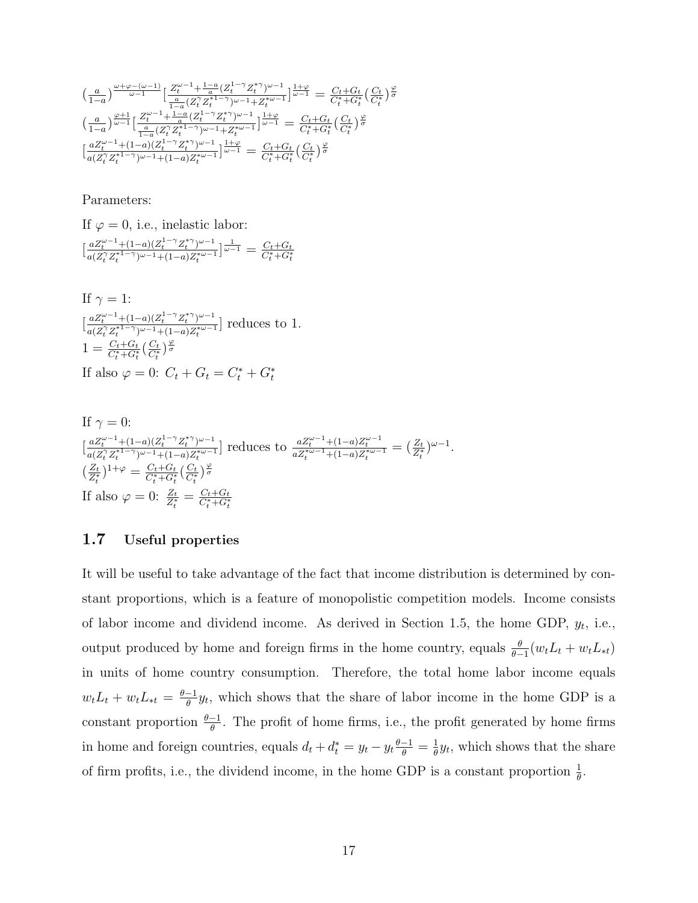$(\frac{a}{1-a})^{\frac{\omega+\varphi-(\omega-1)}{\omega-1}}[\frac{Z_t^{\omega-1}+\frac{1-a}{a}(Z_t^{1-\gamma}Z_t^{*\gamma})^{\omega-1}}{\frac{a}{1-a}(Z_t^{\gamma}Z_t^{*1-\gamma})^{\omega-1}+Z_t^{*\omega-1}}]^{\frac{1+\varphi}{\omega-1}} = \frac{C_t+G_t}{C_t^*+G_t^*}(\frac{C_t}{C_t^*})^{\frac{\varphi}{\sigma}}$

$(\frac{a}{1-a})^{\frac{\varphi+1}{\omega-1}}[\frac{Z_t^{\omega-1}+\frac{1-a}{a}(Z_t^{1-\gamma}Z_t^{*\gamma})^{\omega-1}}{\frac{a}{1-a}(Z_t^{\gamma}Z_t^{*1-\gamma})^{\omega-1}+Z_t^{*\omega-1}}]^{\frac{1+\varphi}{\omega-1}} = \frac{C_t+G_t}{C_t^*+G_t^*}(\frac{C_t}{C_t^*})^{\frac{\varphi}{\sigma}}$

$[\frac{aZ_t^{\omega-1}+(1-a)(Z_t^{1-\gamma}Z_t^{*\gamma})^{\omega-1}}{a(Z_t^{\gamma}Z_t^{*1-\gamma})^{\omega-1}+(1-a)Z_t^{*\omega-1}}]^{\frac{1+\varphi}{\omega-1}} = \frac{C_t+G_t}{C_t^*+G_t^*}(\frac{C_t}{C_t^*})^{\frac{\varphi}{\sigma}}$

Parameters:

If $\varphi = 0$, i.e., inelastic labor:
$[\frac{aZ_t^{\omega-1}+(1-a)(Z_t^{1-\gamma}Z_t^{*\gamma})^{\omega-1}}{a(Z_t^{\gamma}Z_t^{*1-\gamma})^{\omega-1}+(1-a)Z_t^{*\omega-1}}]^{\frac{1}{\omega-1}} = \frac{C_t+G_t}{C_t^*+G_t^*}$

If $\gamma = 1$:
$[\frac{aZ_t^{\omega-1}+(1-a)(Z_t^{1-\gamma}Z_t^{*\gamma})^{\omega-1}}{a(Z_t^{\gamma}Z_t^{*1-\gamma})^{\omega-1}+(1-a)Z_t^{*\omega-1}}]$ reduces to 1.
$1 = \frac{C_t+G_t}{C_t^*+G_t^*}(\frac{C_t}{C_t^*})^{\frac{\varphi}{\sigma}}$
If also $\varphi = 0$: $C_t + G_t = C_t^* + G_t^*$

If $\gamma = 0$:
$[\frac{aZ_t^{\omega-1}+(1-a)(Z_t^{1-\gamma}Z_t^{*\gamma})^{\omega-1}}{a(Z_t^{\gamma}Z_t^{*1-\gamma})^{\omega-1}+(1-a)Z_t^{*\omega-1}}]$ reduces to $\frac{aZ_t^{\omega-1}+(1-a)Z_t^{\omega-1}}{aZ_t^{*\omega-1}+(1-a)Z_t^{*\omega-1}} = (\frac{Z_t}{Z_t^*})^{\omega-1}$.
$(\frac{Z_t}{Z_t^*})^{1+\varphi} = \frac{C_t+G_t}{C_t^*+G_t^*}(\frac{C_t}{C_t^*})^{\frac{\varphi}{\sigma}}$
If also $\varphi = 0$: $\frac{Z_t}{Z_t^*} = \frac{C_t+G_t}{C_t^*+G_t^*}$

## 1.7 Useful properties

It will be useful to take advantage of the fact that income distribution is determined by constant proportions, which is a feature of monopolistic competition models. Income consists of labor income and dividend income. As derived in Section 1.5, the home GDP, $y_t$, i.e., output produced by home and foreign firms in the home country, equals $\frac{\theta}{\theta-1}(w_tL_t + w_tL_{*t})$ in units of home country consumption. Therefore, the total home labor income equals $w_tL_t + w_tL_{*t} = \frac{\theta-1}{\theta}y_t$, which shows that the share of labor income in the home GDP is a constant proportion $\frac{\theta-1}{\theta}$. The profit of home firms, i.e., the profit generated by home firms in home and foreign countries, equals $d_t + d_t^* = y_t - y_t\frac{\theta-1}{\theta} = \frac{1}{\theta}y_t$, which shows that the share of firm profits, i.e., the dividend income, in the home GDP is a constant proportion $\frac{1}{\theta}$.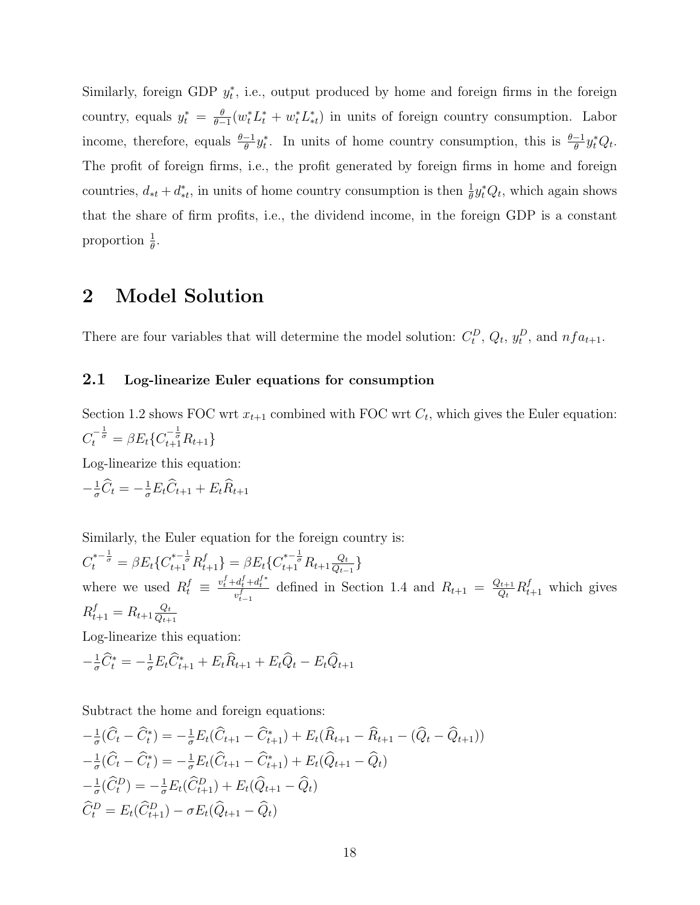Similarly, foreign GDP $y_t^*$, i.e., output produced by home and foreign firms in the foreign country, equals $y_t^* = \frac{\theta}{\theta-1}(w_t^* L_t^* + w_t^* L_{*t}^*)$ in units of foreign country consumption. Labor income, therefore, equals $\frac{\theta-1}{\theta} y_t^*$. In units of home country consumption, this is $\frac{\theta-1}{\theta} y_t^* Q_t$. The profit of foreign firms, i.e., the profit generated by foreign firms in home and foreign countries, $d_{*t} + d_{*t}^*$, in units of home country consumption is then $\frac{1}{\theta} y_t^* Q_t$, which again shows that the share of firm profits, i.e., the dividend income, in the foreign GDP is a constant proportion $\frac{1}{\theta}$.

# 2 Model Solution

There are four variables that will determine the model solution: $C_t^D$, $Q_t$, $y_t^D$, and $nfa_{t+1}$.

## 2.1 Log-linearize Euler equations for consumption

Section 1.2 shows FOC wrt $x_{t+1}$ combined with FOC wrt $C_t$, which gives the Euler equation:
$C_t^{-\frac{1}{\sigma}} = \beta E_t\{C_{t+1}^{-\frac{1}{\sigma}} R_{t+1}\}$

Log-linearize this equation:
$-\frac{1}{\sigma}\widehat{C}_t = -\frac{1}{\sigma} E_t \widehat{C}_{t+1} + E_t \widehat{R}_{t+1}$

Similarly, the Euler equation for the foreign country is:
$C_t^{*-\frac{1}{\sigma}} = \beta E_t\{C_{t+1}^{*-\frac{1}{\sigma}} R_{t+1}^f\} = \beta E_t\{C_{t+1}^{*-\frac{1}{\sigma}} R_{t+1} \frac{Q_t}{Q_{t-1}}\}$
where we used $R_t^f \equiv \frac{v_t^f + d_t^f + d_t^{f*}}{v_{t-1}^f}$ defined in Section 1.4 and $R_{t+1} = \frac{Q_{t+1}}{Q_t} R_{t+1}^f$ which gives $R_{t+1}^f = R_{t+1}\frac{Q_t}{Q_{t+1}}$

Log-linearize this equation:
$-\frac{1}{\sigma}\widehat{C}_t^* = -\frac{1}{\sigma} E_t \widehat{C}_{t+1}^* + E_t \widehat{R}_{t+1} + E_t \widehat{Q}_t - E_t \widehat{Q}_{t+1}$

Subtract the home and foreign equations:
$-\frac{1}{\sigma}(\widehat{C}_t - \widehat{C}_t^*) = -\frac{1}{\sigma} E_t(\widehat{C}_{t+1} - \widehat{C}_{t+1}^*) + E_t(\widehat{R}_{t+1} - \widehat{R}_{t+1} - (\widehat{Q}_t - \widehat{Q}_{t+1}))$
$-\frac{1}{\sigma}(\widehat{C}_t - \widehat{C}_t^*) = -\frac{1}{\sigma} E_t(\widehat{C}_{t+1} - \widehat{C}_{t+1}^*) + E_t(\widehat{Q}_{t+1} - \widehat{Q}_t)$
$-\frac{1}{\sigma}(\widehat{C}_t^D) = -\frac{1}{\sigma} E_t(\widehat{C}_{t+1}^D) + E_t(\widehat{Q}_{t+1} - \widehat{Q}_t)$
$\widehat{C}_t^D = E_t(\widehat{C}_{t+1}^D) - \sigma E_t(\widehat{Q}_{t+1} - \widehat{Q}_t)$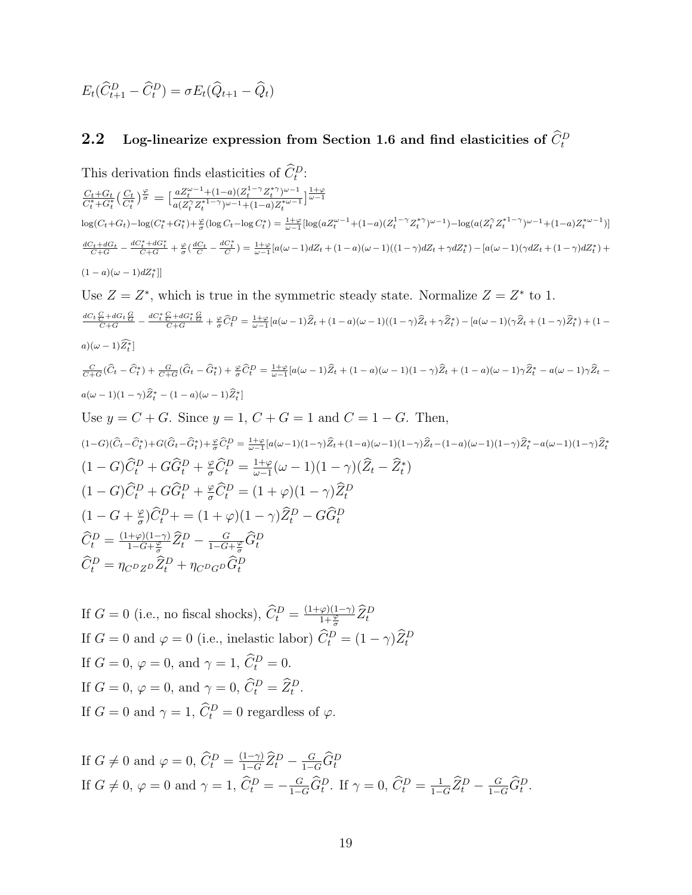$E_t(\widehat{C}^D_{t+1} - \widehat{C}^D_t) = \sigma E_t(\widehat{Q}_{t+1} - \widehat{Q}_t)$

## 2.2 Log-linearize expression from Section 1.6 and find elasticities of $\widehat{C}^D_t$

This derivation finds elasticities of $\widehat{C}^D_t$:

$\frac{C_t+G_t}{C^*_t+G^*_t}(\frac{C_t}{C^*_t})^{\frac{\varphi}{\sigma}} = [\frac{aZ_t^{\omega-1}+(1-a)(Z_t^{1-\gamma}Z_t^{*\gamma})^{\omega-1}}{a(Z_t^{\gamma}Z_t^{*1-\gamma})^{\omega-1}+(1-a)Z_t^{*\omega-1}}]^{\frac{1+\varphi}{\omega-1}}$

$\log(C_t+G_t)-\log(C^*_t+G^*_t)+\frac{\varphi}{\sigma}(\log C_t - \log C^*_t) = \frac{1+\varphi}{\omega-1}[\log(aZ_t^{\omega-1}+(1-a)(Z_t^{1-\gamma}Z_t^{*\gamma})^{\omega-1})-\log(a(Z_t^{\gamma}Z_t^{*1-\gamma})^{\omega-1}+(1-a)Z_t^{*\omega-1})]$

$\frac{dC_t+dG_t}{C+G} - \frac{dC^*_t+dG^*_t}{C+G} + \frac{\varphi}{\sigma}(\frac{dC_t}{C} - \frac{dC^*_t}{C}) = \frac{1+\varphi}{\omega-1}[a(\omega-1)dZ_t + (1-a)(\omega-1)((1-\gamma)dZ_t + \gamma dZ^*_t) - [a(\omega-1)(\gamma dZ_t + (1-\gamma)dZ^*_t) + (1-a)(\omega-1)dZ^*_t]]$

Use $Z = Z^*$, which is true in the symmetric steady state. Normalize $Z = Z^*$ to 1.

$\frac{dC_t\frac{C}{C}+dG_t\frac{G}{G}}{C+G} - \frac{dC^*_t\frac{C}{C}+dG^*_t\frac{G}{G}}{C+G} + \frac{\varphi}{\sigma}\widehat{C}^D_t = \frac{1+\varphi}{\omega-1}[a(\omega-1)\widehat{Z}_t + (1-a)(\omega-1)((1-\gamma)\widehat{Z}_t+\gamma\widehat{Z}^*_t) - [a(\omega-1)(\gamma\widehat{Z}_t + (1-\gamma)\widehat{Z}^*_t) + (1-a)(\omega-1)\widehat{Z}^*_t]$

$\frac{C}{C+G}(\widehat{C}_t - \widehat{C}^*_t) + \frac{G}{C+G}(\widehat{G}_t - \widehat{G}^*_t) + \frac{\varphi}{\sigma}\widehat{C}^D_t = \frac{1+\varphi}{\omega-1}[a(\omega-1)\widehat{Z}_t + (1-a)(\omega-1)(1-\gamma)\widehat{Z}_t + (1-a)(\omega-1)\gamma\widehat{Z}^*_t - a(\omega-1)\gamma\widehat{Z}_t - a(\omega-1)(1-\gamma)\widehat{Z}^*_t - (1-a)(\omega-1)\widehat{Z}^*_t]$

Use $y = C + G$. Since $y = 1$, $C + G = 1$ and $C = 1 - G$. Then,

$(1-G)(\widehat{C}_t - \widehat{C}^*_t) + G(\widehat{G}_t - \widehat{G}^*_t) + \frac{\varphi}{\sigma}\widehat{C}^D_t = \frac{1+\varphi}{\omega-1}[a(\omega-1)(1-\gamma)\widehat{Z}_t + (1-a)(\omega-1)(1-\gamma)\widehat{Z}_t - (1-a)(\omega-1)(1-\gamma)\widehat{Z}^*_t - a(\omega-1)(1-\gamma)\widehat{Z}^*_t$

$(1-G)\widehat{C}^D_t + G\widehat{G}^D_t + \frac{\varphi}{\sigma}\widehat{C}^D_t = \frac{1+\varphi}{\omega-1}(\omega-1)(1-\gamma)(\widehat{Z}_t - \widehat{Z}^*_t)$

$(1-G)\widehat{C}^D_t + G\widehat{G}^D_t + \frac{\varphi}{\sigma}\widehat{C}^D_t = (1+\varphi)(1-\gamma)\widehat{Z}^D_t$

$(1-G+\frac{\varphi}{\sigma})\widehat{C}^D_t + = (1+\varphi)(1-\gamma)\widehat{Z}^D_t - G\widehat{G}^D_t$

$\widehat{C}^D_t = \frac{(1+\varphi)(1-\gamma)}{1-G+\frac{\varphi}{\sigma}}\widehat{Z}^D_t - \frac{G}{1-G+\frac{\varphi}{\sigma}}\widehat{G}^D_t$

$\widehat{C}^D_t = \eta_{C^DZ^D}\widehat{Z}^D_t + \eta_{C^DG^D}\widehat{G}^D_t$

If $G = 0$ (i.e., no fiscal shocks), $\widehat{C}^D_t = \frac{(1+\varphi)(1-\gamma)}{1+\frac{\varphi}{\sigma}}\widehat{Z}^D_t$

If $G = 0$ and $\varphi = 0$ (i.e., inelastic labor) $\widehat{C}^D_t = (1-\gamma)\widehat{Z}^D_t$

If $G = 0$, $\varphi = 0$, and $\gamma = 1$, $\widehat{C}^D_t = 0$.

If $G = 0$, $\varphi = 0$, and $\gamma = 0$, $\widehat{C}^D_t = \widehat{Z}^D_t$.

If $G = 0$ and $\gamma = 1$, $\widehat{C}^D_t = 0$ regardless of $\varphi$.

If $G \neq 0$ and $\varphi = 0$, $\widehat{C}^D_t = \frac{(1-\gamma)}{1-G}\widehat{Z}^D_t - \frac{G}{1-G}\widehat{G}^D_t$

If $G \neq 0$, $\varphi = 0$ and $\gamma = 1$, $\widehat{C}^D_t = -\frac{G}{1-G}\widehat{G}^D_t$. If $\gamma = 0$, $\widehat{C}^D_t = \frac{1}{1-G}\widehat{Z}^D_t - \frac{G}{1-G}\widehat{G}^D_t$.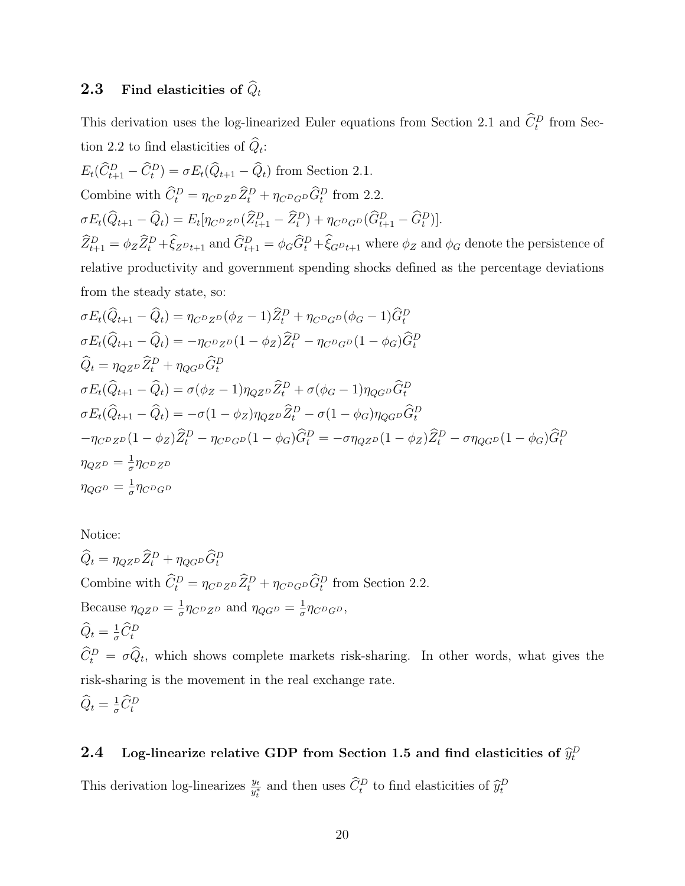### 2.3 Find elasticities of $\widehat{Q}_t$

This derivation uses the log-linearized Euler equations from Section 2.1 and $\widehat{C}_t^D$ from Section 2.2 to find elasticities of $\widehat{Q}_t$:

$E_t(\widehat{C}_{t+1}^D - \widehat{C}_t^D) = \sigma E_t(\widehat{Q}_{t+1} - \widehat{Q}_t)$ from Section 2.1.

Combine with $\widehat{C}_t^D = \eta_{C^D Z^D}\widehat{Z}_t^D + \eta_{C^D G^D}\widehat{G}_t^D$ from 2.2.

$\sigma E_t(\widehat{Q}_{t+1} - \widehat{Q}_t) = E_t[\eta_{C^D Z^D}(\widehat{Z}_{t+1}^D - \widehat{Z}_t^D) + \eta_{C^D G^D}(\widehat{G}_{t+1}^D - \widehat{G}_t^D)]$.

$\widehat{Z}_{t+1}^D = \phi_Z \widehat{Z}_t^D + \widehat{\xi}_{Z^D t+1}$ and $\widehat{G}_{t+1}^D = \phi_G \widehat{G}_t^D + \widehat{\xi}_{G^D t+1}$ where $\phi_Z$ and $\phi_G$ denote the persistence of relative productivity and government spending shocks defined as the percentage deviations from the steady state, so:

$\sigma E_t(\widehat{Q}_{t+1} - \widehat{Q}_t) = \eta_{C^D Z^D}(\phi_Z - 1)\widehat{Z}_t^D + \eta_{C^D G^D}(\phi_G - 1)\widehat{G}_t^D$

$\sigma E_t(\widehat{Q}_{t+1} - \widehat{Q}_t) = -\eta_{C^D Z^D}(1 - \phi_Z)\widehat{Z}_t^D - \eta_{C^D G^D}(1 - \phi_G)\widehat{G}_t^D$

$\widehat{Q}_t = \eta_{Q Z^D}\widehat{Z}_t^D + \eta_{Q G^D}\widehat{G}_t^D$

$\sigma E_t(\widehat{Q}_{t+1} - \widehat{Q}_t) = \sigma(\phi_Z - 1)\eta_{Q Z^D}\widehat{Z}_t^D + \sigma(\phi_G - 1)\eta_{Q G^D}\widehat{G}_t^D$

$\sigma E_t(\widehat{Q}_{t+1} - \widehat{Q}_t) = -\sigma(1 - \phi_Z)\eta_{Q Z^D}\widehat{Z}_t^D - \sigma(1 - \phi_G)\eta_{Q G^D}\widehat{G}_t^D$

$-\eta_{C^D Z^D}(1 - \phi_Z)\widehat{Z}_t^D - \eta_{C^D G^D}(1 - \phi_G)\widehat{G}_t^D = -\sigma\eta_{Q Z^D}(1 - \phi_Z)\widehat{Z}_t^D - \sigma\eta_{Q G^D}(1 - \phi_G)\widehat{G}_t^D$

$\eta_{Q Z^D} = \frac{1}{\sigma}\eta_{C^D Z^D}$

$\eta_{Q G^D} = \frac{1}{\sigma}\eta_{C^D G^D}$

Notice:

$\widehat{Q}_t = \eta_{Q Z^D}\widehat{Z}_t^D + \eta_{Q G^D}\widehat{G}_t^D$

Combine with $\widehat{C}_t^D = \eta_{C^D Z^D}\widehat{Z}_t^D + \eta_{C^D G^D}\widehat{G}_t^D$ from Section 2.2.

Because $\eta_{Q Z^D} = \frac{1}{\sigma}\eta_{C^D Z^D}$ and $\eta_{Q G^D} = \frac{1}{\sigma}\eta_{C^D G^D}$,

$\widehat{Q}_t = \frac{1}{\sigma}\widehat{C}_t^D$

$\widehat{C}_t^D = \sigma\widehat{Q}_t$, which shows complete markets risk-sharing. In other words, what gives the risk-sharing is the movement in the real exchange rate.

$\widehat{Q}_t = \frac{1}{\sigma}\widehat{C}_t^D$

### 2.4 Log-linearize relative GDP from Section 1.5 and find elasticities of $\widehat{y}_t^D$

This derivation log-linearizes $\frac{y_t}{y_t^*}$ and then uses $\widehat{C}_t^D$ to find elasticities of $\widehat{y}_t^D$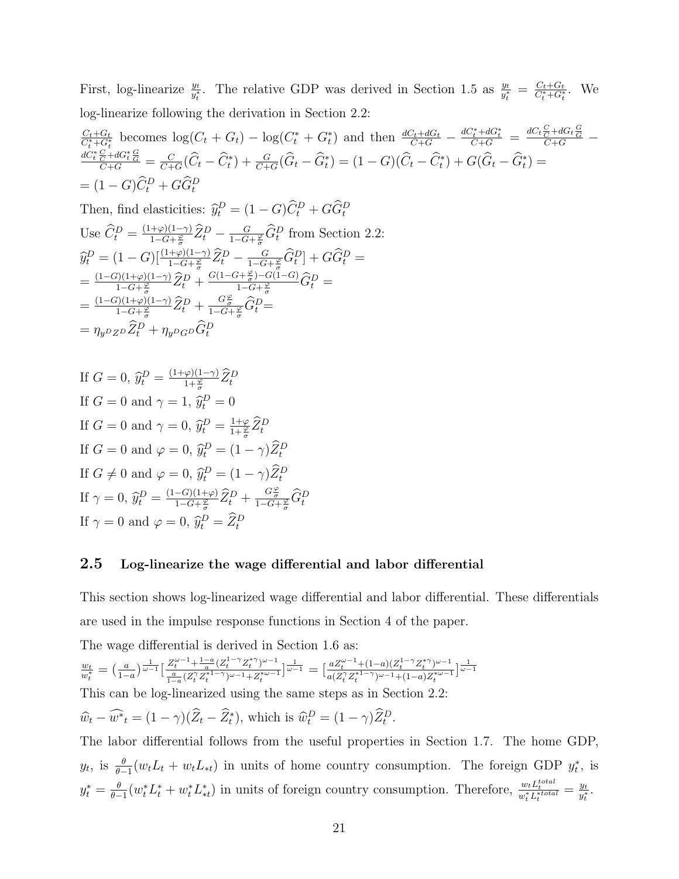First, log-linearize $\frac{y_t}{y_t^*}$. The relative GDP was derived in Section 1.5 as $\frac{y_t}{y_t^*} = \frac{C_t+G_t}{C_t^*+G_t^*}$. We log-linearize following the derivation in Section 2.2:

$\frac{C_t+G_t}{C_t^*+G_t^*}$ becomes $\log(C_t + G_t) - \log(C_t^* + G_t^*)$ and then $\frac{dC_t+dG_t}{C+G} - \frac{dC_t^*+dG_t^*}{C+G} = \frac{dC_t\frac{C}{C}+dG_t\frac{G}{G}}{C+G} - \frac{dC_t^*\frac{C}{C}+dG_t^*\frac{G}{G}}{C+G} = \frac{C}{C+G}(\widehat{C}_t - \widehat{C}_t^*) + \frac{G}{C+G}(\widehat{G}_t - \widehat{G}_t^*) = (1-G)(\widehat{C}_t - \widehat{C}_t^*) + G(\widehat{G}_t - \widehat{G}_t^*) =$
$= (1-G)\widehat{C}_t^D + G\widehat{G}_t^D$

Then, find elasticities: $\widehat{y}_t^D = (1-G)\widehat{C}_t^D + G\widehat{G}_t^D$

Use $\widehat{C}_t^D = \frac{(1+\varphi)(1-\gamma)}{1-G+\frac{\varphi}{\sigma}}\widehat{Z}_t^D - \frac{G}{1-G+\frac{\varphi}{\sigma}}\widehat{G}_t^D$ from Section 2.2:

$\widehat{y}_t^D = (1-G)[\frac{(1+\varphi)(1-\gamma)}{1-G+\frac{\varphi}{\sigma}}\widehat{Z}_t^D - \frac{G}{1-G+\frac{\varphi}{\sigma}}\widehat{G}_t^D] + G\widehat{G}_t^D =$
$= \frac{(1-G)(1+\varphi)(1-\gamma)}{1-G+\frac{\varphi}{\sigma}}\widehat{Z}_t^D + \frac{G(1-G+\frac{\varphi}{\sigma})-G(1-G)}{1-G+\frac{\varphi}{\sigma}}\widehat{G}_t^D =$
$= \frac{(1-G)(1+\varphi)(1-\gamma)}{1-G+\frac{\varphi}{\sigma}}\widehat{Z}_t^D + \frac{G\frac{\varphi}{\sigma}}{1-G+\frac{\varphi}{\sigma}}\widehat{G}_t^D =$
$= \eta_{y^D Z^D}\widehat{Z}_t^D + \eta_{y^D G^D}\widehat{G}_t^D$

If $G = 0$, $\widehat{y}_t^D = \frac{(1+\varphi)(1-\gamma)}{1+\frac{\varphi}{\sigma}}\widehat{Z}_t^D$
If $G = 0$ and $\gamma = 1$, $\widehat{y}_t^D = 0$
If $G = 0$ and $\gamma = 0$, $\widehat{y}_t^D = \frac{1+\varphi}{1+\frac{\varphi}{\sigma}}\widehat{Z}_t^D$
If $G = 0$ and $\varphi = 0$, $\widehat{y}_t^D = (1-\gamma)\widehat{Z}_t^D$
If $G \neq 0$ and $\varphi = 0$, $\widehat{y}_t^D = (1-\gamma)\widehat{Z}_t^D$
If $\gamma = 0$, $\widehat{y}_t^D = \frac{(1-G)(1+\varphi)}{1-G+\frac{\varphi}{\sigma}}\widehat{Z}_t^D + \frac{G\frac{\varphi}{\sigma}}{1-G+\frac{\varphi}{\sigma}}\widehat{G}_t^D$
If $\gamma = 0$ and $\varphi = 0$, $\widehat{y}_t^D = \widehat{Z}_t^D$

## 2.5 Log-linearize the wage differential and labor differential

This section shows log-linearized wage differential and labor differential. These differentials are used in the impulse response functions in Section 4 of the paper.

The wage differential is derived in Section 1.6 as:

$\frac{w_t}{w_t^*} = (\frac{a}{1-a})^{\frac{1}{\omega-1}}[\frac{Z_t^{\omega-1}+\frac{1-a}{a}(Z_t^{1-\gamma}Z_t^{*\gamma})^{\omega-1}}{\frac{a}{1-a}(Z_t^{\gamma}Z_t^{*1-\gamma})^{\omega-1}+Z_t^{*\omega-1}}]^{\frac{1}{\omega-1}} = [\frac{aZ_t^{\omega-1}+(1-a)(Z_t^{1-\gamma}Z_t^{*\gamma})^{\omega-1}}{a(Z_t^{\gamma}Z_t^{*1-\gamma})^{\omega-1}+(1-a)Z_t^{*\omega-1}}]^{\frac{1}{\omega-1}}$

This can be log-linearized using the same steps as in Section 2.2:

$\widehat{w}_t - \widehat{w^*}_t = (1-\gamma)(\widehat{Z}_t - \widehat{Z}_t^*)$, which is $\widehat{w}_t^D = (1-\gamma)\widehat{Z}_t^D$.

The labor differential follows from the useful properties in Section 1.7. The home GDP, $y_t$, is $\frac{\theta}{\theta-1}(w_tL_t + w_tL_{*t})$ in units of home country consumption. The foreign GDP $y_t^*$, is $y_t^* = \frac{\theta}{\theta-1}(w_t^*L_t^* + w_t^*L_{*t}^*)$ in units of foreign country consumption. Therefore, $\frac{w_tL_t^{total}}{w_t^*L_t^{*total}} = \frac{y_t}{y_t^*}$.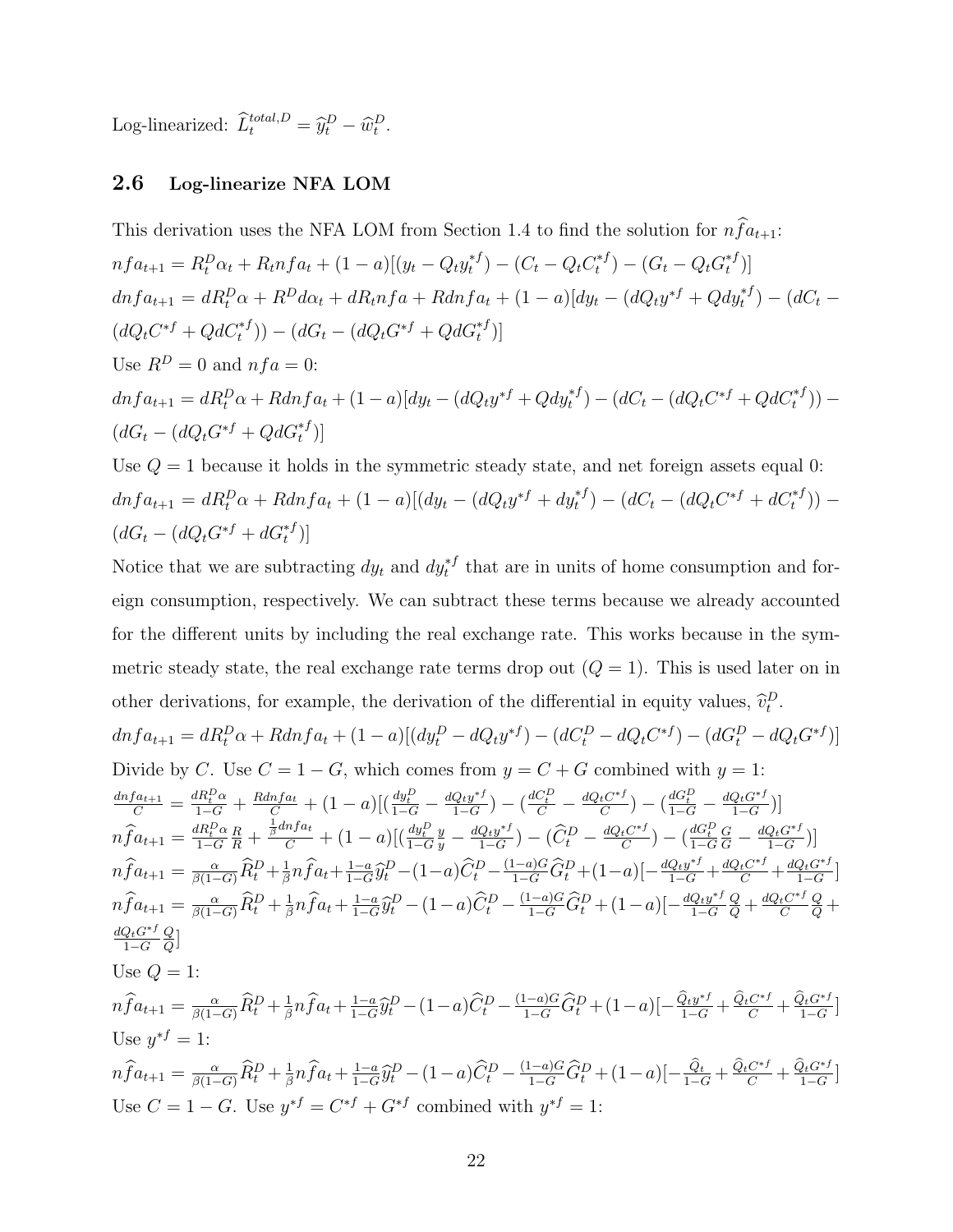Log-linearized: $\widehat{L}_t^{total,D} = \widehat{y}_t^D - \widehat{w}_t^D$.

### 2.6 Log-linearize NFA LOM

This derivation uses the NFA LOM from Section 1.4 to find the solution for $n\widehat{f}a_{t+1}$:

$nfa_{t+1} = R_t^D \alpha_t + R_t nfa_t + (1-a)[(y_t - Q_t y_t^{*f}) - (C_t - Q_t C_t^{*f}) - (G_t - Q_t G_t^{*f})]$

$dnfa_{t+1} = dR_t^D \alpha + R^D d\alpha_t + dR_t nfa + Rdnfa_t + (1-a)[dy_t - (dQ_t y^{*f} + Qdy_t^{*f}) - (dC_t - (dQ_t C^{*f} + QdC_t^{*f})) - (dG_t - (dQ_t G^{*f} + QdG_t^{*f})]$

Use $R^D = 0$ and $nfa = 0$:

$dnfa_{t+1} = dR_t^D \alpha + Rdnfa_t + (1-a)[dy_t - (dQ_t y^{*f} + Qdy_t^{*f}) - (dC_t - (dQ_t C^{*f} + QdC_t^{*f})) - (dG_t - (dQ_t G^{*f} + QdG_t^{*f})]$

Use $Q = 1$ because it holds in the symmetric steady state, and net foreign assets equal 0:

$dnfa_{t+1} = dR_t^D \alpha + Rdnfa_t + (1-a)[(dy_t - (dQ_t y^{*f} + dy_t^{*f}) - (dC_t - (dQ_t C^{*f} + dC_t^{*f})) - (dG_t - (dQ_t G^{*f} + dG_t^{*f})]$

Notice that we are subtracting $dy_t$ and $dy_t^{*f}$ that are in units of home consumption and foreign consumption, respectively. We can subtract these terms because we already accounted for the different units by including the real exchange rate. This works because in the symmetric steady state, the real exchange rate terms drop out ($Q = 1$). This is used later on in other derivations, for example, the derivation of the differential in equity values, $\widehat{v}_t^D$.

$dnfa_{t+1} = dR_t^D \alpha + Rdnfa_t + (1-a)[(dy_t^D - dQ_t y^{*f}) - (dC_t^D - dQ_t C^{*f}) - (dG_t^D - dQ_t G^{*f})]$

Divide by $C$. Use $C = 1 - G$, which comes from $y = C + G$ combined with $y = 1$:

$\frac{dnfa_{t+1}}{C} = \frac{dR_t^D \alpha}{1-G} + \frac{Rdnfa_t}{C} + (1-a)[(\frac{dy_t^D}{1-G} - \frac{dQ_t y^{*f}}{1-G}) - (\frac{dC_t^D}{C} - \frac{dQ_t C^{*f}}{C}) - (\frac{dG_t^D}{1-G} - \frac{dQ_t G^{*f}}{1-G})]$

$n\widehat{f}a_{t+1} = \frac{dR_t^D \alpha}{1-G}\frac{R}{R} + \frac{\frac{1}{\beta}dnfa_t}{C} + (1-a)[(\frac{dy_t^D}{1-G}\frac{y}{y} - \frac{dQ_t y^{*f}}{1-G}) - (\widehat{C}_t^D - \frac{dQ_t C^{*f}}{C}) - (\frac{dG_t^D}{1-G}\frac{G}{G} - \frac{dQ_t G^{*f}}{1-G})]$

$n\widehat{f}a_{t+1} = \frac{\alpha}{\beta(1-G)}\widehat{R}_t^D + \frac{1}{\beta}n\widehat{f}a_t + \frac{1-a}{1-G}\widehat{y}_t^D - (1-a)\widehat{C}_t^D - \frac{(1-a)G}{1-G}\widehat{G}_t^D + (1-a)[-\frac{dQ_t y^{*f}}{1-G} + \frac{dQ_t C^{*f}}{C} + \frac{dQ_t G^{*f}}{1-G}]$

$n\widehat{f}a_{t+1} = \frac{\alpha}{\beta(1-G)}\widehat{R}_t^D + \frac{1}{\beta}n\widehat{f}a_t + \frac{1-a}{1-G}\widehat{y}_t^D - (1-a)\widehat{C}_t^D - \frac{(1-a)G}{1-G}\widehat{G}_t^D + (1-a)[-\frac{dQ_t y^{*f}}{1-G}\frac{Q}{Q} + \frac{dQ_t C^{*f}}{C}\frac{Q}{Q} + \frac{dQ_t G^{*f}}{1-G}\frac{Q}{Q}]$

Use $Q = 1$:

$n\widehat{f}a_{t+1} = \frac{\alpha}{\beta(1-G)}\widehat{R}_t^D + \frac{1}{\beta}n\widehat{f}a_t + \frac{1-a}{1-G}\widehat{y}_t^D - (1-a)\widehat{C}_t^D - \frac{(1-a)G}{1-G}\widehat{G}_t^D + (1-a)[-\frac{\widehat{Q}_t y^{*f}}{1-G} + \frac{\widehat{Q}_t C^{*f}}{C} + \frac{\widehat{Q}_t G^{*f}}{1-G}]$

Use $y^{*f} = 1$:

$n\widehat{f}a_{t+1} = \frac{\alpha}{\beta(1-G)}\widehat{R}_t^D + \frac{1}{\beta}n\widehat{f}a_t + \frac{1-a}{1-G}\widehat{y}_t^D - (1-a)\widehat{C}_t^D - \frac{(1-a)G}{1-G}\widehat{G}_t^D + (1-a)[-\frac{\widehat{Q}_t}{1-G} + \frac{\widehat{Q}_t C^{*f}}{C} + \frac{\widehat{Q}_t G^{*f}}{1-G}]$

Use $C = 1 - G$. Use $y^{*f} = C^{*f} + G^{*f}$ combined with $y^{*f} = 1$: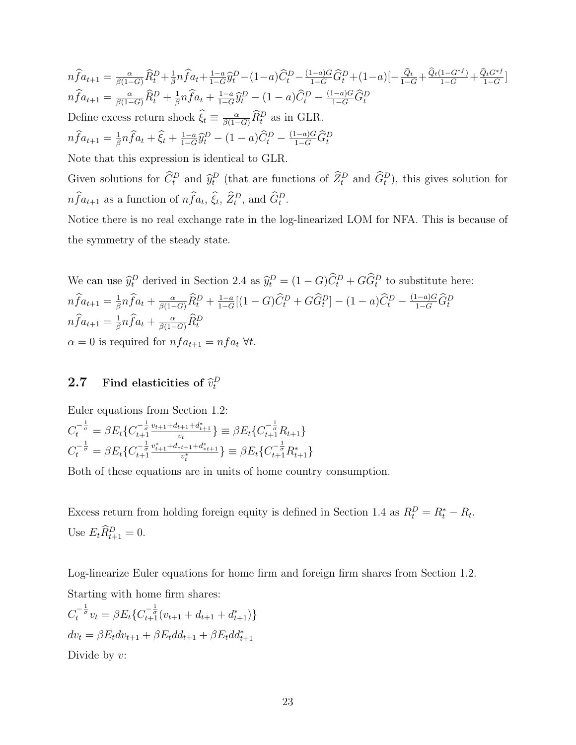$$n\widehat{f}a_{t+1} = \frac{\alpha}{\beta(1-G)}\widehat{R}_t^D + \frac{1}{\beta}n\widehat{f}a_t + \frac{1-a}{1-G}\widehat{y}_t^D - (1-a)\widehat{C}_t^D - \frac{(1-a)G}{1-G}\widehat{G}_t^D + (1-a)[-\frac{\widehat{Q}_t}{1-G} + \frac{\widehat{Q}_t(1-G^{*f})}{1-G} + \frac{\widehat{Q}_t G^{*f}}{1-G}]$$

$$n\widehat{f}a_{t+1} = \frac{\alpha}{\beta(1-G)}\widehat{R}_t^D + \frac{1}{\beta}n\widehat{f}a_t + \frac{1-a}{1-G}\widehat{y}_t^D - (1-a)\widehat{C}_t^D - \frac{(1-a)G}{1-G}\widehat{G}_t^D$$

Define excess return shock $\widehat{\xi}_t \equiv \frac{\alpha}{\beta(1-G)}\widehat{R}_t^D$ as in GLR.

$$n\widehat{f}a_{t+1} = \frac{1}{\beta}n\widehat{f}a_t + \widehat{\xi}_t + \frac{1-a}{1-G}\widehat{y}_t^D - (1-a)\widehat{C}_t^D - \frac{(1-a)G}{1-G}\widehat{G}_t^D$$

Note that this expression is identical to GLR.

Given solutions for $\widehat{C}_t^D$ and $\widehat{y}_t^D$ (that are functions of $\widehat{Z}_t^D$ and $\widehat{G}_t^D$), this gives solution for $n\widehat{f}a_{t+1}$ as a function of $n\widehat{f}a_t$, $\widehat{\xi}_t$, $\widehat{Z}_t^D$, and $\widehat{G}_t^D$.

Notice there is no real exchange rate in the log-linearized LOM for NFA. This is because of the symmetry of the steady state.

We can use $\widehat{y}_t^D$ derived in Section 2.4 as $\widehat{y}_t^D = (1-G)\widehat{C}_t^D + G\widehat{G}_t^D$ to substitute here:

$$n\widehat{f}a_{t+1} = \frac{1}{\beta}n\widehat{f}a_t + \frac{\alpha}{\beta(1-G)}\widehat{R}_t^D + \frac{1-a}{1-G}[(1-G)\widehat{C}_t^D + G\widehat{G}_t^D] - (1-a)\widehat{C}_t^D - \frac{(1-a)G}{1-G}\widehat{G}_t^D$$

$$n\widehat{f}a_{t+1} = \frac{1}{\beta}n\widehat{f}a_t + \frac{\alpha}{\beta(1-G)}\widehat{R}_t^D$$

$\alpha = 0$ is required for $nfa_{t+1} = nfa_t \ \forall t$.

## 2.7 Find elasticities of $\widehat{v}_t^D$

Euler equations from Section 1.2:

$$C_t^{-\frac{1}{\sigma}} = \beta E_t\{C_{t+1}^{-\frac{1}{\sigma}}\frac{v_{t+1}+d_{t+1}+d_{t+1}^*}{v_t}\} \equiv \beta E_t\{C_{t+1}^{-\frac{1}{\sigma}}R_{t+1}\}$$

$$C_t^{-\frac{1}{\sigma}} = \beta E_t\{C_{t+1}^{-\frac{1}{\sigma}}\frac{v_{t+1}^*+d_{*t+1}+d_{*t+1}^*}{v_t^*}\} \equiv \beta E_t\{C_{t+1}^{-\frac{1}{\sigma}}R_{t+1}^*\}$$

Both of these equations are in units of home country consumption.

Excess return from holding foreign equity is defined in Section 1.4 as $R_t^D = R_t^* - R_t$.

Use $E_t\widehat{R}_{t+1}^D = 0$.

Log-linearize Euler equations for home firm and foreign firm shares from Section 1.2.

Starting with home firm shares:

$$C_t^{-\frac{1}{\sigma}}v_t = \beta E_t\{C_{t+1}^{-\frac{1}{\sigma}}(v_{t+1}+d_{t+1}+d_{t+1}^*)\}$$

$$dv_t = \beta E_t dv_{t+1} + \beta E_t dd_{t+1} + \beta E_t dd_{t+1}^*$$

Divide by $v$: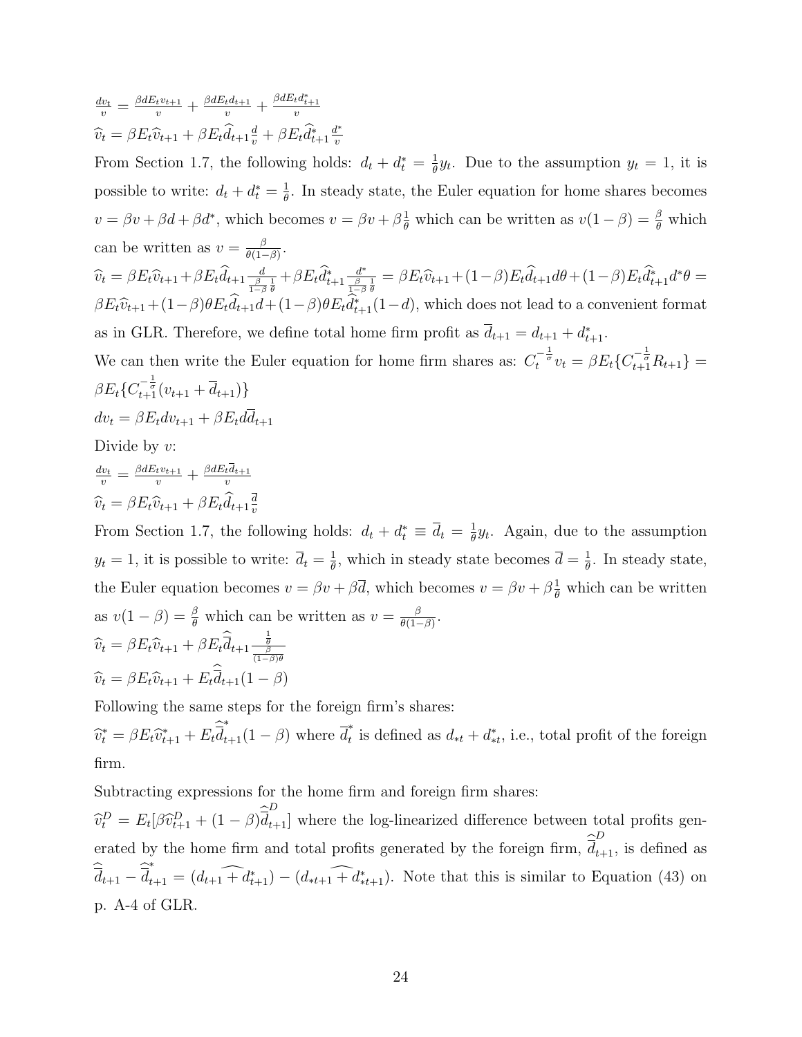$\frac{dv_t}{v} = \frac{\beta d E_t v_{t+1}}{v} + \frac{\beta d E_t d_{t+1}}{v} + \frac{\beta d E_t d^*_{t+1}}{v}$

$\widehat{v}_t = \beta E_t \widehat{v}_{t+1} + \beta E_t \widehat{d}_{t+1} \frac{d}{v} + \beta E_t \widehat{d}^*_{t+1} \frac{d^*}{v}$

From Section 1.7, the following holds: $d_t + d^*_t = \frac{1}{\theta} y_t$. Due to the assumption $y_t = 1$, it is possible to write: $d_t + d^*_t = \frac{1}{\theta}$. In steady state, the Euler equation for home shares becomes $v = \beta v + \beta d + \beta d^*$, which becomes $v = \beta v + \beta \frac{1}{\theta}$ which can be written as $v(1-\beta) = \frac{\beta}{\theta}$ which can be written as $v = \frac{\beta}{\theta(1-\beta)}$.

$\widehat{v}_t = \beta E_t \widehat{v}_{t+1} + \beta E_t \widehat{d}_{t+1} \frac{d}{\frac{\beta}{1-\beta}\frac{1}{\theta}} + \beta E_t \widehat{d}^*_{t+1} \frac{d^*}{\frac{\beta}{1-\beta}\frac{1}{\theta}} = \beta E_t \widehat{v}_{t+1} + (1-\beta) E_t \widehat{d}_{t+1} d\theta + (1-\beta) E_t \widehat{d}^*_{t+1} d^* \theta = \beta E_t \widehat{v}_{t+1} + (1-\beta)\theta E_t \widehat{d}_{t+1} d + (1-\beta)\theta E_t \widehat{d}^*_{t+1}(1-d)$, which does not lead to a convenient format as in GLR. Therefore, we define total home firm profit as $\overline{d}_{t+1} = d_{t+1} + d^*_{t+1}$.

We can then write the Euler equation for home firm shares as: $C_t^{-\frac{1}{\sigma}} v_t = \beta E_t \{C_{t+1}^{-\frac{1}{\sigma}} R_{t+1}\} = \beta E_t \{C_{t+1}^{-\frac{1}{\sigma}} (v_{t+1} + \overline{d}_{t+1})\}$

$dv_t = \beta E_t dv_{t+1} + \beta E_t d\overline{d}_{t+1}$

Divide by $v$:

$\frac{dv_t}{v} = \frac{\beta d E_t v_{t+1}}{v} + \frac{\beta d E_t \overline{d}_{t+1}}{v}$

$\widehat{v}_t = \beta E_t \widehat{v}_{t+1} + \beta E_t \widehat{d}_{t+1} \frac{\overline{d}}{v}$

From Section 1.7, the following holds: $d_t + d^*_t \equiv \overline{d}_t = \frac{1}{\theta} y_t$. Again, due to the assumption $y_t = 1$, it is possible to write: $\overline{d}_t = \frac{1}{\theta}$, which in steady state becomes $\overline{d} = \frac{1}{\theta}$. In steady state, the Euler equation becomes $v = \beta v + \beta \overline{d}$, which becomes $v = \beta v + \beta \frac{1}{\theta}$ which can be written as $v(1-\beta) = \frac{\beta}{\theta}$ which can be written as $v = \frac{\beta}{\theta(1-\beta)}$.

$\widehat{v}_t = \beta E_t \widehat{v}_{t+1} + \beta E_t \widehat{\overline{d}}_{t+1} \frac{\frac{1}{\theta}}{\frac{\beta}{(1-\beta)\theta}}$

$\widehat{v}_t = \beta E_t \widehat{v}_{t+1} + E_t \widehat{\overline{d}}_{t+1}(1-\beta)$

Following the same steps for the foreign firm's shares:

$\widehat{v}^*_t = \beta E_t \widehat{v}^*_{t+1} + E_t \widehat{\overline{d}}^*_{t+1}(1-\beta)$ where $\overline{d}^*_t$ is defined as $d_{*t} + d^*_{*t}$, i.e., total profit of the foreign firm.

Subtracting expressions for the home firm and foreign firm shares:

$\widehat{v}^D_t = E_t[\beta \widehat{v}^D_{t+1} + (1-\beta)\widehat{\overline{d}}^D_{t+1}]$ where the log-linearized difference between total profits generated by the home firm and total profits generated by the foreign firm, $\widehat{\overline{d}}^D_{t+1}$, is defined as $\widehat{\overline{d}}_{t+1} - \widehat{\overline{d}}^*_{t+1} = (\widehat{d_{t+1} + d^*_{t+1}}) - (\widehat{d_{*t+1} + d^*_{*t+1}})$. Note that this is similar to Equation (43) on p. A-4 of GLR.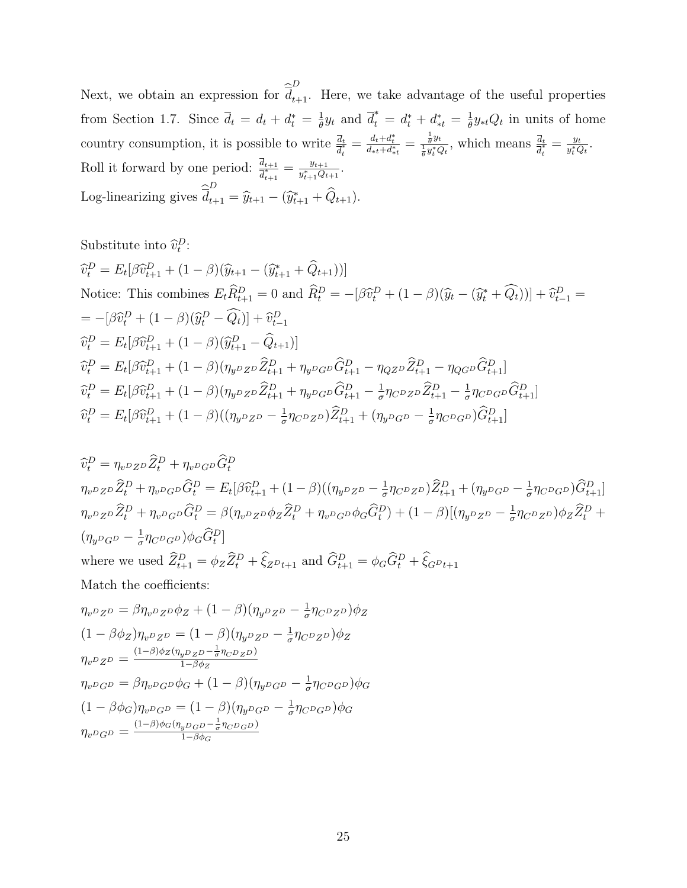Next, we obtain an expression for $\widehat{\overline{d}}_{t+1}^D$. Here, we take advantage of the useful properties from Section 1.7. Since $\overline{d}_t = d_t + d_t^* = \frac{1}{\theta} y_t$ and $\overline{d}_t^* = d_t^* + d_{*t}^* = \frac{1}{\theta} y_{*t} Q_t$ in units of home country consumption, it is possible to write $\frac{\overline{d}_t}{\overline{d}_t^*} = \frac{d_t + d_t^*}{d_{*t} + d_{*t}^*} = \frac{\frac{1}{\theta} y_t}{\frac{1}{\theta} y_t^* Q_t}$, which means $\frac{\overline{d}_t}{\overline{d}_t^*} = \frac{y_t}{y_t^* Q_t}$.

Roll it forward by one period: $\frac{\overline{d}_{t+1}}{\overline{d}_{t+1}^*} = \frac{y_{t+1}}{y_{t+1}^* Q_{t+1}}$.

Log-linearizing gives $\widehat{\overline{d}}_{t+1}^D = \widehat{y}_{t+1} - (\widehat{y}_{t+1}^* + \widehat{Q}_{t+1})$.

Substitute into $\widehat{v}_t^D$:

$\widehat{v}_t^D = E_t[\beta \widehat{v}_{t+1}^D + (1-\beta)(\widehat{y}_{t+1} - (\widehat{y}_{t+1}^* + \widehat{Q}_{t+1}))]$

Notice: This combines $E_t \widehat{R}_{t+1}^D = 0$ and $\widehat{R}_t^D = -[\beta \widehat{v}_t^D + (1-\beta)(\widehat{y}_t - (\widehat{y}_t^* + \widehat{Q_t}))] + \widehat{v}_{t-1}^D =$

$= -[\beta \widehat{v}_t^D + (1-\beta)(\widehat{y}_t^D - \widehat{Q_t})] + \widehat{v}_{t-1}^D$

$\widehat{v}_t^D = E_t[\beta \widehat{v}_{t+1}^D + (1-\beta)(\widehat{y}_{t+1}^D - \widehat{Q}_{t+1})]$

$\widehat{v}_t^D = E_t[\beta \widehat{v}_{t+1}^D + (1-\beta)(\eta_{y^D Z^D} \widehat{Z}_{t+1}^D + \eta_{y^D G^D} \widehat{G}_{t+1}^D - \eta_{QZ^D} \widehat{Z}_{t+1}^D - \eta_{QG^D} \widehat{G}_{t+1}^D]$

$\widehat{v}_t^D = E_t[\beta \widehat{v}_{t+1}^D + (1-\beta)(\eta_{y^D Z^D} \widehat{Z}_{t+1}^D + \eta_{y^D G^D} \widehat{G}_{t+1}^D - \frac{1}{\sigma} \eta_{C^D Z^D} \widehat{Z}_{t+1}^D - \frac{1}{\sigma} \eta_{C^D G^D} \widehat{G}_{t+1}^D]$

$\widehat{v}_t^D = E_t[\beta \widehat{v}_{t+1}^D + (1-\beta)((\eta_{y^D Z^D} - \frac{1}{\sigma} \eta_{C^D Z^D}) \widehat{Z}_{t+1}^D + (\eta_{y^D G^D} - \frac{1}{\sigma} \eta_{C^D G^D}) \widehat{G}_{t+1}^D]$

$\widehat{v}_t^D = \eta_{v^D Z^D} \widehat{Z}_t^D + \eta_{v^D G^D} \widehat{G}_t^D$

$\eta_{v^D Z^D} \widehat{Z}_t^D + \eta_{v^D G^D} \widehat{G}_t^D = E_t[\beta \widehat{v}_{t+1}^D + (1-\beta)((\eta_{y^D Z^D} - \frac{1}{\sigma} \eta_{C^D Z^D}) \widehat{Z}_{t+1}^D + (\eta_{y^D G^D} - \frac{1}{\sigma} \eta_{C^D G^D}) \widehat{G}_{t+1}^D]$

$\eta_{v^D Z^D} \widehat{Z}_t^D + \eta_{v^D G^D} \widehat{G}_t^D = \beta(\eta_{v^D Z^D} \phi_Z \widehat{Z}_t^D + \eta_{v^D G^D} \phi_G \widehat{G}_t^D) + (1-\beta)[(\eta_{y^D Z^D} - \frac{1}{\sigma} \eta_{C^D Z^D}) \phi_Z \widehat{Z}_t^D +$
$(\eta_{y^D G^D} - \frac{1}{\sigma} \eta_{C^D G^D}) \phi_G \widehat{G}_t^D]$

where we used $\widehat{Z}_{t+1}^D = \phi_Z \widehat{Z}_t^D + \widehat{\xi}_{Z^D t+1}$ and $\widehat{G}_{t+1}^D = \phi_G \widehat{G}_t^D + \widehat{\xi}_{G^D t+1}$

Match the coefficients:

$\eta_{v^D Z^D} = \beta \eta_{v^D Z^D} \phi_Z + (1-\beta)(\eta_{y^D Z^D} - \frac{1}{\sigma} \eta_{C^D Z^D}) \phi_Z$

$(1 - \beta \phi_Z) \eta_{v^D Z^D} = (1-\beta)(\eta_{y^D Z^D} - \frac{1}{\sigma} \eta_{C^D Z^D}) \phi_Z$

$\eta_{v^D Z^D} = \frac{(1-\beta)\phi_Z(\eta_{y^D Z^D} - \frac{1}{\sigma} \eta_{C^D Z^D})}{1 - \beta \phi_Z}$

$\eta_{v^D G^D} = \beta \eta_{v^D G^D} \phi_G + (1-\beta)(\eta_{y^D G^D} - \frac{1}{\sigma} \eta_{C^D G^D}) \phi_G$

$(1 - \beta \phi_G) \eta_{v^D G^D} = (1-\beta)(\eta_{y^D G^D} - \frac{1}{\sigma} \eta_{C^D G^D}) \phi_G$

$\eta_{v^D G^D} = \frac{(1-\beta)\phi_G(\eta_{y^D G^D} - \frac{1}{\sigma} \eta_{C^D G^D})}{1 - \beta \phi_G}$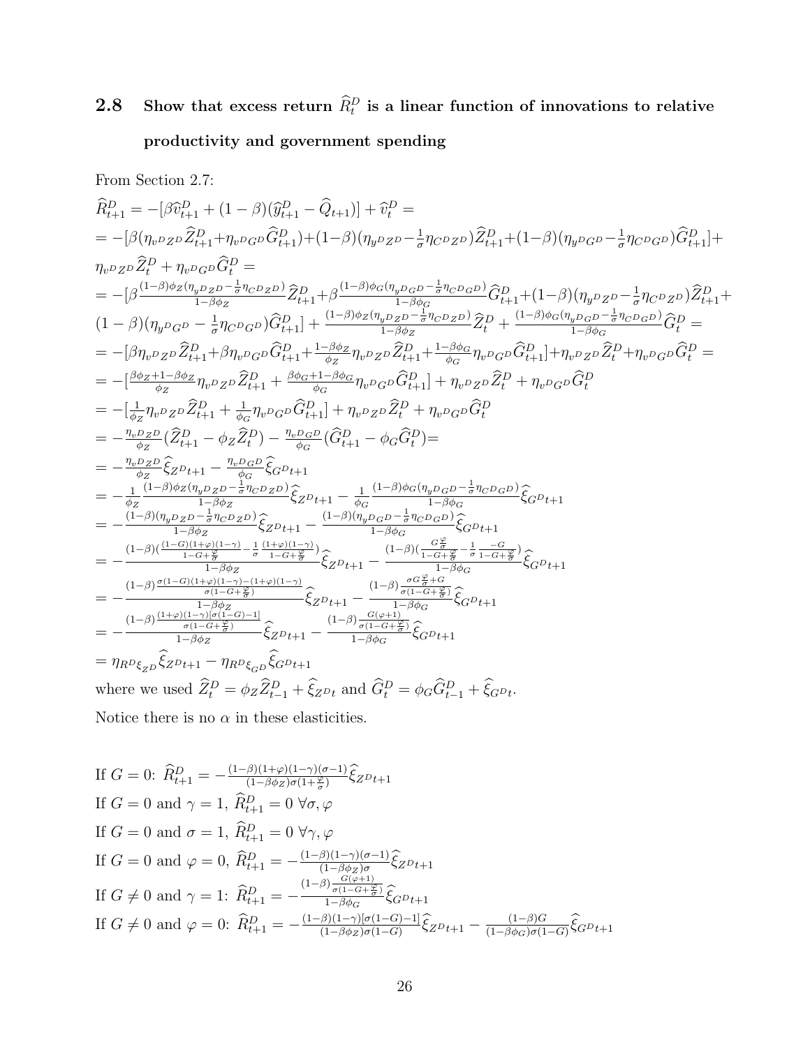## 2.8 Show that excess return $\widehat{R}^D_t$ is a linear function of innovations to relative productivity and government spending

From Section 2.7:

$$\widehat{R}^D_{t+1} = -[\beta \widehat{v}^D_{t+1} + (1-\beta)(\widehat{y}^D_{t+1} - \widehat{Q}_{t+1})] + \widehat{v}^D_t =$$

$$= -[\beta(\eta_{v^D Z^D}\widehat{Z}^D_{t+1} + \eta_{v^D G^D}\widehat{G}^D_{t+1}) + (1-\beta)(\eta_{y^D Z^D} - \tfrac{1}{\sigma}\eta_{C^D Z^D})\widehat{Z}^D_{t+1} + (1-\beta)(\eta_{y^D G^D} - \tfrac{1}{\sigma}\eta_{C^D G^D})\widehat{G}^D_{t+1}] +$$
$$\eta_{v^D Z^D}\widehat{Z}^D_t + \eta_{v^D G^D}\widehat{G}^D_t =$$

$$= -[\beta \tfrac{(1-\beta)\phi_Z(\eta_{y^D Z^D} - \frac{1}{\sigma}\eta_{C^D Z^D})}{1-\beta\phi_Z}\widehat{Z}^D_{t+1} + \beta\tfrac{(1-\beta)\phi_G(\eta_{y^D G^D} - \frac{1}{\sigma}\eta_{C^D G^D})}{1-\beta\phi_G}\widehat{G}^D_{t+1} + (1-\beta)(\eta_{y^D Z^D} - \tfrac{1}{\sigma}\eta_{C^D Z^D})\widehat{Z}^D_{t+1} +$$
$$(1-\beta)(\eta_{y^D G^D} - \tfrac{1}{\sigma}\eta_{C^D G^D})\widehat{G}^D_{t+1}] + \tfrac{(1-\beta)\phi_Z(\eta_{y^D Z^D} - \frac{1}{\sigma}\eta_{C^D Z^D})}{1-\beta\phi_Z}\widehat{Z}^D_t + \tfrac{(1-\beta)\phi_G(\eta_{y^D G^D} - \frac{1}{\sigma}\eta_{C^D G^D})}{1-\beta\phi_G}\widehat{G}^D_t =$$

$$= -[\beta\eta_{v^D Z^D}\widehat{Z}^D_{t+1} + \beta\eta_{v^D G^D}\widehat{G}^D_{t+1} + \tfrac{1-\beta\phi_Z}{\phi_Z}\eta_{v^D Z^D}\widehat{Z}^D_{t+1} + \tfrac{1-\beta\phi_G}{\phi_G}\eta_{v^D G^D}\widehat{G}^D_{t+1}] + \eta_{v^D Z^D}\widehat{Z}^D_t + \eta_{v^D G^D}\widehat{G}^D_t =$$

$$= -[\tfrac{\beta\phi_Z + 1 - \beta\phi_Z}{\phi_Z}\eta_{v^D Z^D}\widehat{Z}^D_{t+1} + \tfrac{\beta\phi_G + 1 - \beta\phi_G}{\phi_G}\eta_{v^D G^D}\widehat{G}^D_{t+1}] + \eta_{v^D Z^D}\widehat{Z}^D_t + \eta_{v^D G^D}\widehat{G}^D_t$$

$$= -[\tfrac{1}{\phi_Z}\eta_{v^D Z^D}\widehat{Z}^D_{t+1} + \tfrac{1}{\phi_G}\eta_{v^D G^D}\widehat{G}^D_{t+1}] + \eta_{v^D Z^D}\widehat{Z}^D_t + \eta_{v^D G^D}\widehat{G}^D_t$$

$$= -\tfrac{\eta_{v^D Z^D}}{\phi_Z}(\widehat{Z}^D_{t+1} - \phi_Z\widehat{Z}^D_t) - \tfrac{\eta_{v^D G^D}}{\phi_G}(\widehat{G}^D_{t+1} - \phi_G\widehat{G}^D_t) =$$

$$= -\tfrac{\eta_{v^D Z^D}}{\phi_Z}\widehat{\xi}_{Z^D t+1} - \tfrac{\eta_{v^D G^D}}{\phi_G}\widehat{\xi}_{G^D t+1}$$

$$= -\tfrac{1}{\phi_Z}\tfrac{(1-\beta)\phi_Z(\eta_{y^D Z^D} - \frac{1}{\sigma}\eta_{C^D Z^D})}{1-\beta\phi_Z}\widehat{\xi}_{Z^D t+1} - \tfrac{1}{\phi_G}\tfrac{(1-\beta)\phi_G(\eta_{y^D G^D} - \frac{1}{\sigma}\eta_{C^D G^D})}{1-\beta\phi_G}\widehat{\xi}_{G^D t+1}$$

$$= -\tfrac{(1-\beta)(\eta_{y^D Z^D} - \frac{1}{\sigma}\eta_{C^D Z^D})}{1-\beta\phi_Z}\widehat{\xi}_{Z^D t+1} - \tfrac{(1-\beta)(\eta_{y^D G^D} - \frac{1}{\sigma}\eta_{C^D G^D})}{1-\beta\phi_G}\widehat{\xi}_{G^D t+1}$$

$$= -\frac{(1-\beta)\left(\frac{(1-G)(1+\varphi)(1-\gamma)}{1-G+\frac{\varphi}{\sigma}} - \frac{1}{\sigma}\frac{(1+\varphi)(1-\gamma)}{1-G+\frac{\varphi}{\sigma}}\right)}{1-\beta\phi_Z}\widehat{\xi}_{Z^D t+1} - \frac{(1-\beta)\left(\frac{G\frac{\varphi}{\sigma}}{1-G+\frac{\varphi}{\sigma}} - \frac{1}{\sigma}\frac{-G}{1-G+\frac{\varphi}{\sigma}}\right)}{1-\beta\phi_G}\widehat{\xi}_{G^D t+1}$$

$$= -\frac{(1-\beta)\frac{\sigma(1-G)(1+\varphi)(1-\gamma) - (1+\varphi)(1-\gamma)}{\sigma(1-G+\frac{\varphi}{\sigma})}}{1-\beta\phi_Z}\widehat{\xi}_{Z^D t+1} - \frac{(1-\beta)\frac{\sigma G\frac{\varphi}{\sigma} + G}{\sigma(1-G+\frac{\varphi}{\sigma})}}{1-\beta\phi_G}\widehat{\xi}_{G^D t+1}$$

$$= -\frac{(1-\beta)\frac{(1+\varphi)(1-\gamma)[\sigma(1-G)-1]}{\sigma(1-G+\frac{\varphi}{\sigma})}}{1-\beta\phi_Z}\widehat{\xi}_{Z^D t+1} - \frac{(1-\beta)\frac{G(\varphi+1)}{\sigma(1-G+\frac{\varphi}{\sigma})}}{1-\beta\phi_G}\widehat{\xi}_{G^D t+1}$$

$$= \eta_{R^D \xi_{Z^D}}\widehat{\xi}_{Z^D t+1} - \eta_{R^D \xi_{G^D}}\widehat{\xi}_{G^D t+1}$$

where we used $\widehat{Z}^D_t = \phi_Z\widehat{Z}^D_{t-1} + \widehat{\xi}_{Z^D t}$ and $\widehat{G}^D_t = \phi_G\widehat{G}^D_{t-1} + \widehat{\xi}_{G^D t}$.

Notice there is no $\alpha$ in these elasticities.

If $G = 0$: $\widehat{R}^D_{t+1} = -\frac{(1-\beta)(1+\varphi)(1-\gamma)(\sigma-1)}{(1-\beta\phi_Z)\sigma(1+\frac{\varphi}{\sigma})}\widehat{\xi}_{Z^D t+1}$

If $G = 0$ and $\gamma = 1$, $\widehat{R}^D_{t+1} = 0\ \forall\sigma,\varphi$

If $G = 0$ and $\sigma = 1$, $\widehat{R}^D_{t+1} = 0\ \forall\gamma,\varphi$

If $G = 0$ and $\varphi = 0$, $\widehat{R}^D_{t+1} = -\frac{(1-\beta)(1-\gamma)(\sigma-1)}{(1-\beta\phi_Z)\sigma}\widehat{\xi}_{Z^D t+1}$

If $G \neq 0$ and $\gamma = 1$: $\widehat{R}^D_{t+1} = -\frac{(1-\beta)\frac{G(\varphi+1)}{\sigma(1-G+\frac{\varphi}{\sigma})}}{1-\beta\phi_G}\widehat{\xi}_{G^D t+1}$

If $G \neq 0$ and $\varphi = 0$: $\widehat{R}^D_{t+1} = -\frac{(1-\beta)(1-\gamma)[\sigma(1-G)-1]}{(1-\beta\phi_Z)\sigma(1-G)}\widehat{\xi}_{Z^D t+1} - \frac{(1-\beta)G}{(1-\beta\phi_G)\sigma(1-G)}\widehat{\xi}_{G^D t+1}$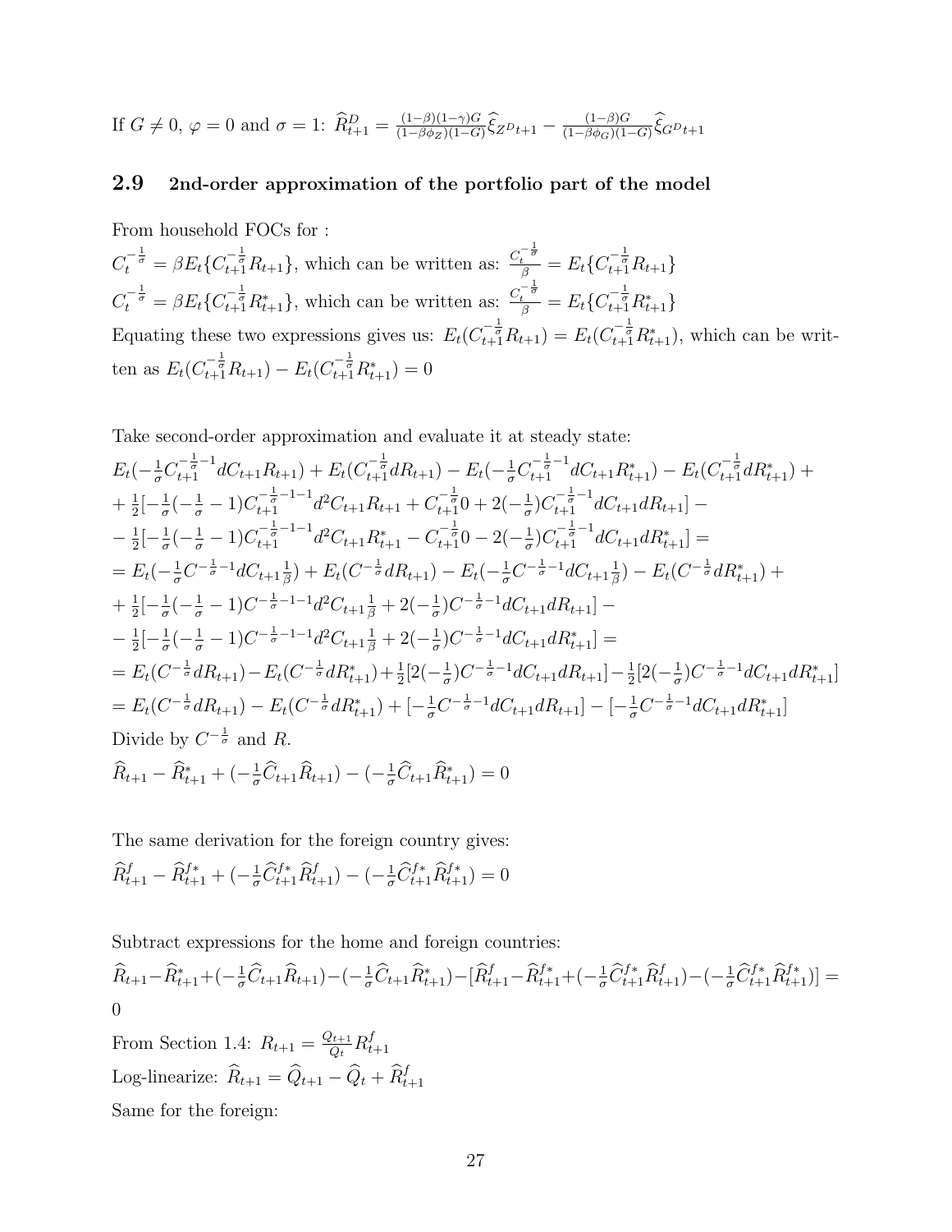If $G \neq 0$, $\varphi = 0$ and $\sigma = 1$: $\widehat{R}^D_{t+1} = \frac{(1-\beta)(1-\gamma)G}{(1-\beta\phi_Z)(1-G)}\widehat{\xi}_{Z^D t+1} - \frac{(1-\beta)G}{(1-\beta\phi_G)(1-G)}\widehat{\xi}_{G^D t+1}$

## 2.9 2nd-order approximation of the portfolio part of the model

From household FOCs for :

$C_t^{-\frac{1}{\sigma}} = \beta E_t\{C_{t+1}^{-\frac{1}{\sigma}} R_{t+1}\}$, which can be written as: $\frac{C_t^{-\frac{1}{\sigma}}}{\beta} = E_t\{C_{t+1}^{-\frac{1}{\sigma}} R_{t+1}\}$

$C_t^{-\frac{1}{\sigma}} = \beta E_t\{C_{t+1}^{-\frac{1}{\sigma}} R^*_{t+1}\}$, which can be written as: $\frac{C_t^{-\frac{1}{\sigma}}}{\beta} = E_t\{C_{t+1}^{-\frac{1}{\sigma}} R^*_{t+1}\}$

Equating these two expressions gives us: $E_t(C_{t+1}^{-\frac{1}{\sigma}} R_{t+1}) = E_t(C_{t+1}^{-\frac{1}{\sigma}} R^*_{t+1})$, which can be written as $E_t(C_{t+1}^{-\frac{1}{\sigma}} R_{t+1}) - E_t(C_{t+1}^{-\frac{1}{\sigma}} R^*_{t+1}) = 0$

Take second-order approximation and evaluate it at steady state:

$E_t(-\frac{1}{\sigma}C_{t+1}^{-\frac{1}{\sigma}-1} dC_{t+1}R_{t+1}) + E_t(C_{t+1}^{-\frac{1}{\sigma}} dR_{t+1}) - E_t(-\frac{1}{\sigma}C_{t+1}^{-\frac{1}{\sigma}-1} dC_{t+1}R^*_{t+1}) - E_t(C_{t+1}^{-\frac{1}{\sigma}} dR^*_{t+1}) +$

$+ \frac{1}{2}[-\frac{1}{\sigma}(-\frac{1}{\sigma}-1)C_{t+1}^{-\frac{1}{\sigma}-1-1} d^2C_{t+1}R_{t+1} + C_{t+1}^{-\frac{1}{\sigma}}0 + 2(-\frac{1}{\sigma})C_{t+1}^{-\frac{1}{\sigma}-1} dC_{t+1}dR_{t+1}] -$

$- \frac{1}{2}[-\frac{1}{\sigma}(-\frac{1}{\sigma}-1)C_{t+1}^{-\frac{1}{\sigma}-1-1} d^2C_{t+1}R^*_{t+1} - C_{t+1}^{-\frac{1}{\sigma}}0 - 2(-\frac{1}{\sigma})C_{t+1}^{-\frac{1}{\sigma}-1} dC_{t+1}dR^*_{t+1}] =$

$= E_t(-\frac{1}{\sigma}C^{-\frac{1}{\sigma}-1} dC_{t+1}\frac{1}{\beta}) + E_t(C^{-\frac{1}{\sigma}} dR_{t+1}) - E_t(-\frac{1}{\sigma}C^{-\frac{1}{\sigma}-1} dC_{t+1}\frac{1}{\beta}) - E_t(C^{-\frac{1}{\sigma}} dR^*_{t+1}) +$

$+ \frac{1}{2}[-\frac{1}{\sigma}(-\frac{1}{\sigma}-1)C^{-\frac{1}{\sigma}-1-1} d^2C_{t+1}\frac{1}{\beta} + 2(-\frac{1}{\sigma})C^{-\frac{1}{\sigma}-1} dC_{t+1}dR_{t+1}] -$

$- \frac{1}{2}[-\frac{1}{\sigma}(-\frac{1}{\sigma}-1)C^{-\frac{1}{\sigma}-1-1} d^2C_{t+1}\frac{1}{\beta} + 2(-\frac{1}{\sigma})C^{-\frac{1}{\sigma}-1} dC_{t+1}dR^*_{t+1}] =$

$= E_t(C^{-\frac{1}{\sigma}} dR_{t+1}) - E_t(C^{-\frac{1}{\sigma}} dR^*_{t+1}) + \frac{1}{2}[2(-\frac{1}{\sigma})C^{-\frac{1}{\sigma}-1} dC_{t+1}dR_{t+1}] - \frac{1}{2}[2(-\frac{1}{\sigma})C^{-\frac{1}{\sigma}-1} dC_{t+1}dR^*_{t+1}]$

$= E_t(C^{-\frac{1}{\sigma}} dR_{t+1}) - E_t(C^{-\frac{1}{\sigma}} dR^*_{t+1}) + [-\frac{1}{\sigma}C^{-\frac{1}{\sigma}-1} dC_{t+1}dR_{t+1}] - [-\frac{1}{\sigma}C^{-\frac{1}{\sigma}-1} dC_{t+1}dR^*_{t+1}]$

Divide by $C^{-\frac{1}{\sigma}}$ and $R$.

$\widehat{R}_{t+1} - \widehat{R}^*_{t+1} + (-\frac{1}{\sigma}\widehat{C}_{t+1}\widehat{R}_{t+1}) - (-\frac{1}{\sigma}\widehat{C}_{t+1}\widehat{R}^*_{t+1}) = 0$

The same derivation for the foreign country gives:

$\widehat{R}^f_{t+1} - \widehat{R}^{f*}_{t+1} + (-\frac{1}{\sigma}\widehat{C}^{f*}_{t+1}\widehat{R}^f_{t+1}) - (-\frac{1}{\sigma}\widehat{C}^{f*}_{t+1}\widehat{R}^{f*}_{t+1}) = 0$

Subtract expressions for the home and foreign countries:

$\widehat{R}_{t+1} - \widehat{R}^*_{t+1} + (-\frac{1}{\sigma}\widehat{C}_{t+1}\widehat{R}_{t+1}) - (-\frac{1}{\sigma}\widehat{C}_{t+1}\widehat{R}^*_{t+1}) - [\widehat{R}^f_{t+1} - \widehat{R}^{f*}_{t+1} + (-\frac{1}{\sigma}\widehat{C}^{f*}_{t+1}\widehat{R}^f_{t+1}) - (-\frac{1}{\sigma}\widehat{C}^{f*}_{t+1}\widehat{R}^{f*}_{t+1})] = 0$

From Section 1.4: $R_{t+1} = \frac{Q_{t+1}}{Q_t}R^f_{t+1}$

Log-linearize: $\widehat{R}_{t+1} = \widehat{Q}_{t+1} - \widehat{Q}_t + \widehat{R}^f_{t+1}$

Same for the foreign: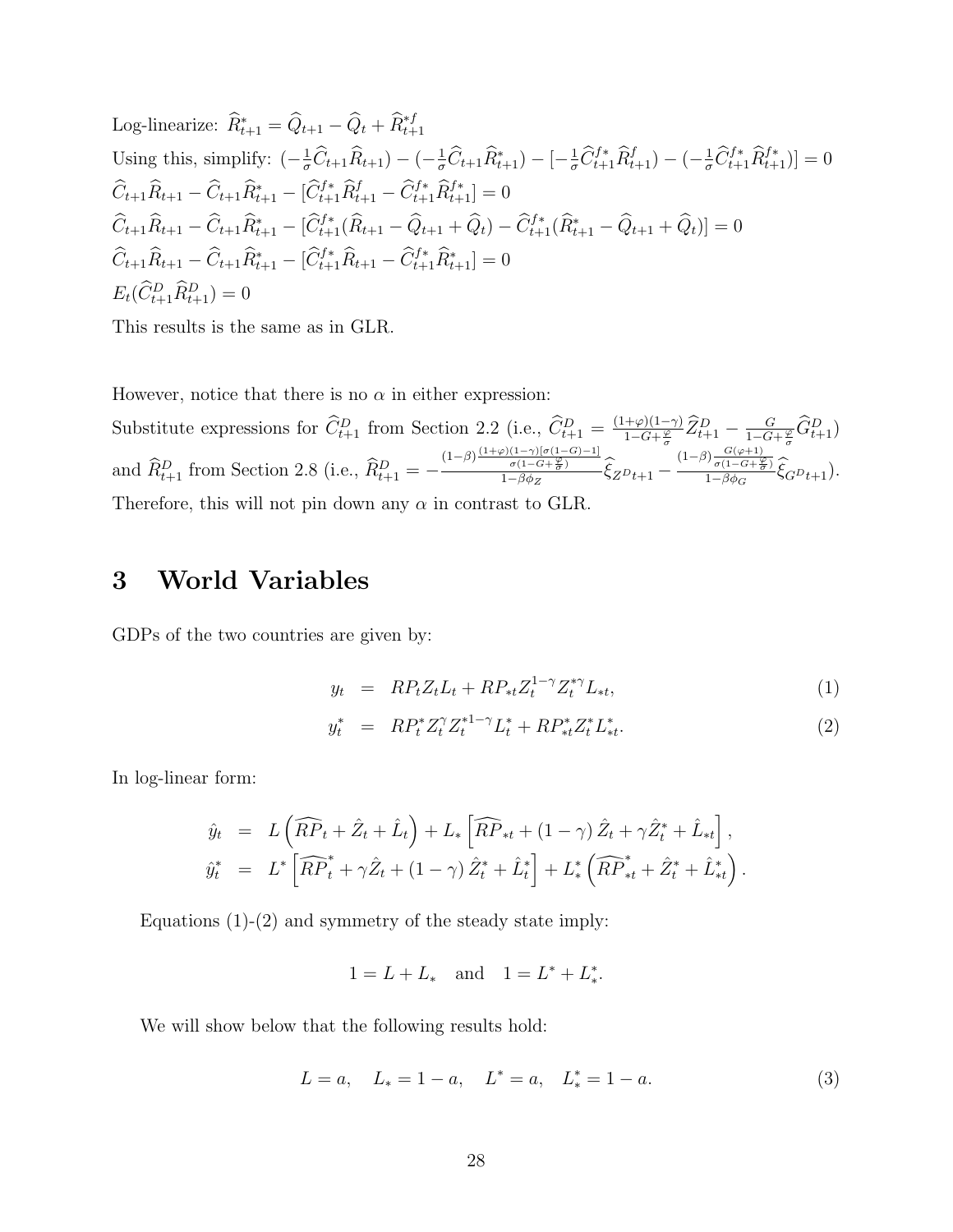Log-linearize: $\widehat{R}^{*}_{t+1} = \widehat{Q}_{t+1} - \widehat{Q}_t + \widehat{R}^{*f}_{t+1}$

Using this, simplify: $(-\frac{1}{\sigma}\widehat{C}_{t+1}\widehat{R}_{t+1}) - (-\frac{1}{\sigma}\widehat{C}_{t+1}\widehat{R}^{*}_{t+1}) - [-\frac{1}{\sigma}\widehat{C}^{f*}_{t+1}\widehat{R}^{f}_{t+1}) - (-\frac{1}{\sigma}\widehat{C}^{f*}_{t+1}\widehat{R}^{f*}_{t+1})] = 0$

$\widehat{C}_{t+1}\widehat{R}_{t+1} - \widehat{C}_{t+1}\widehat{R}^{*}_{t+1} - [\widehat{C}^{f*}_{t+1}\widehat{R}^{f}_{t+1} - \widehat{C}^{f*}_{t+1}\widehat{R}^{f*}_{t+1}] = 0$

$\widehat{C}_{t+1}\widehat{R}_{t+1} - \widehat{C}_{t+1}\widehat{R}^{*}_{t+1} - [\widehat{C}^{f*}_{t+1}(\widehat{R}_{t+1} - \widehat{Q}_{t+1} + \widehat{Q}_t) - \widehat{C}^{f*}_{t+1}(\widehat{R}^{*}_{t+1} - \widehat{Q}_{t+1} + \widehat{Q}_t)] = 0$

$\widehat{C}_{t+1}\widehat{R}_{t+1} - \widehat{C}_{t+1}\widehat{R}^{*}_{t+1} - [\widehat{C}^{f*}_{t+1}\widehat{R}_{t+1} - \widehat{C}^{f*}_{t+1}\widehat{R}^{*}_{t+1}] = 0$

$E_t(\widehat{C}^{D}_{t+1}\widehat{R}^{D}_{t+1}) = 0$

This results is the same as in GLR.

However, notice that there is no $\alpha$ in either expression:

Substitute expressions for $\widehat{C}^{D}_{t+1}$ from Section 2.2 (i.e., $\widehat{C}^{D}_{t+1} = \frac{(1+\varphi)(1-\gamma)}{1-G+\frac{\varphi}{\sigma}}\widehat{Z}^{D}_{t+1} - \frac{G}{1-G+\frac{\varphi}{\sigma}}\widehat{G}^{D}_{t+1}$) and $\widehat{R}^{D}_{t+1}$ from Section 2.8 (i.e., $\widehat{R}^{D}_{t+1} = -\frac{(1-\beta)\frac{(1+\varphi)(1-\gamma)[\sigma(1-G)-1]}{\sigma(1-G+\frac{\varphi}{\sigma})}}{1-\beta\phi_Z}\widehat{\xi}_{Z^D t+1} - \frac{(1-\beta)\frac{G(\varphi+1)}{\sigma(1-G+\frac{\varphi}{\sigma})}}{1-\beta\phi_G}\widehat{\xi}_{G^D t+1}$).

Therefore, this will not pin down any $\alpha$ in contrast to GLR.

# 3 World Variables

GDPs of the two countries are given by:

$$y_t = RP_t Z_t L_t + RP_{*t} Z_t^{1-\gamma} Z_t^{*\gamma} L_{*t}, \tag{1}$$

$$y_t^* = RP_t^* Z_t^{\gamma} Z_t^{*1-\gamma} L_t^* + RP_{*t}^* Z_t^* L_{*t}^*. \tag{2}$$

In log-linear form:

$$\hat{y}_t = L\left(\widehat{RP}_t + \hat{Z}_t + \hat{L}_t\right) + L_*\left[\widehat{RP}_{*t} + (1-\gamma)\hat{Z}_t + \gamma\hat{Z}_t^* + \hat{L}_{*t}\right],$$

$$\hat{y}_t^* = L^*\left[\widehat{RP}_t^* + \gamma\hat{Z}_t + (1-\gamma)\hat{Z}_t^* + \hat{L}_t^*\right] + L_*^*\left(\widehat{RP}_{*t}^* + \hat{Z}_t^* + \hat{L}_{*t}^*\right).$$

Equations (1)-(2) and symmetry of the steady state imply:

$$1 = L + L_* \quad \text{and} \quad 1 = L^* + L_*^*.$$

We will show below that the following results hold:

$$L = a, \quad L_* = 1-a, \quad L^* = a, \quad L_*^* = 1-a. \tag{3}$$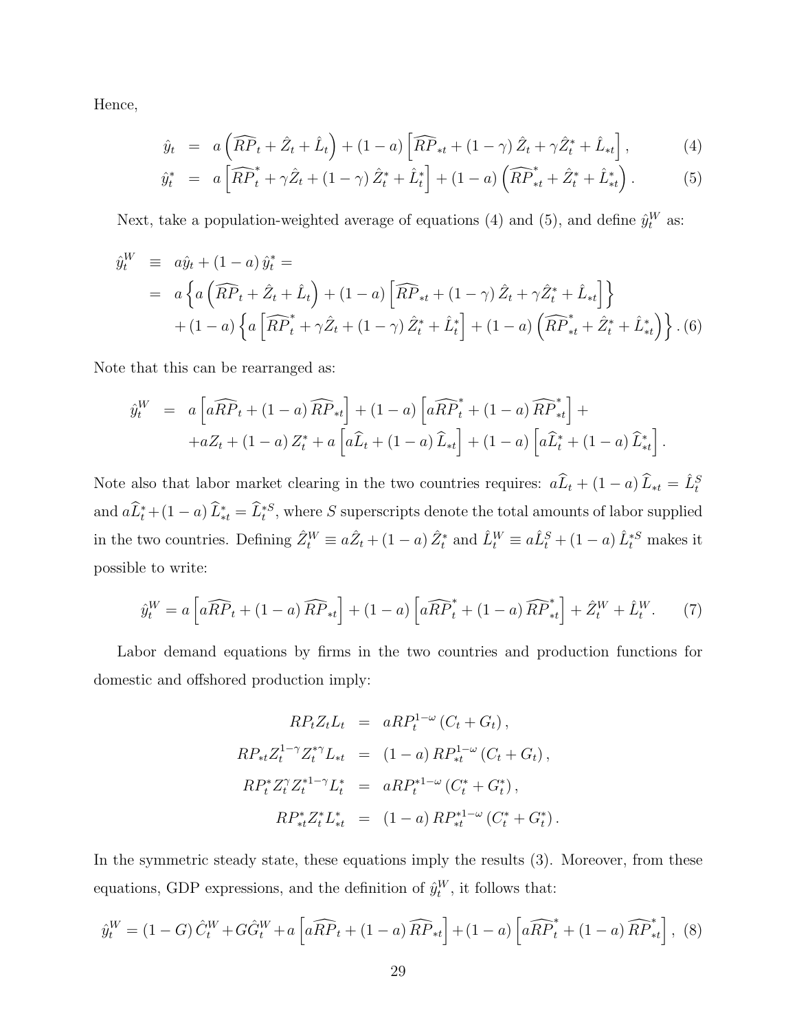Hence,

$$
\begin{aligned}
\hat{y}_t &= a\left(\widehat{RP}_t + \hat{Z}_t + \hat{L}_t\right) + (1-a)\left[\widehat{RP}_{*t} + (1-\gamma)\hat{Z}_t + \gamma\hat{Z}_t^* + \hat{L}_{*t}\right], \qquad (4)\\
\hat{y}_t^* &= a\left[\widehat{RP}_t^* + \gamma\hat{Z}_t + (1-\gamma)\hat{Z}_t^* + \hat{L}_t^*\right] + (1-a)\left(\widehat{RP}_{*t}^* + \hat{Z}_t^* + \hat{L}_{*t}^*\right). \qquad (5)
\end{aligned}
$$

Next, take a population-weighted average of equations (4) and (5), and define $\hat{y}_t^W$ as:

$$
\begin{aligned}
\hat{y}_t^W &\equiv a\hat{y}_t + (1-a)\hat{y}_t^* = \\
&= a\left\{a\left(\widehat{RP}_t + \hat{Z}_t + \hat{L}_t\right) + (1-a)\left[\widehat{RP}_{*t} + (1-\gamma)\hat{Z}_t + \gamma\hat{Z}_t^* + \hat{L}_{*t}\right]\right\} \\
&\quad + (1-a)\left\{a\left[\widehat{RP}_t^* + \gamma\hat{Z}_t + (1-\gamma)\hat{Z}_t^* + \hat{L}_t^*\right] + (1-a)\left(\widehat{RP}_{*t}^* + \hat{Z}_t^* + \hat{L}_{*t}^*\right)\right\}. \qquad (6)
\end{aligned}
$$

Note that this can be rearranged as:

$$
\begin{aligned}
\hat{y}_t^W &= a\left[a\widehat{RP}_t + (1-a)\widehat{RP}_{*t}\right] + (1-a)\left[a\widehat{RP}_t^* + (1-a)\widehat{RP}_{*t}^*\right] + \\
&\quad + aZ_t + (1-a)Z_t^* + a\left[a\widehat{L}_t + (1-a)\widehat{L}_{*t}\right] + (1-a)\left[a\widehat{L}_t^* + (1-a)\widehat{L}_{*t}^*\right].
\end{aligned}
$$

Note also that labor market clearing in the two countries requires: $a\widehat{L}_t + (1-a)\widehat{L}_{*t} = \widehat{L}_t^S$ and $a\widehat{L}_t^* + (1-a)\widehat{L}_{*t}^* = \widehat{L}_t^{*S}$, where $S$ superscripts denote the total amounts of labor supplied in the two countries. Defining $\hat{Z}_t^W \equiv a\hat{Z}_t + (1-a)\hat{Z}_t^*$ and $\hat{L}_t^W \equiv a\hat{L}_t^S + (1-a)\hat{L}_t^{*S}$ makes it possible to write:

$$
\hat{y}_t^W = a\left[a\widehat{RP}_t + (1-a)\widehat{RP}_{*t}\right] + (1-a)\left[a\widehat{RP}_t^* + (1-a)\widehat{RP}_{*t}^*\right] + \hat{Z}_t^W + \hat{L}_t^W. \qquad (7)
$$

Labor demand equations by firms in the two countries and production functions for domestic and offshored production imply:

$$
\begin{aligned}
RP_t Z_t L_t &= aRP_t^{1-\omega}(C_t + G_t), \\
RP_{*t} Z_t^{1-\gamma} Z_t^{*\gamma} L_{*t} &= (1-a)RP_{*t}^{1-\omega}(C_t + G_t), \\
RP_t^* Z_t^{\gamma} Z_t^{*1-\gamma} L_t^* &= aRP_t^{*1-\omega}(C_t^* + G_t^*), \\
RP_{*t}^* Z_t^* L_{*t}^* &= (1-a)RP_{*t}^{*1-\omega}(C_t^* + G_t^*).
\end{aligned}
$$

In the symmetric steady state, these equations imply the results (3). Moreover, from these equations, GDP expressions, and the definition of $\hat{y}_t^W$, it follows that:

$$
\hat{y}_t^W = (1-G)\hat{C}_t^W + G\hat{G}_t^W + a\left[a\widehat{RP}_t + (1-a)\widehat{RP}_{*t}\right] + (1-a)\left[a\widehat{RP}_t^* + (1-a)\widehat{RP}_{*t}^*\right], \quad (8)
$$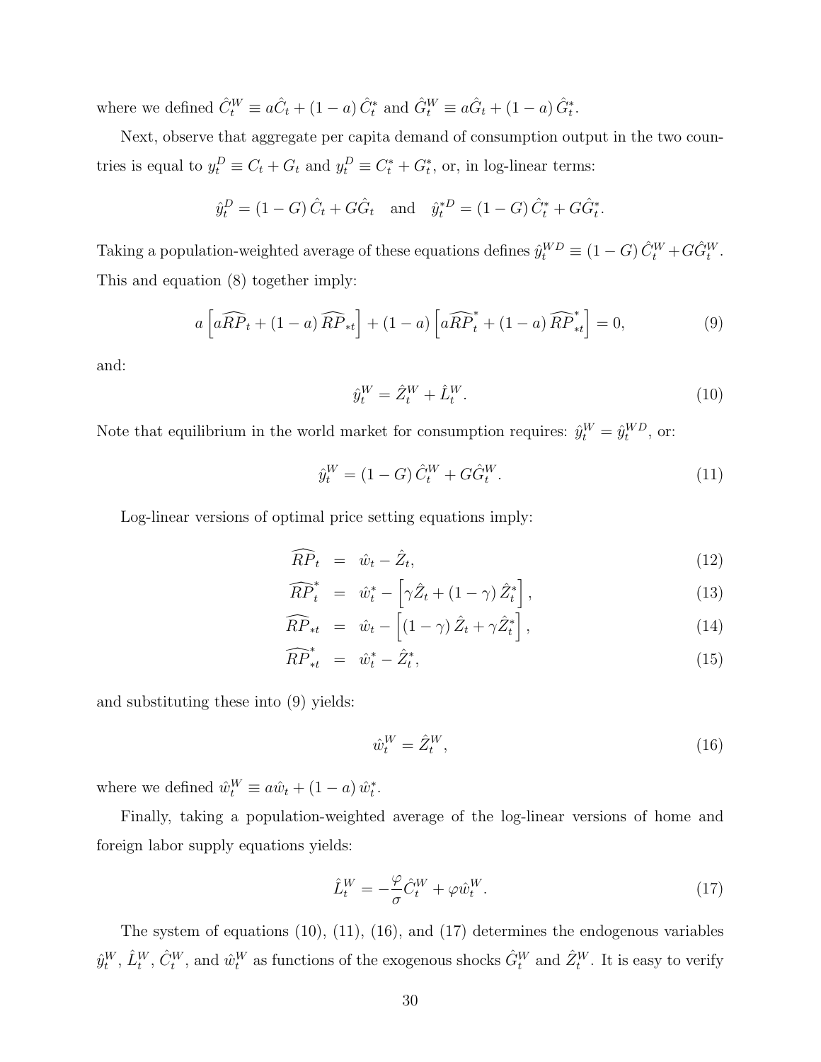where we defined $\hat{C}_t^W \equiv a\hat{C}_t + (1-a)\hat{C}_t^*$ and $\hat{G}_t^W \equiv a\hat{G}_t + (1-a)\hat{G}_t^*$.

Next, observe that aggregate per capita demand of consumption output in the two countries is equal to $y_t^D \equiv C_t + G_t$ and $y_t^D \equiv C_t^* + G_t^*$, or, in log-linear terms:

$$\hat{y}_t^D = (1-G)\hat{C}_t + G\hat{G}_t \quad \text{and} \quad \hat{y}_t^{*D} = (1-G)\hat{C}_t^* + G\hat{G}_t^*.$$

Taking a population-weighted average of these equations defines $\hat{y}_t^{WD} \equiv (1-G)\hat{C}_t^W + G\hat{G}_t^W$. This and equation (8) together imply:

$$a\left[a\widehat{RP}_t + (1-a)\widehat{RP}_{*t}\right] + (1-a)\left[a\widehat{RP}_t^* + (1-a)\widehat{RP}_{*t}^*\right] = 0, \tag{9}$$

and:

$$\hat{y}_t^W = \hat{Z}_t^W + \hat{L}_t^W. \tag{10}$$

Note that equilibrium in the world market for consumption requires: $\hat{y}_t^W = \hat{y}_t^{WD}$, or:

$$\hat{y}_t^W = (1-G)\hat{C}_t^W + G\hat{G}_t^W. \tag{11}$$

Log-linear versions of optimal price setting equations imply:

$$\widehat{RP}_t = \hat{w}_t - \hat{Z}_t, \tag{12}$$

$$\widehat{RP}_t^* = \hat{w}_t^* - \left[\gamma\hat{Z}_t + (1-\gamma)\hat{Z}_t^*\right], \tag{13}$$

$$\widehat{RP}_{*t} = \hat{w}_t - \left[(1-\gamma)\hat{Z}_t + \gamma\hat{Z}_t^*\right], \tag{14}$$

$$\widehat{RP}_{*t}^* = \hat{w}_t^* - \hat{Z}_t^*, \tag{15}$$

and substituting these into (9) yields:

$$\hat{w}_t^W = \hat{Z}_t^W, \tag{16}$$

where we defined $\hat{w}_t^W \equiv a\hat{w}_t + (1-a)\hat{w}_t^*$.

Finally, taking a population-weighted average of the log-linear versions of home and foreign labor supply equations yields:

$$\hat{L}_t^W = -\frac{\varphi}{\sigma}\hat{C}_t^W + \varphi\hat{w}_t^W. \tag{17}$$

The system of equations (10), (11), (16), and (17) determines the endogenous variables $\hat{y}_t^W$, $\hat{L}_t^W$, $\hat{C}_t^W$, and $\hat{w}_t^W$ as functions of the exogenous shocks $\hat{G}_t^W$ and $\hat{Z}_t^W$. It is easy to verify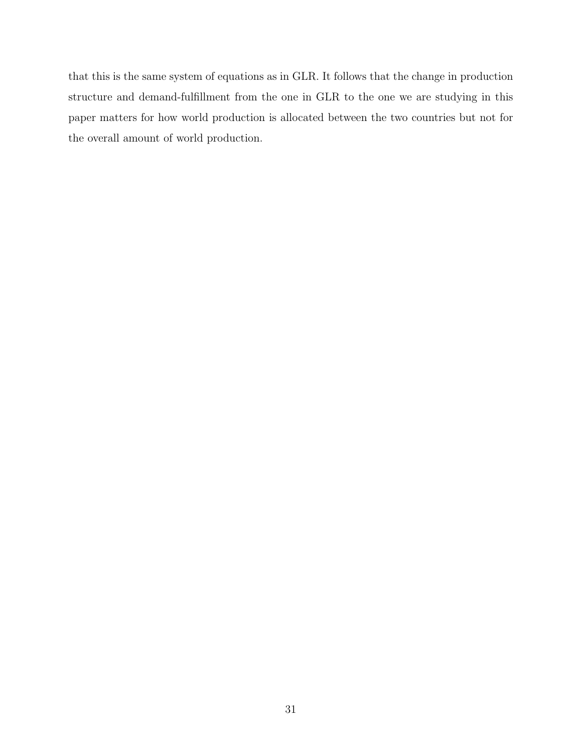that this is the same system of equations as in GLR. It follows that the change in production structure and demand-fulfillment from the one in GLR to the one we are studying in this paper matters for how world production is allocated between the two countries but not for the overall amount of world production.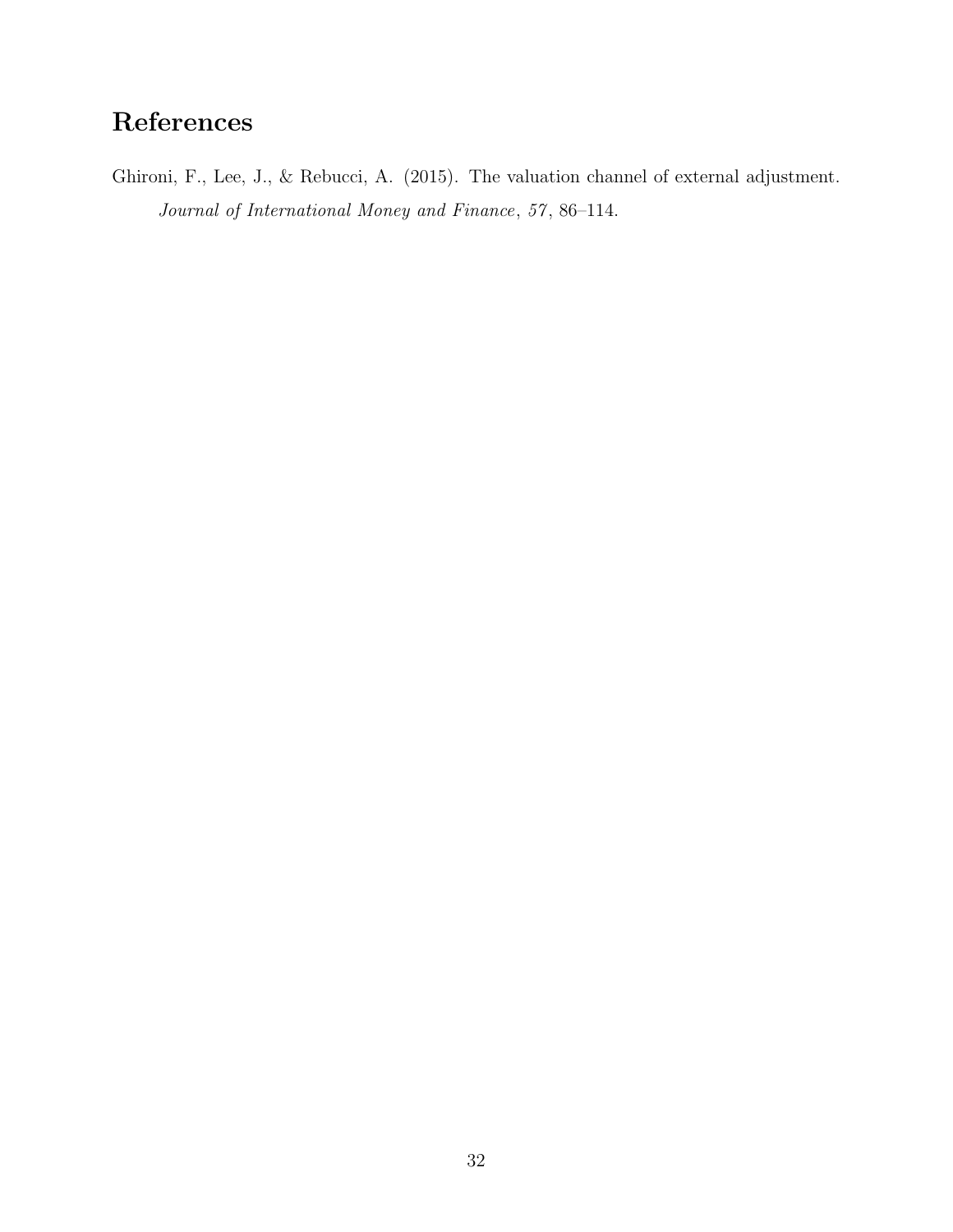# References

Ghironi, F., Lee, J., & Rebucci, A. (2015). The valuation channel of external adjustment. *Journal of International Money and Finance*, *57*, 86–114.